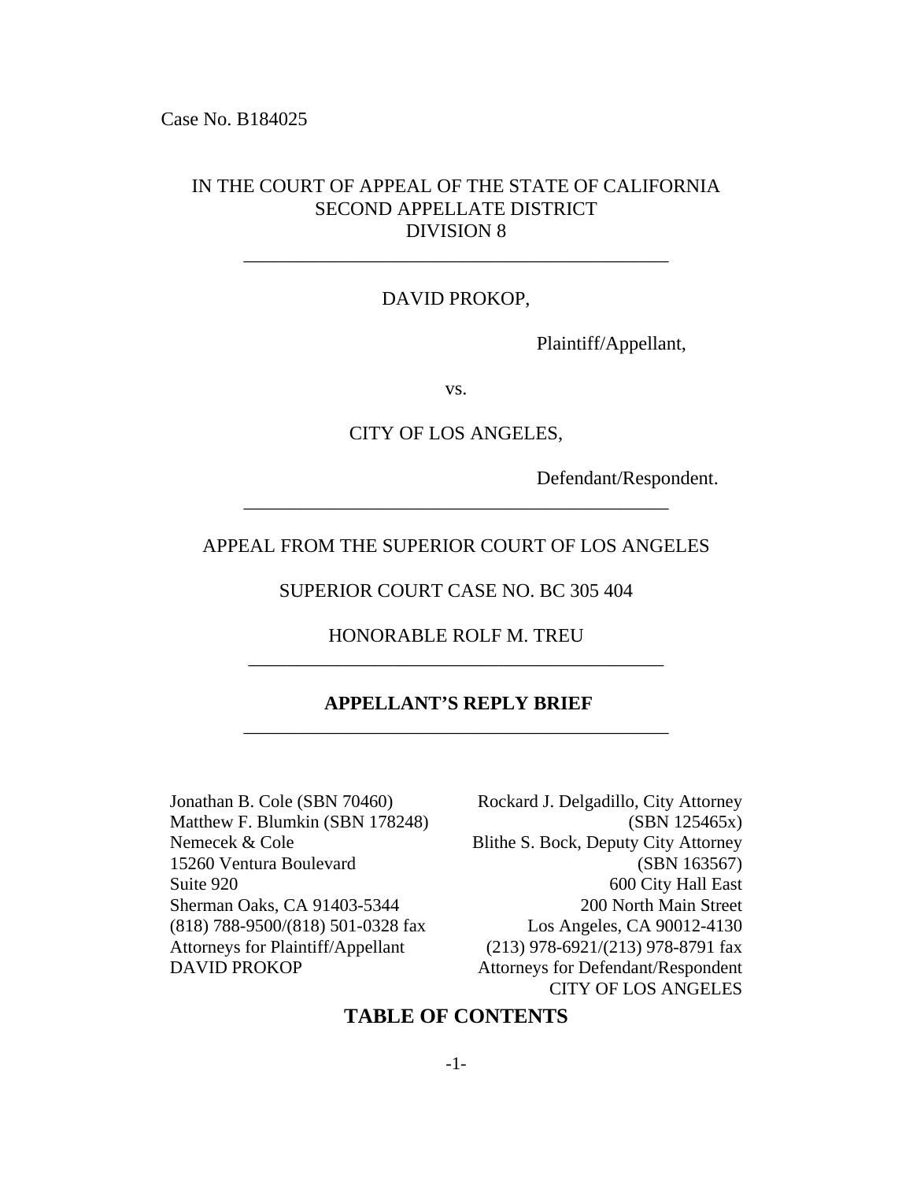Case No. B184025

IN THE COURT OF APPEAL OF THE STATE OF CALIFORNIA
SECOND APPELLATE DISTRICT
DIVISION 8

---

DAVID PROKOP,

Plaintiff/Appellant,

vs.

CITY OF LOS ANGELES,

Defendant/Respondent.

---

APPEAL FROM THE SUPERIOR COURT OF LOS ANGELES

SUPERIOR COURT CASE NO. BC 305 404

HONORABLE ROLF M. TREU

---

**APPELLANT'S REPLY BRIEF**

---

Jonathan B. Cole (SBN 70460)
Matthew F. Blumkin (SBN 178248)
Nemecek & Cole
15260 Ventura Boulevard
Suite 920
Sherman Oaks, CA 91403-5344
(818) 788-9500/(818) 501-0328 fax
Attorneys for Plaintiff/Appellant
DAVID PROKOP

Rockard J. Delgadillo, City Attorney
(SBN 125465x)
Blithe S. Bock, Deputy City Attorney
(SBN 163567)
600 City Hall East
200 North Main Street
Los Angeles, CA 90012-4130
(213) 978-6921/(213) 978-8791 fax
Attorneys for Defendant/Respondent
CITY OF LOS ANGELES

## TABLE OF CONTENTS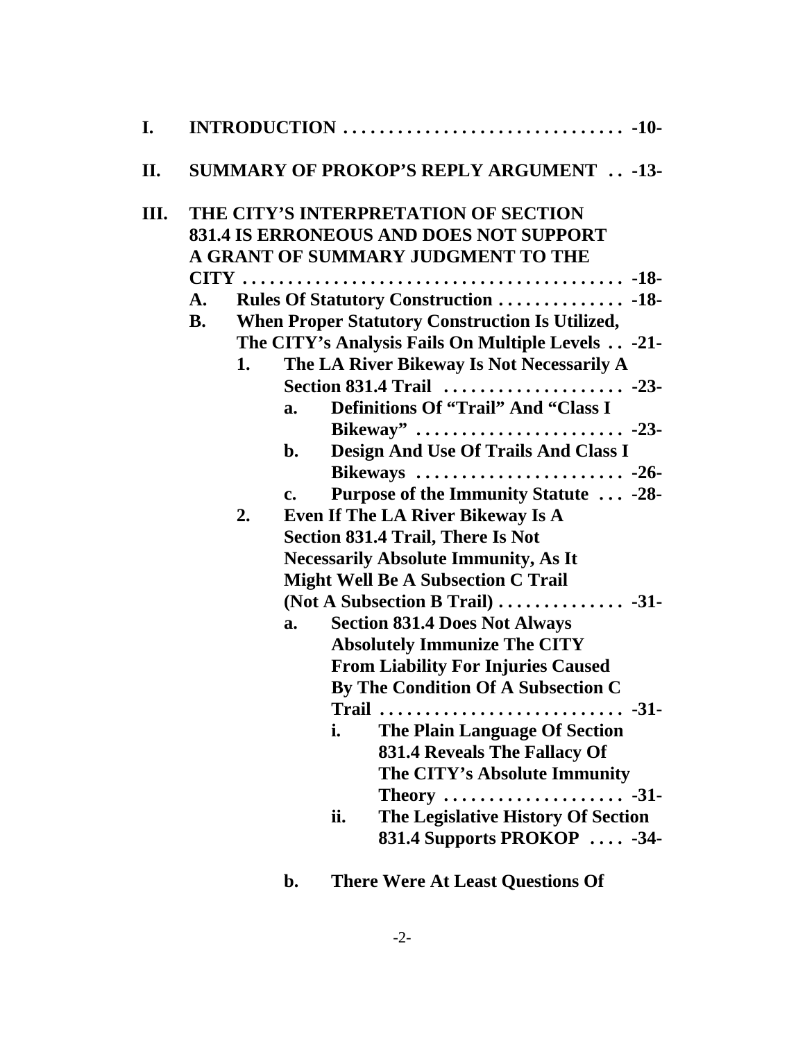**I. INTRODUCTION . . . . . . . . . . . . . . . . . . . . . . . . . . . . . . . -10-**

**II. SUMMARY OF PROKOP'S REPLY ARGUMENT . . -13-**

**III. THE CITY'S INTERPRETATION OF SECTION 831.4 IS ERRONEOUS AND DOES NOT SUPPORT A GRANT OF SUMMARY JUDGMENT TO THE CITY . . . . . . . . . . . . . . . . . . . . . . . . . . . . . . . . . . . . . . . . . -18-**

- **A. Rules Of Statutory Construction . . . . . . . . . . . . . . -18-**
- **B. When Proper Statutory Construction Is Utilized, The CITY's Analysis Fails On Multiple Levels . . -21-**
  - **1. The LA River Bikeway Is Not Necessarily A Section 831.4 Trail . . . . . . . . . . . . . . . . . . . . -23-**
    - **a. Definitions Of "Trail" And "Class I Bikeway" . . . . . . . . . . . . . . . . . . . . . . . -23-**
    - **b. Design And Use Of Trails And Class I Bikeways . . . . . . . . . . . . . . . . . . . . . . . -26-**
    - **c. Purpose of the Immunity Statute . . . -28-**
  - **2. Even If The LA River Bikeway Is A Section 831.4 Trail, There Is Not Necessarily Absolute Immunity, As It Might Well Be A Subsection C Trail (Not A Subsection B Trail) . . . . . . . . . . . . . . -31-**
    - **a. Section 831.4 Does Not Always Absolutely Immunize The CITY From Liability For Injuries Caused By The Condition Of A Subsection C Trail . . . . . . . . . . . . . . . . . . . . . . . . . . -31-**
      - **i. The Plain Language Of Section 831.4 Reveals The Fallacy Of The CITY's Absolute Immunity Theory . . . . . . . . . . . . . . . . . . . . -31-**
      - **ii. The Legislative History Of Section 831.4 Supports PROKOP . . . . -34-**
    - **b. There Were At Least Questions Of**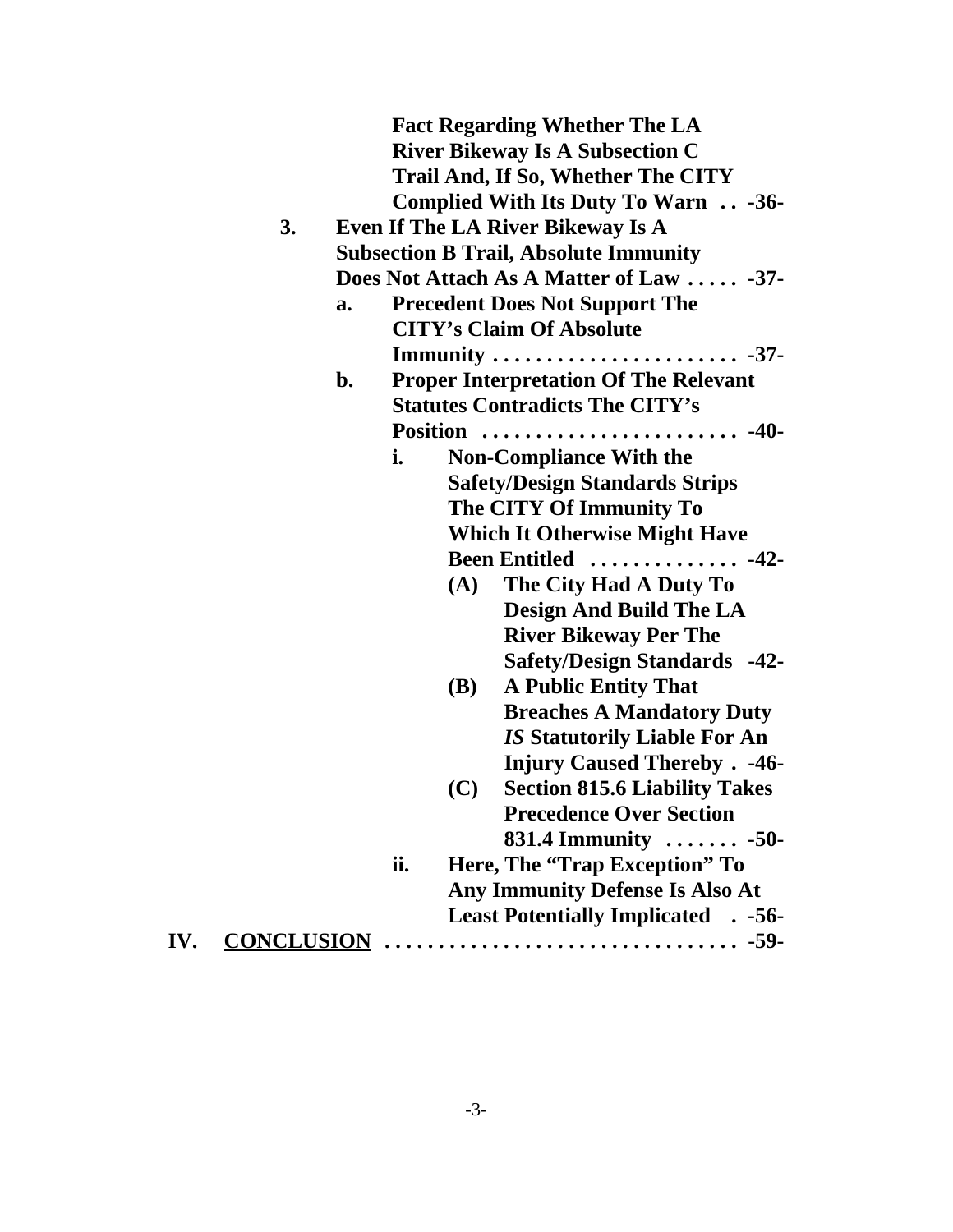**Fact Regarding Whether The LA River Bikeway Is A Subsection C Trail And, If So, Whether The CITY Complied With Its Duty To Warn . . -36-**

**3. Even If The LA River Bikeway Is A Subsection B Trail, Absolute Immunity Does Not Attach As A Matter of Law . . . . . -37-**

**a. Precedent Does Not Support The CITY's Claim Of Absolute Immunity . . . . . . . . . . . . . . . . . . . . . . . -37-**

**b. Proper Interpretation Of The Relevant Statutes Contradicts The CITY's Position . . . . . . . . . . . . . . . . . . . . . . . . -40-**

**i. Non-Compliance With the Safety/Design Standards Strips The CITY Of Immunity To Which It Otherwise Might Have Been Entitled . . . . . . . . . . . . . . -42-**

**(A) The City Had A Duty To Design And Build The LA River Bikeway Per The Safety/Design Standards -42-**

**(B) A Public Entity That Breaches A Mandatory Duty *IS* Statutorily Liable For An Injury Caused Thereby . -46-**

**(C) Section 815.6 Liability Takes Precedence Over Section 831.4 Immunity . . . . . . . -50-**

**ii. Here, The "Trap Exception" To Any Immunity Defense Is Also At Least Potentially Implicated . -56-**

**IV. <u>CONCLUSION</u> . . . . . . . . . . . . . . . . . . . . . . . . . . . . . . . . -59-**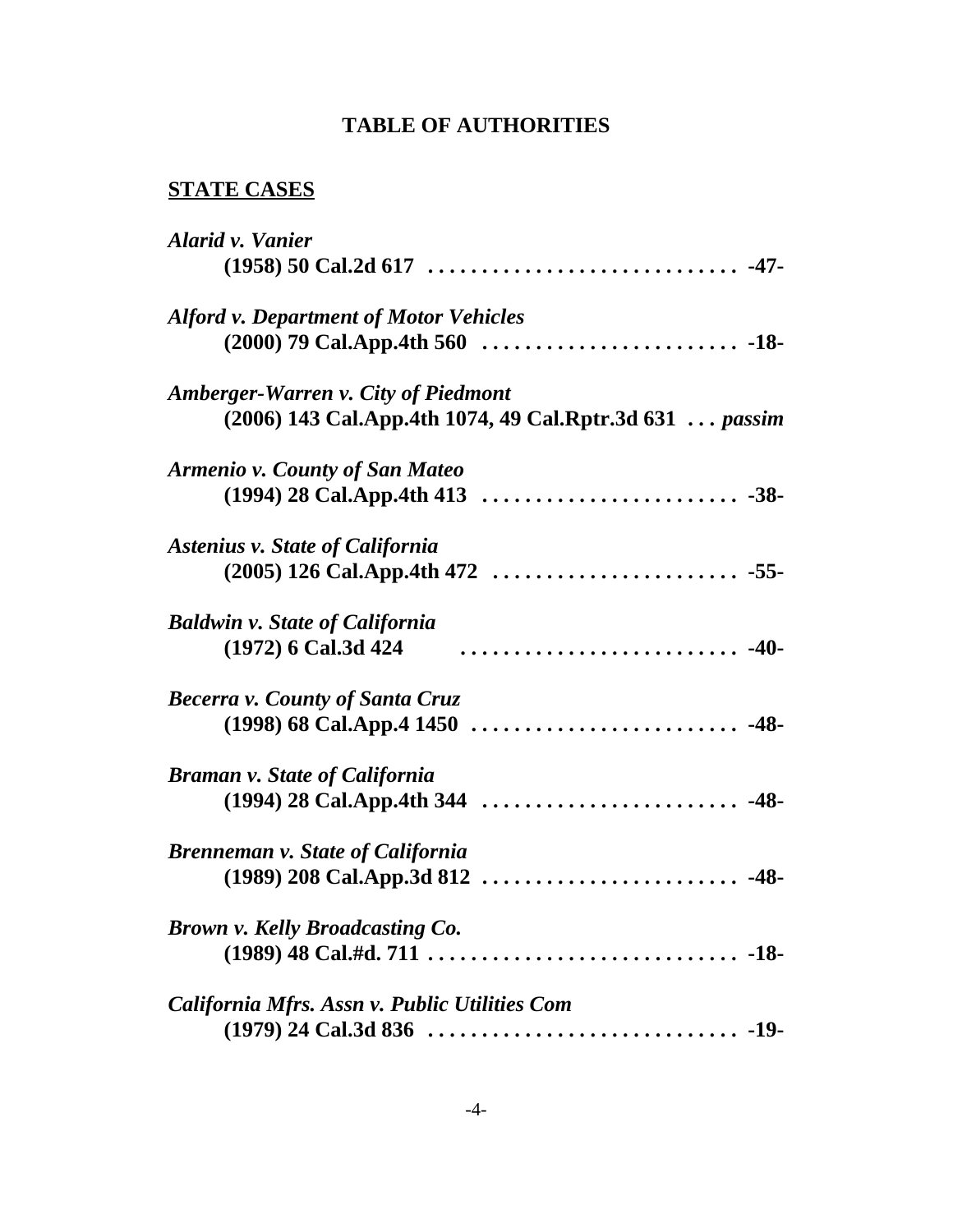# TABLE OF AUTHORITIES

## STATE CASES

***Alarid v. Vanier***
**(1958) 50 Cal.2d 617 . . . . . . . . . . . . . . . . . . . . . . . . . . . . . -47-**

***Alford v. Department of Motor Vehicles***
**(2000) 79 Cal.App.4th 560 . . . . . . . . . . . . . . . . . . . . . . . . -18-**

***Amberger-Warren v. City of Piedmont***
**(2006) 143 Cal.App.4th 1074, 49 Cal.Rptr.3d 631 . . . *passim***

***Armenio v. County of San Mateo***
**(1994) 28 Cal.App.4th 413 . . . . . . . . . . . . . . . . . . . . . . . . -38-**

***Astenius v. State of California***
**(2005) 126 Cal.App.4th 472 . . . . . . . . . . . . . . . . . . . . . . . -55-**

***Baldwin v. State of California***
**(1972) 6 Cal.3d 424 . . . . . . . . . . . . . . . . . . . . . . . . . . -40-**

***Becerra v. County of Santa Cruz***
**(1998) 68 Cal.App.4 1450 . . . . . . . . . . . . . . . . . . . . . . . . . -48-**

***Braman v. State of California***
**(1994) 28 Cal.App.4th 344 . . . . . . . . . . . . . . . . . . . . . . . . -48-**

***Brenneman v. State of California***
**(1989) 208 Cal.App.3d 812 . . . . . . . . . . . . . . . . . . . . . . . . -48-**

***Brown v. Kelly Broadcasting Co.***
**(1989) 48 Cal.#d. 711 . . . . . . . . . . . . . . . . . . . . . . . . . . . . . -18-**

***California Mfrs. Assn v. Public Utilities Com***
**(1979) 24 Cal.3d 836 . . . . . . . . . . . . . . . . . . . . . . . . . . . . . -19-**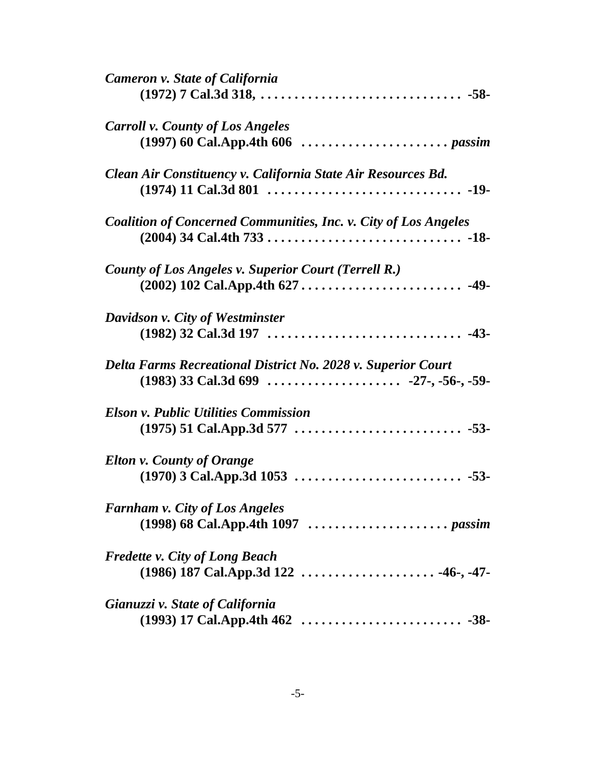*Cameron v. State of California*
**(1972) 7 Cal.3d 318, . . . . . . . . . . . . . . . . . . . . . . . . . . . . . . -58-**

*Carroll v. County of Los Angeles*
**(1997) 60 Cal.App.4th 606 . . . . . . . . . . . . . . . . . . . . . . *passim***

*Clean Air Constituency v. California State Air Resources Bd.*
**(1974) 11 Cal.3d 801 . . . . . . . . . . . . . . . . . . . . . . . . . . . . . -19-**

*Coalition of Concerned Communities, Inc. v. City of Los Angeles*
**(2004) 34 Cal.4th 733 . . . . . . . . . . . . . . . . . . . . . . . . . . . . . -18-**

*County of Los Angeles v. Superior Court (Terrell R.)*
**(2002) 102 Cal.App.4th 627 . . . . . . . . . . . . . . . . . . . . . . . . -49-**

*Davidson v. City of Westminster*
**(1982) 32 Cal.3d 197 . . . . . . . . . . . . . . . . . . . . . . . . . . . . . -43-**

*Delta Farms Recreational District No. 2028 v. Superior Court*
**(1983) 33 Cal.3d 699 . . . . . . . . . . . . . . . . . . . . -27-, -56-, -59-**

*Elson v. Public Utilities Commission*
**(1975) 51 Cal.App.3d 577 . . . . . . . . . . . . . . . . . . . . . . . . . -53-**

*Elton v. County of Orange*
**(1970) 3 Cal.App.3d 1053 . . . . . . . . . . . . . . . . . . . . . . . . . -53-**

*Farnham v. City of Los Angeles*
**(1998) 68 Cal.App.4th 1097 . . . . . . . . . . . . . . . . . . . . . *passim***

*Fredette v. City of Long Beach*
**(1986) 187 Cal.App.3d 122 . . . . . . . . . . . . . . . . . . . . -46-, -47-**

*Gianuzzi v. State of California*
**(1993) 17 Cal.App.4th 462 . . . . . . . . . . . . . . . . . . . . . . . . -38-**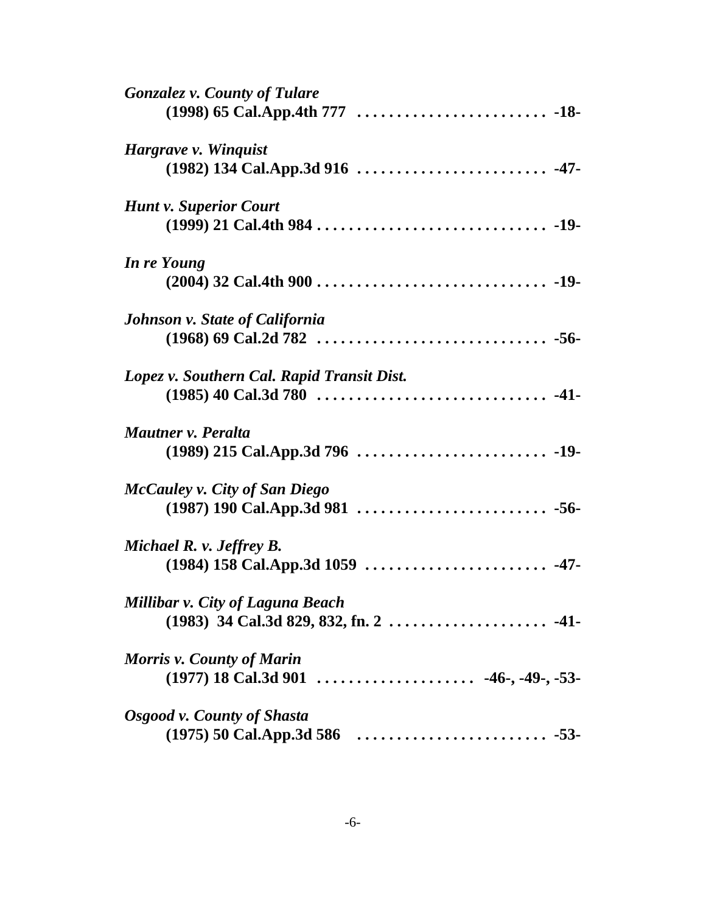*Gonzalez v. County of Tulare*
**(1998) 65 Cal.App.4th 777 . . . . . . . . . . . . . . . . . . . . . . . . -18-**

*Hargrave v. Winquist*
**(1982) 134 Cal.App.3d 916 . . . . . . . . . . . . . . . . . . . . . . . . -47-**

*Hunt v. Superior Court*
**(1999) 21 Cal.4th 984 . . . . . . . . . . . . . . . . . . . . . . . . . . . . . -19-**

*In re Young*
**(2004) 32 Cal.4th 900 . . . . . . . . . . . . . . . . . . . . . . . . . . . . . -19-**

*Johnson v. State of California*
**(1968) 69 Cal.2d 782 . . . . . . . . . . . . . . . . . . . . . . . . . . . . . -56-**

*Lopez v. Southern Cal. Rapid Transit Dist.*
**(1985) 40 Cal.3d 780 . . . . . . . . . . . . . . . . . . . . . . . . . . . . . -41-**

*Mautner v. Peralta*
**(1989) 215 Cal.App.3d 796 . . . . . . . . . . . . . . . . . . . . . . . . -19-**

*McCauley v. City of San Diego*
**(1987) 190 Cal.App.3d 981 . . . . . . . . . . . . . . . . . . . . . . . . -56-**

*Michael R. v. Jeffrey B.*
**(1984) 158 Cal.App.3d 1059 . . . . . . . . . . . . . . . . . . . . . . . -47-**

*Millibar v. City of Laguna Beach*
**(1983) 34 Cal.3d 829, 832, fn. 2 . . . . . . . . . . . . . . . . . . . . -41-**

*Morris v. County of Marin*
**(1977) 18 Cal.3d 901 . . . . . . . . . . . . . . . . . . . . -46-, -49-, -53-**

*Osgood v. County of Shasta*
**(1975) 50 Cal.App.3d 586 . . . . . . . . . . . . . . . . . . . . . . . . -53-**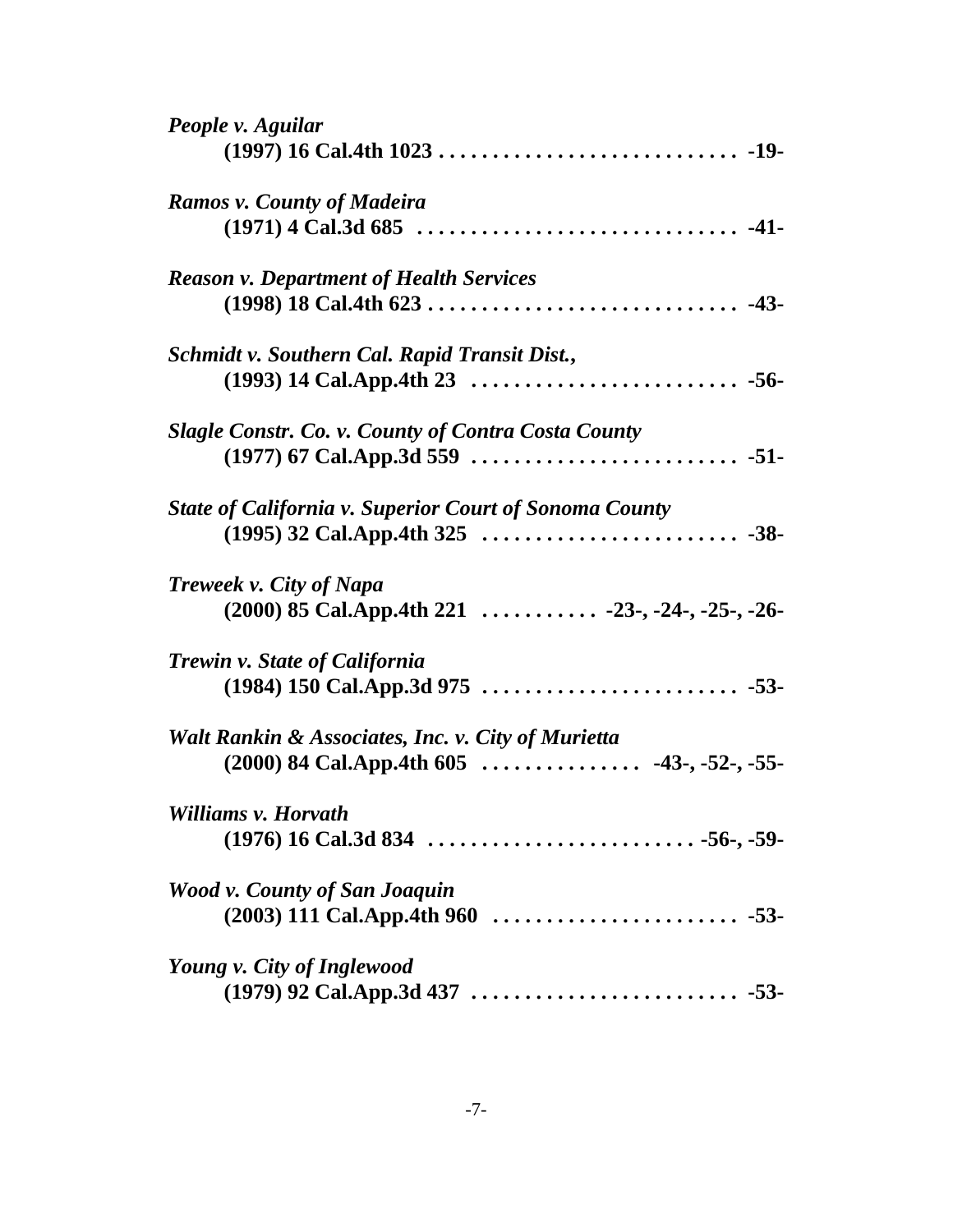*People v. Aguilar*
**(1997) 16 Cal.4th 1023 . . . . . . . . . . . . . . . . . . . . . . . . . . . . -19-**

*Ramos v. County of Madeira*
**(1971) 4 Cal.3d 685 . . . . . . . . . . . . . . . . . . . . . . . . . . . . . . -41-**

*Reason v. Department of Health Services*
**(1998) 18 Cal.4th 623 . . . . . . . . . . . . . . . . . . . . . . . . . . . . . -43-**

*Schmidt v. Southern Cal. Rapid Transit Dist.*,
**(1993) 14 Cal.App.4th 23 . . . . . . . . . . . . . . . . . . . . . . . . . -56-**

*Slagle Constr. Co. v. County of Contra Costa County*
**(1977) 67 Cal.App.3d 559 . . . . . . . . . . . . . . . . . . . . . . . . . -51-**

*State of California v. Superior Court of Sonoma County*
**(1995) 32 Cal.App.4th 325 . . . . . . . . . . . . . . . . . . . . . . . . -38-**

*Treweek v. City of Napa*
**(2000) 85 Cal.App.4th 221 . . . . . . . . . . . -23-, -24-, -25-, -26-**

*Trewin v. State of California*
**(1984) 150 Cal.App.3d 975 . . . . . . . . . . . . . . . . . . . . . . . . -53-**

*Walt Rankin & Associates, Inc. v. City of Murietta*
**(2000) 84 Cal.App.4th 605 . . . . . . . . . . . . . . . -43-, -52-, -55-**

*Williams v. Horvath*
**(1976) 16 Cal.3d 834 . . . . . . . . . . . . . . . . . . . . . . . . . -56-, -59-**

*Wood v. County of San Joaquin*
**(2003) 111 Cal.App.4th 960 . . . . . . . . . . . . . . . . . . . . . . . -53-**

*Young v. City of Inglewood*
**(1979) 92 Cal.App.3d 437 . . . . . . . . . . . . . . . . . . . . . . . . . -53-**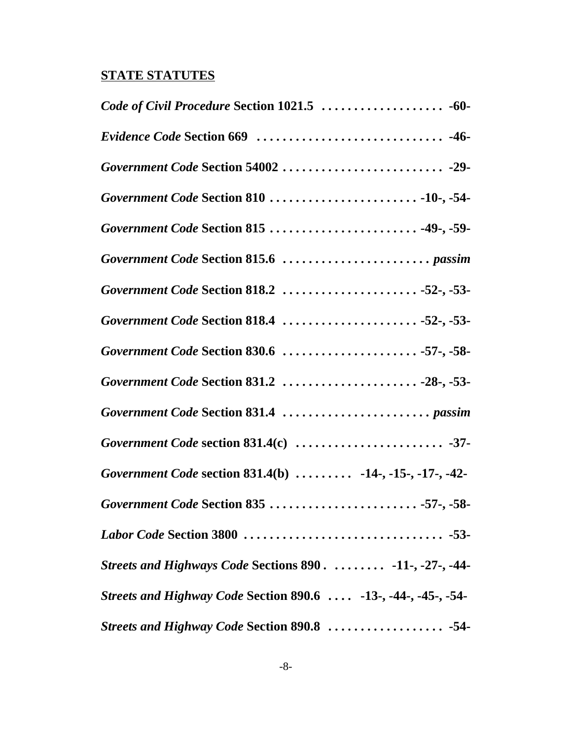**STATE STATUTES**

***Code of Civil Procedure* Section 1021.5 . . . . . . . . . . . . . . . . . . . -60-**

***Evidence Code* Section 669 . . . . . . . . . . . . . . . . . . . . . . . . . . . . -46-**

***Government Code* Section 54002 . . . . . . . . . . . . . . . . . . . . . . . . . -29-**

***Government Code* Section 810 . . . . . . . . . . . . . . . . . . . . . . . -10-, -54-**

***Government Code* Section 815 . . . . . . . . . . . . . . . . . . . . . . . -49-, -59-**

***Government Code* Section 815.6 . . . . . . . . . . . . . . . . . . . . . . . *passim***

***Government Code* Section 818.2 . . . . . . . . . . . . . . . . . . . . . -52-, -53-**

***Government Code* Section 818.4 . . . . . . . . . . . . . . . . . . . . . -52-, -53-**

***Government Code* Section 830.6 . . . . . . . . . . . . . . . . . . . . . -57-, -58-**

***Government Code* Section 831.2 . . . . . . . . . . . . . . . . . . . . . -28-, -53-**

***Government Code* Section 831.4 . . . . . . . . . . . . . . . . . . . . . . . *passim***

***Government Code* section 831.4(c) . . . . . . . . . . . . . . . . . . . . . . -37-**

***Government Code* section 831.4(b) . . . . . . . . . -14-, -15-, -17-, -42-**

***Government Code* Section 835 . . . . . . . . . . . . . . . . . . . . . . . -57-, -58-**

***Labor Code* Section 3800 . . . . . . . . . . . . . . . . . . . . . . . . . . . . . . -53-**

***Streets and Highways Code* Sections 890 . . . . . . . . . -11-, -27-, -44-**

***Streets and Highway Code* Section 890.6 . . . . -13-, -44-, -45-, -54-**

***Streets and Highway Code* Section 890.8 . . . . . . . . . . . . . . . . . . -54-**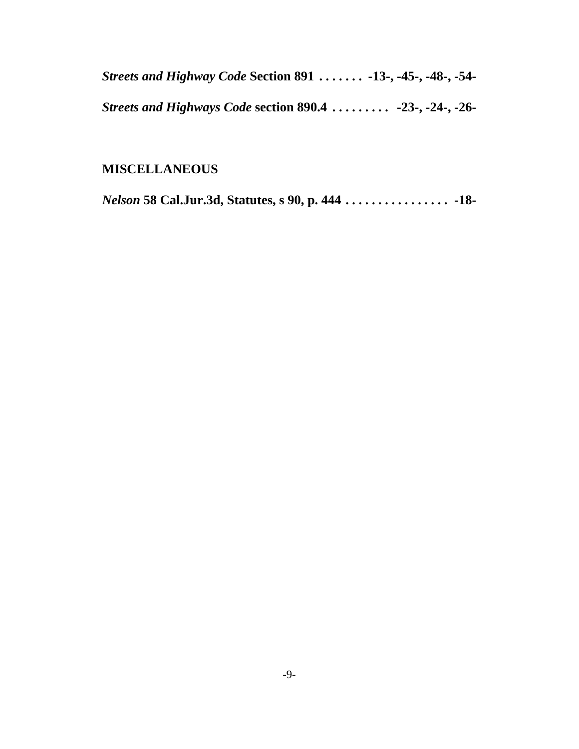***Streets and Highway Code* Section 891 . . . . . . . -13-, -45-, -48-, -54-**

***Streets and Highways Code* section 890.4 . . . . . . . . . -23-, -24-, -26-**

**<u>MISCELLANEOUS</u>**

***Nelson* 58 Cal.Jur.3d, Statutes, s 90, p. 444 . . . . . . . . . . . . . . . . -18-**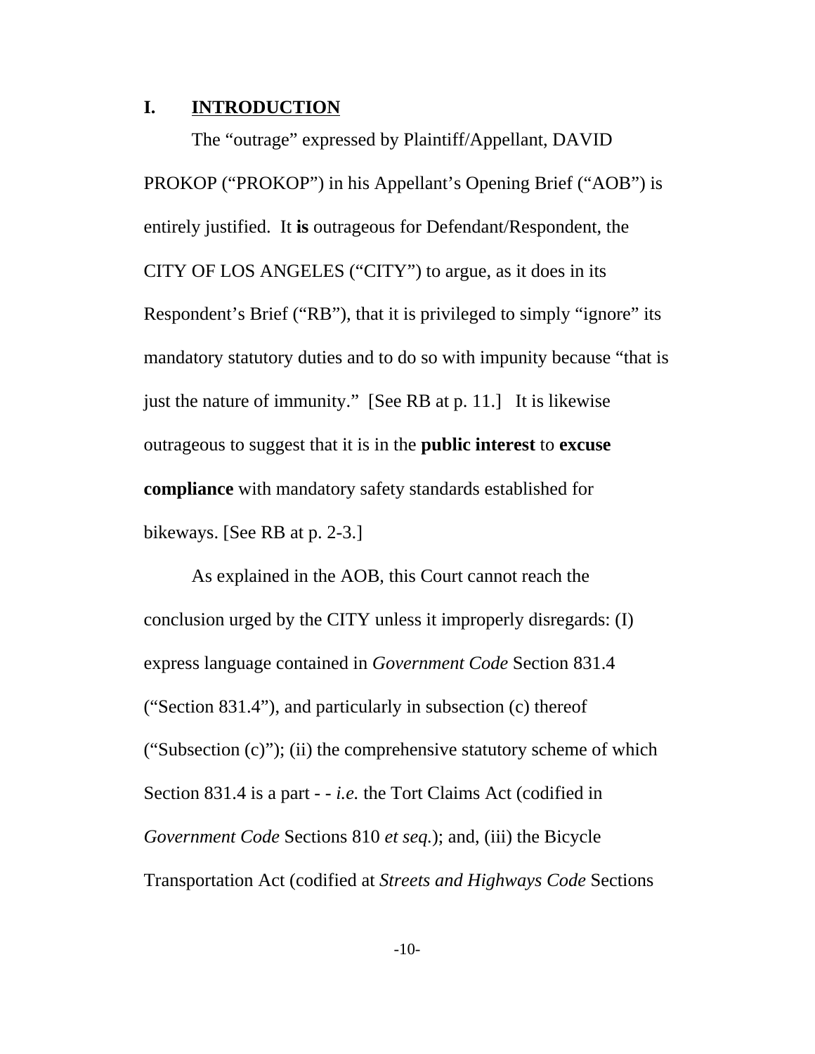## I. INTRODUCTION

The "outrage" expressed by Plaintiff/Appellant, DAVID PROKOP ("PROKOP") in his Appellant's Opening Brief ("AOB") is entirely justified. It **is** outrageous for Defendant/Respondent, the CITY OF LOS ANGELES ("CITY") to argue, as it does in its Respondent's Brief ("RB"), that it is privileged to simply "ignore" its mandatory statutory duties and to do so with impunity because "that is just the nature of immunity." [See RB at p. 11.] It is likewise outrageous to suggest that it is in the **public interest** to **excuse compliance** with mandatory safety standards established for bikeways. [See RB at p. 2-3.]

As explained in the AOB, this Court cannot reach the conclusion urged by the CITY unless it improperly disregards: (I) express language contained in *Government Code* Section 831.4 ("Section 831.4"), and particularly in subsection (c) thereof ("Subsection (c)"); (ii) the comprehensive statutory scheme of which Section 831.4 is a part - - *i.e.* the Tort Claims Act (codified in *Government Code* Sections 810 *et seq.*); and, (iii) the Bicycle Transportation Act (codified at *Streets and Highways Code* Sections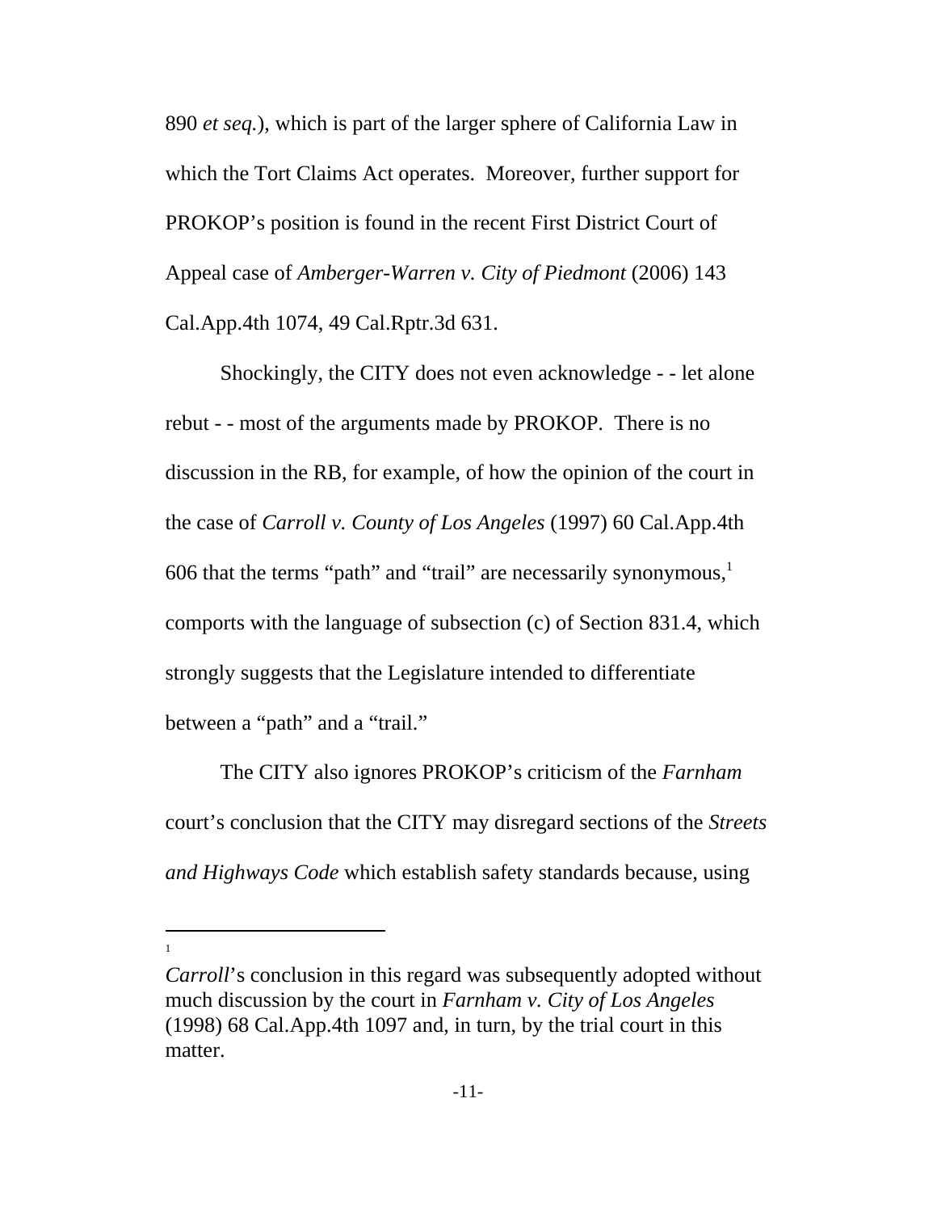890 *et seq.*), which is part of the larger sphere of California Law in which the Tort Claims Act operates. Moreover, further support for PROKOP's position is found in the recent First District Court of Appeal case of *Amberger-Warren v. City of Piedmont* (2006) 143 Cal.App.4th 1074, 49 Cal.Rptr.3d 631.

Shockingly, the CITY does not even acknowledge - - let alone rebut - - most of the arguments made by PROKOP. There is no discussion in the RB, for example, of how the opinion of the court in the case of *Carroll v. County of Los Angeles* (1997) 60 Cal.App.4th 606 that the terms "path" and "trail" are necessarily synonymous,[1] comports with the language of subsection (c) of Section 831.4, which strongly suggests that the Legislature intended to differentiate between a "path" and a "trail."

The CITY also ignores PROKOP's criticism of the *Farnham* court's conclusion that the CITY may disregard sections of the *Streets and Highways Code* which establish safety standards because, using

---

[1] *Carroll*'s conclusion in this regard was subsequently adopted without much discussion by the court in *Farnham v. City of Los Angeles* (1998) 68 Cal.App.4th 1097 and, in turn, by the trial court in this matter.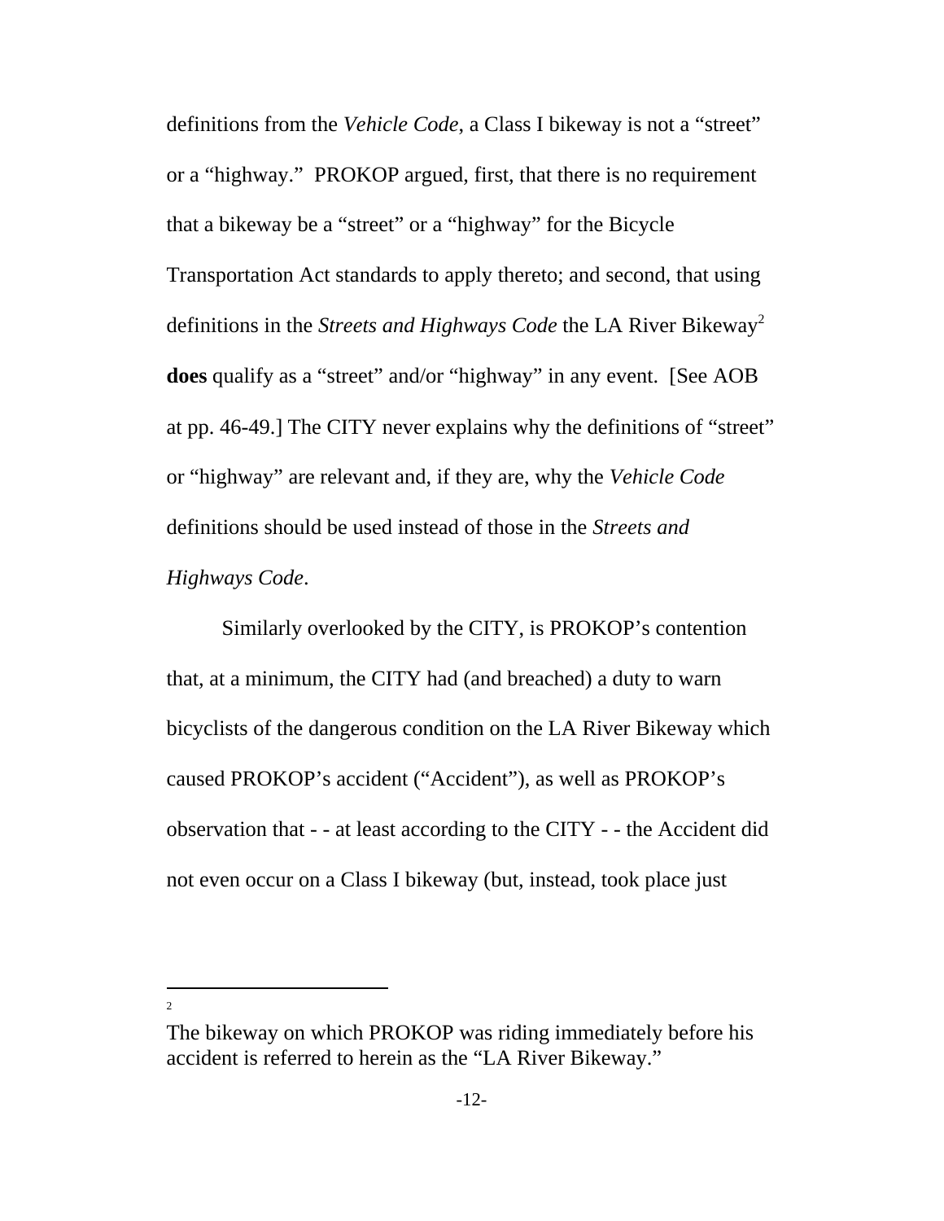definitions from the *Vehicle Code*, a Class I bikeway is not a "street" or a "highway." PROKOP argued, first, that there is no requirement that a bikeway be a "street" or a "highway" for the Bicycle Transportation Act standards to apply thereto; and second, that using definitions in the *Streets and Highways Code* the LA River Bikeway[2] **does** qualify as a "street" and/or "highway" in any event. [See AOB at pp. 46-49.] The CITY never explains why the definitions of "street" or "highway" are relevant and, if they are, why the *Vehicle Code* definitions should be used instead of those in the *Streets and Highways Code*.

Similarly overlooked by the CITY, is PROKOP's contention that, at a minimum, the CITY had (and breached) a duty to warn bicyclists of the dangerous condition on the LA River Bikeway which caused PROKOP's accident ("Accident"), as well as PROKOP's observation that - - at least according to the CITY - - the Accident did not even occur on a Class I bikeway (but, instead, took place just

---

[2] The bikeway on which PROKOP was riding immediately before his accident is referred to herein as the "LA River Bikeway."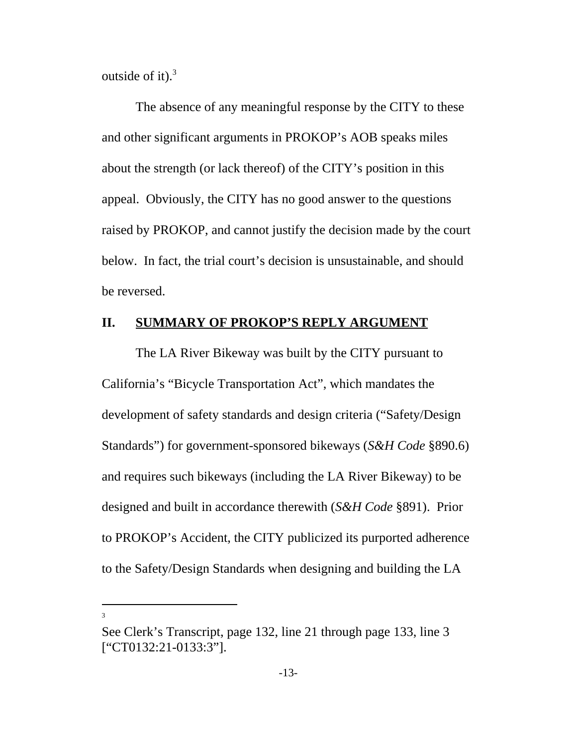outside of it).[3]

The absence of any meaningful response by the CITY to these and other significant arguments in PROKOP's AOB speaks miles about the strength (or lack thereof) of the CITY's position in this appeal. Obviously, the CITY has no good answer to the questions raised by PROKOP, and cannot justify the decision made by the court below. In fact, the trial court's decision is unsustainable, and should be reversed.

## II. <u>SUMMARY OF PROKOP'S REPLY ARGUMENT</u>

The LA River Bikeway was built by the CITY pursuant to California's "Bicycle Transportation Act", which mandates the development of safety standards and design criteria ("Safety/Design Standards") for government-sponsored bikeways (*S&H Code* §890.6) and requires such bikeways (including the LA River Bikeway) to be designed and built in accordance therewith (*S&H Code* §891). Prior to PROKOP's Accident, the CITY publicized its purported adherence to the Safety/Design Standards when designing and building the LA

---

[3] See Clerk's Transcript, page 132, line 21 through page 133, line 3 ["CT0132:21-0133:3"].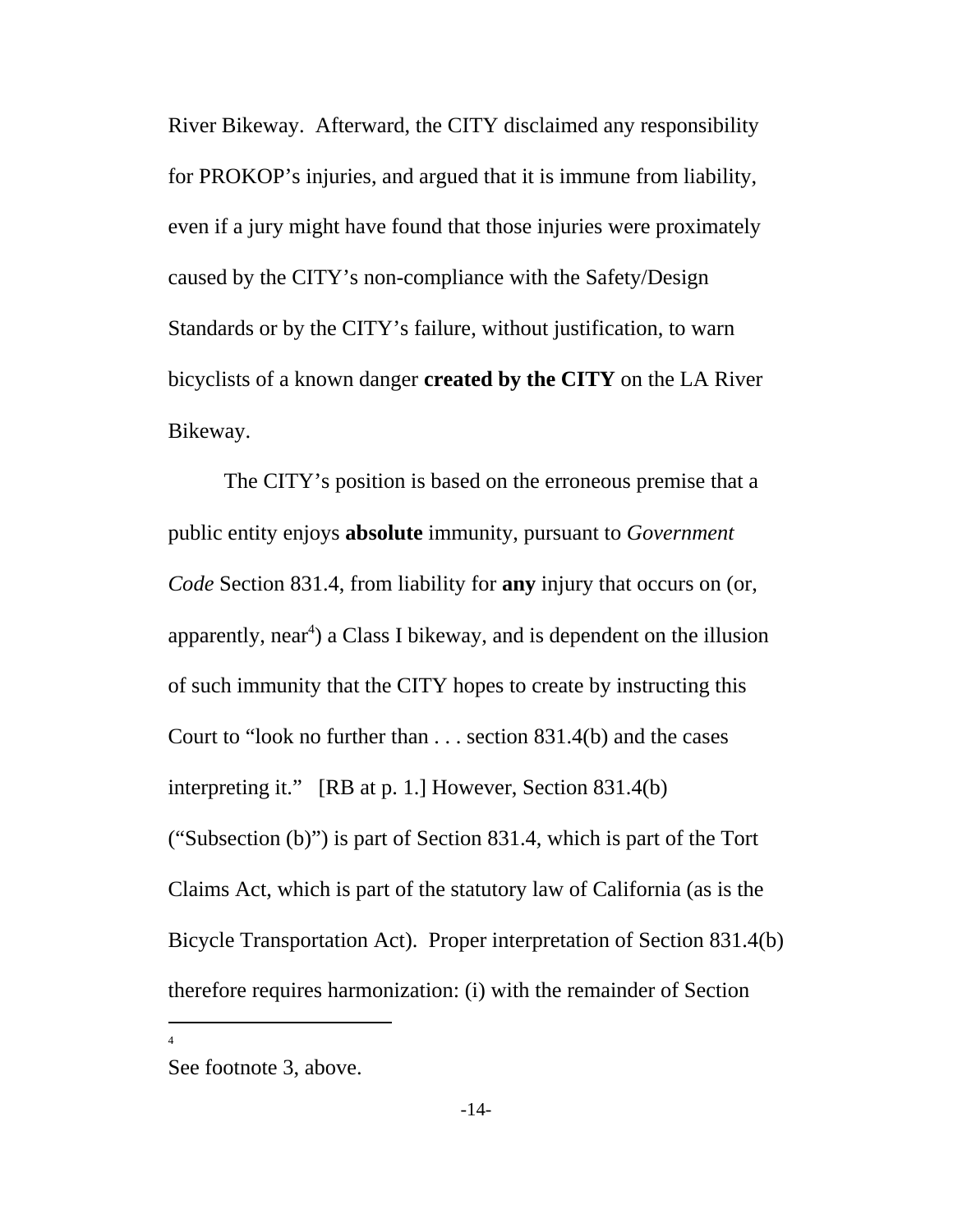River Bikeway. Afterward, the CITY disclaimed any responsibility for PROKOP's injuries, and argued that it is immune from liability, even if a jury might have found that those injuries were proximately caused by the CITY's non-compliance with the Safety/Design Standards or by the CITY's failure, without justification, to warn bicyclists of a known danger **created by the CITY** on the LA River Bikeway.

The CITY's position is based on the erroneous premise that a public entity enjoys **absolute** immunity, pursuant to *Government Code* Section 831.4, from liability for **any** injury that occurs on (or, apparently, near[4]) a Class I bikeway, and is dependent on the illusion of such immunity that the CITY hopes to create by instructing this Court to "look no further than . . . section 831.4(b) and the cases interpreting it." [RB at p. 1.] However, Section 831.4(b) ("Subsection (b)") is part of Section 831.4, which is part of the Tort Claims Act, which is part of the statutory law of California (as is the Bicycle Transportation Act). Proper interpretation of Section 831.4(b) therefore requires harmonization: (i) with the remainder of Section

---

[4] See footnote 3, above.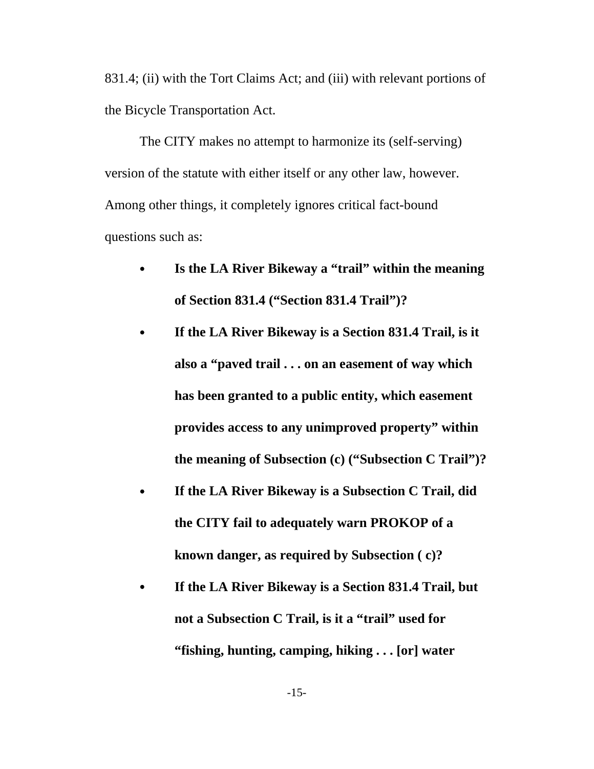831.4; (ii) with the Tort Claims Act; and (iii) with relevant portions of the Bicycle Transportation Act.

The CITY makes no attempt to harmonize its (self-serving) version of the statute with either itself or any other law, however. Among other things, it completely ignores critical fact-bound questions such as:

- **Is the LA River Bikeway a "trail" within the meaning of Section 831.4 ("Section 831.4 Trail")?**
- **If the LA River Bikeway is a Section 831.4 Trail, is it also a "paved trail . . . on an easement of way which has been granted to a public entity, which easement provides access to any unimproved property" within the meaning of Subsection (c) ("Subsection C Trail")?**
- **If the LA River Bikeway is a Subsection C Trail, did the CITY fail to adequately warn PROKOP of a known danger, as required by Subsection ( c)?**
- **If the LA River Bikeway is a Section 831.4 Trail, but not a Subsection C Trail, is it a "trail" used for "fishing, hunting, camping, hiking . . . [or] water**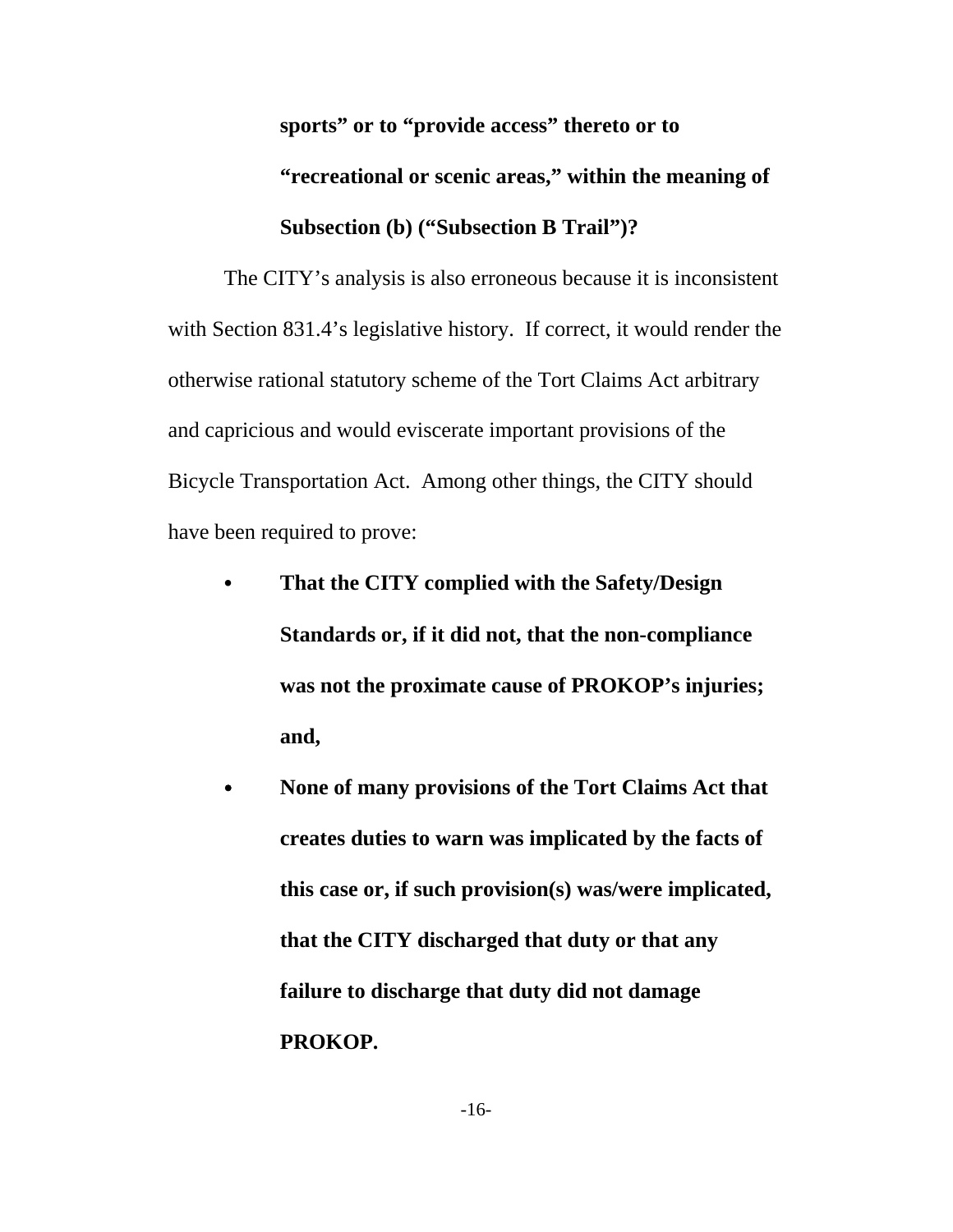**sports" or to "provide access" thereto or to "recreational or scenic areas," within the meaning of Subsection (b) ("Subsection B Trail")?**

The CITY's analysis is also erroneous because it is inconsistent with Section 831.4's legislative history. If correct, it would render the otherwise rational statutory scheme of the Tort Claims Act arbitrary and capricious and would eviscerate important provisions of the Bicycle Transportation Act. Among other things, the CITY should have been required to prove:

- **That the CITY complied with the Safety/Design Standards or, if it did not, that the non-compliance was not the proximate cause of PROKOP's injuries; and,**
- **None of many provisions of the Tort Claims Act that creates duties to warn was implicated by the facts of this case or, if such provision(s) was/were implicated, that the CITY discharged that duty or that any failure to discharge that duty did not damage PROKOP.**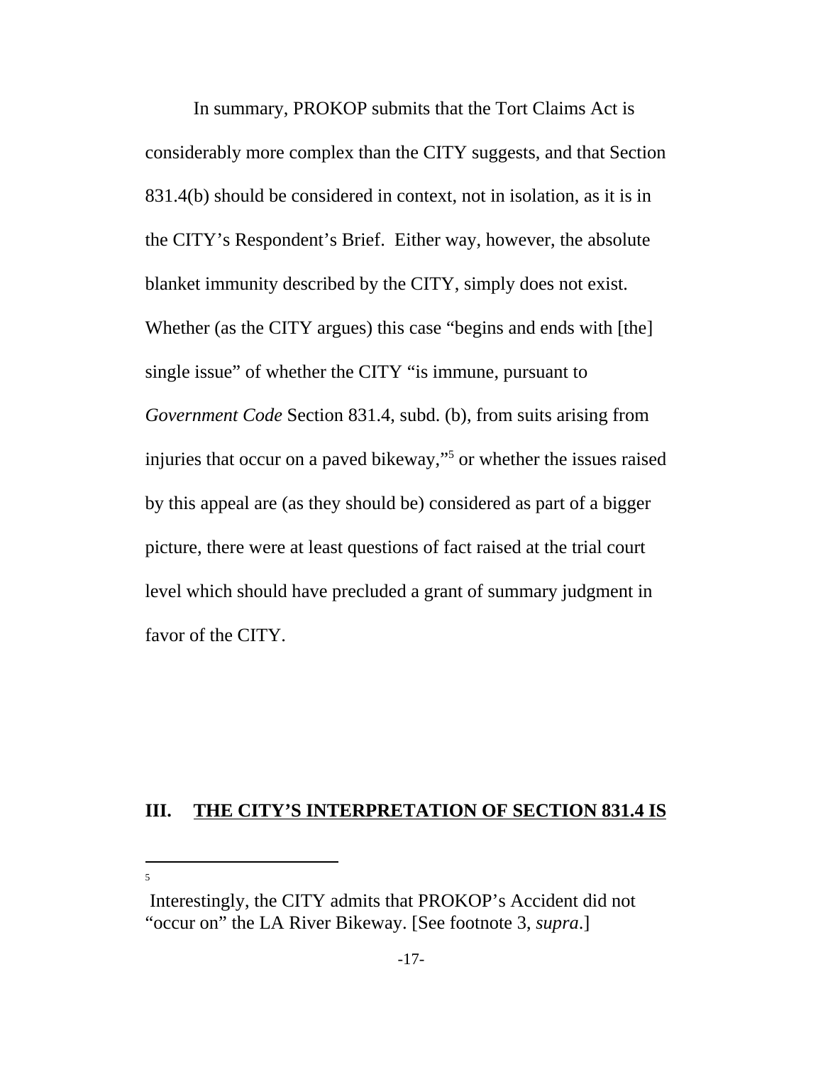In summary, PROKOP submits that the Tort Claims Act is considerably more complex than the CITY suggests, and that Section 831.4(b) should be considered in context, not in isolation, as it is in the CITY's Respondent's Brief. Either way, however, the absolute blanket immunity described by the CITY, simply does not exist. Whether (as the CITY argues) this case "begins and ends with [the] single issue" of whether the CITY "is immune, pursuant to *Government Code* Section 831.4, subd. (b), from suits arising from injuries that occur on a paved bikeway,"[5] or whether the issues raised by this appeal are (as they should be) considered as part of a bigger picture, there were at least questions of fact raised at the trial court level which should have precluded a grant of summary judgment in favor of the CITY.

## III. <u>THE CITY'S INTERPRETATION OF SECTION 831.4 IS</u>

---

[5] Interestingly, the CITY admits that PROKOP's Accident did not "occur on" the LA River Bikeway. [See footnote 3, *supra*.]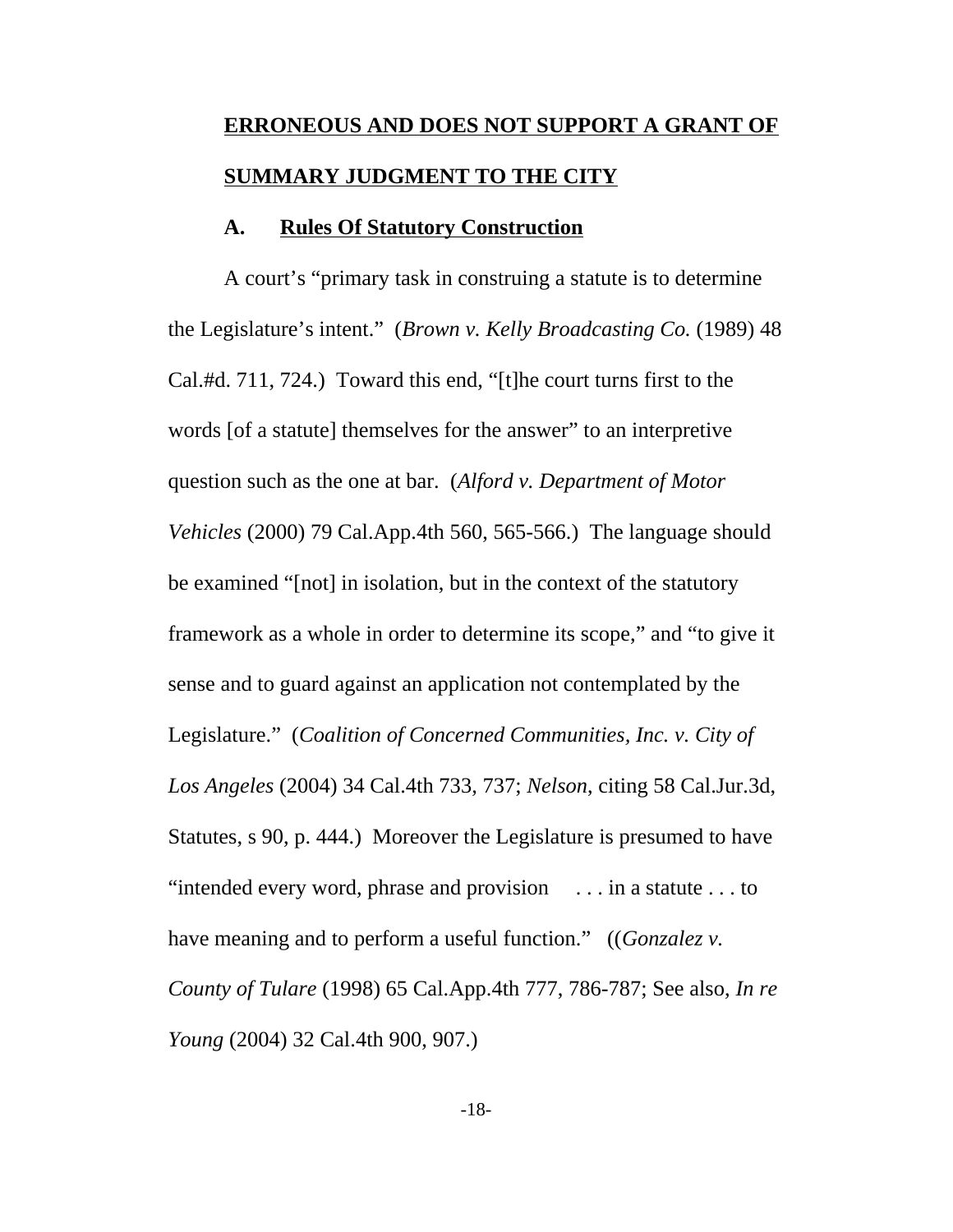**ERRONEOUS AND DOES NOT SUPPORT A GRANT OF SUMMARY JUDGMENT TO THE CITY**

**A. Rules Of Statutory Construction**

A court's "primary task in construing a statute is to determine the Legislature's intent." (*Brown v. Kelly Broadcasting Co.* (1989) 48 Cal.#d. 711, 724.) Toward this end, "[t]he court turns first to the words [of a statute] themselves for the answer" to an interpretive question such as the one at bar. (*Alford v. Department of Motor Vehicles* (2000) 79 Cal.App.4th 560, 565-566.) The language should be examined "[not] in isolation, but in the context of the statutory framework as a whole in order to determine its scope," and "to give it sense and to guard against an application not contemplated by the Legislature." (*Coalition of Concerned Communities, Inc. v. City of Los Angeles* (2004) 34 Cal.4th 733, 737; *Nelson*, citing 58 Cal.Jur.3d, Statutes, s 90, p. 444.) Moreover the Legislature is presumed to have "intended every word, phrase and provision . . . in a statute . . . to have meaning and to perform a useful function." ((*Gonzalez v. County of Tulare* (1998) 65 Cal.App.4th 777, 786-787; See also, *In re Young* (2004) 32 Cal.4th 900, 907.)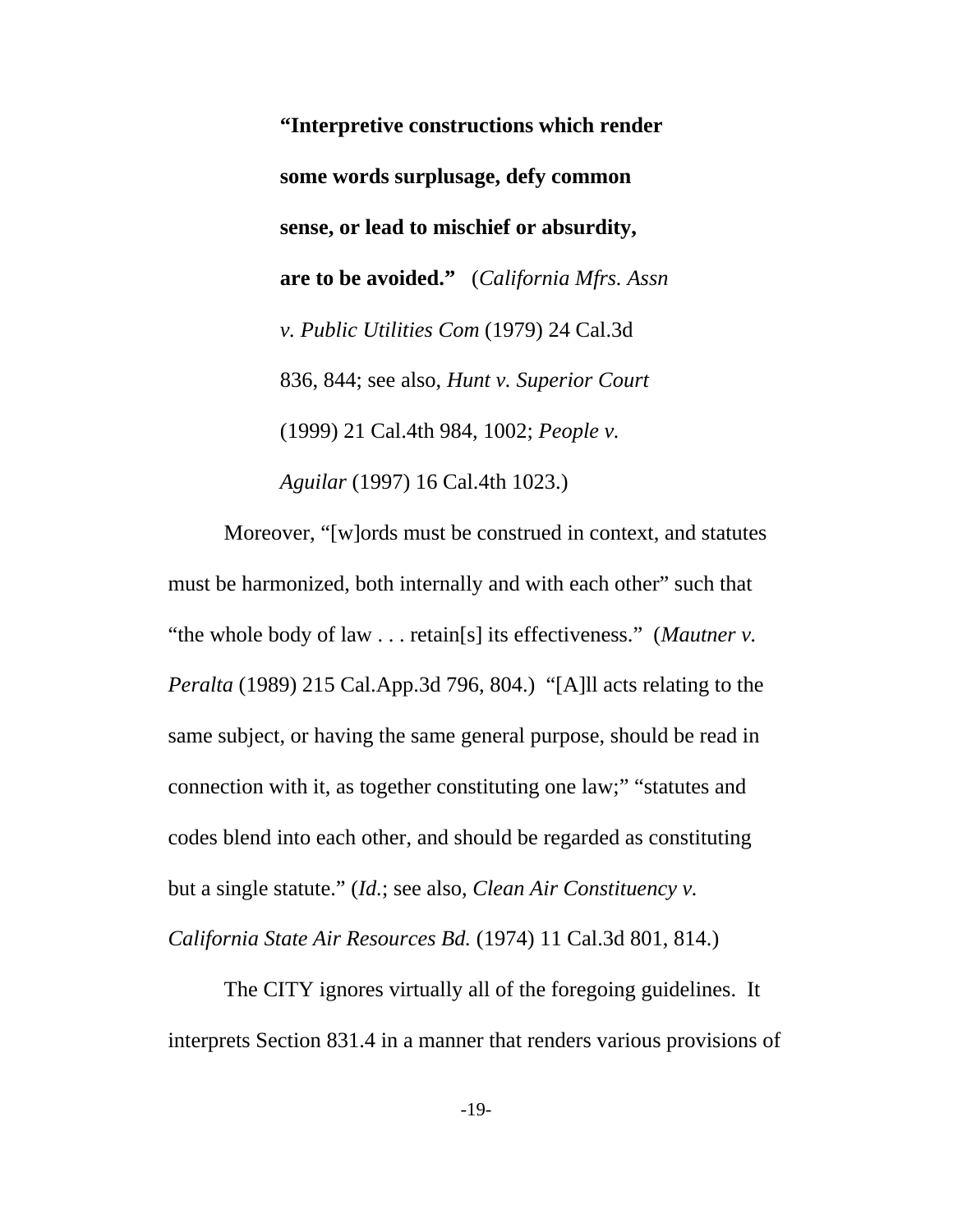> **"Interpretive constructions which render some words surplusage, defy common sense, or lead to mischief or absurdity, are to be avoided."** (*California Mfrs. Assn v. Public Utilities Com* (1979) 24 Cal.3d 836, 844; see also, *Hunt v. Superior Court* (1999) 21 Cal.4th 984, 1002; *People v. Aguilar* (1997) 16 Cal.4th 1023.)

Moreover, "[w]ords must be construed in context, and statutes must be harmonized, both internally and with each other" such that "the whole body of law . . . retain[s] its effectiveness." (*Mautner v. Peralta* (1989) 215 Cal.App.3d 796, 804.) "[A]ll acts relating to the same subject, or having the same general purpose, should be read in connection with it, as together constituting one law;" "statutes and codes blend into each other, and should be regarded as constituting but a single statute." (*Id.*; see also, *Clean Air Constituency v. California State Air Resources Bd.* (1974) 11 Cal.3d 801, 814.)

The CITY ignores virtually all of the foregoing guidelines. It interprets Section 831.4 in a manner that renders various provisions of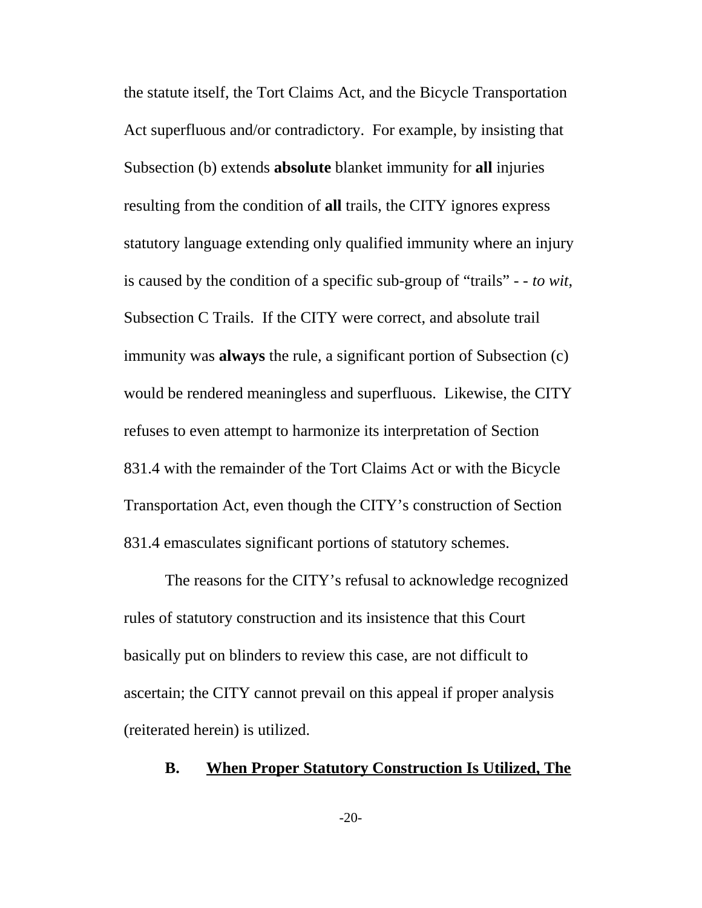the statute itself, the Tort Claims Act, and the Bicycle Transportation Act superfluous and/or contradictory. For example, by insisting that Subsection (b) extends **absolute** blanket immunity for **all** injuries resulting from the condition of **all** trails, the CITY ignores express statutory language extending only qualified immunity where an injury is caused by the condition of a specific sub-group of "trails" - - *to wit*, Subsection C Trails. If the CITY were correct, and absolute trail immunity was **always** the rule, a significant portion of Subsection (c) would be rendered meaningless and superfluous. Likewise, the CITY refuses to even attempt to harmonize its interpretation of Section 831.4 with the remainder of the Tort Claims Act or with the Bicycle Transportation Act, even though the CITY's construction of Section 831.4 emasculates significant portions of statutory schemes.

The reasons for the CITY's refusal to acknowledge recognized rules of statutory construction and its insistence that this Court basically put on blinders to review this case, are not difficult to ascertain; the CITY cannot prevail on this appeal if proper analysis (reiterated herein) is utilized.

**B. <u>When Proper Statutory Construction Is Utilized, The</u>**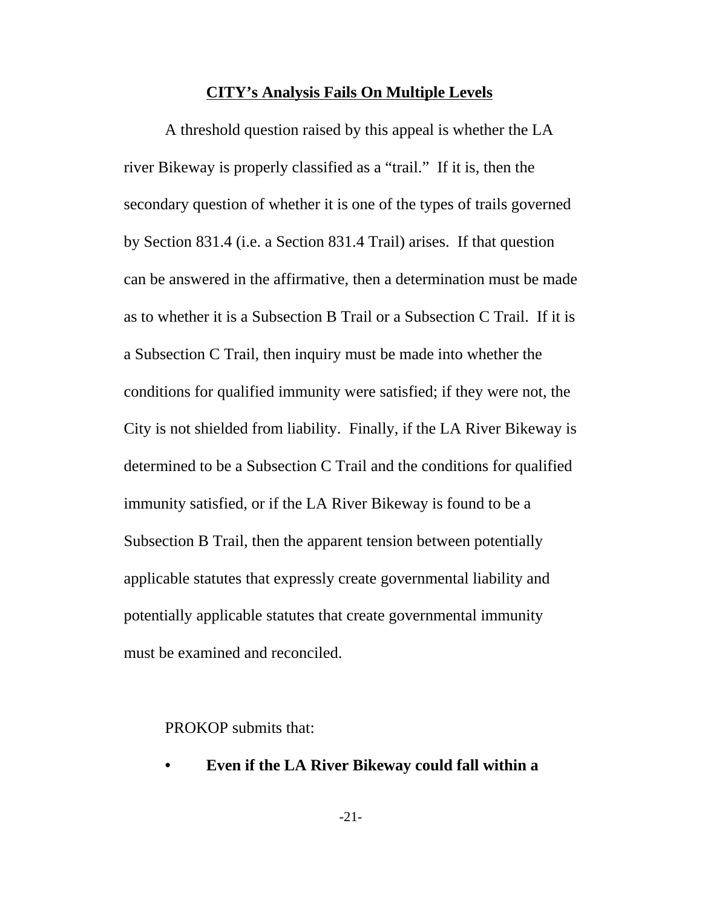<u>**CITY's Analysis Fails On Multiple Levels**</u>

A threshold question raised by this appeal is whether the LA river Bikeway is properly classified as a "trail." If it is, then the secondary question of whether it is one of the types of trails governed by Section 831.4 (i.e. a Section 831.4 Trail) arises. If that question can be answered in the affirmative, then a determination must be made as to whether it is a Subsection B Trail or a Subsection C Trail. If it is a Subsection C Trail, then inquiry must be made into whether the conditions for qualified immunity were satisfied; if they were not, the City is not shielded from liability. Finally, if the LA River Bikeway is determined to be a Subsection C Trail and the conditions for qualified immunity satisfied, or if the LA River Bikeway is found to be a Subsection B Trail, then the apparent tension between potentially applicable statutes that expressly create governmental liability and potentially applicable statutes that create governmental immunity must be examined and reconciled.

PROKOP submits that:

- **Even if the LA River Bikeway could fall within a**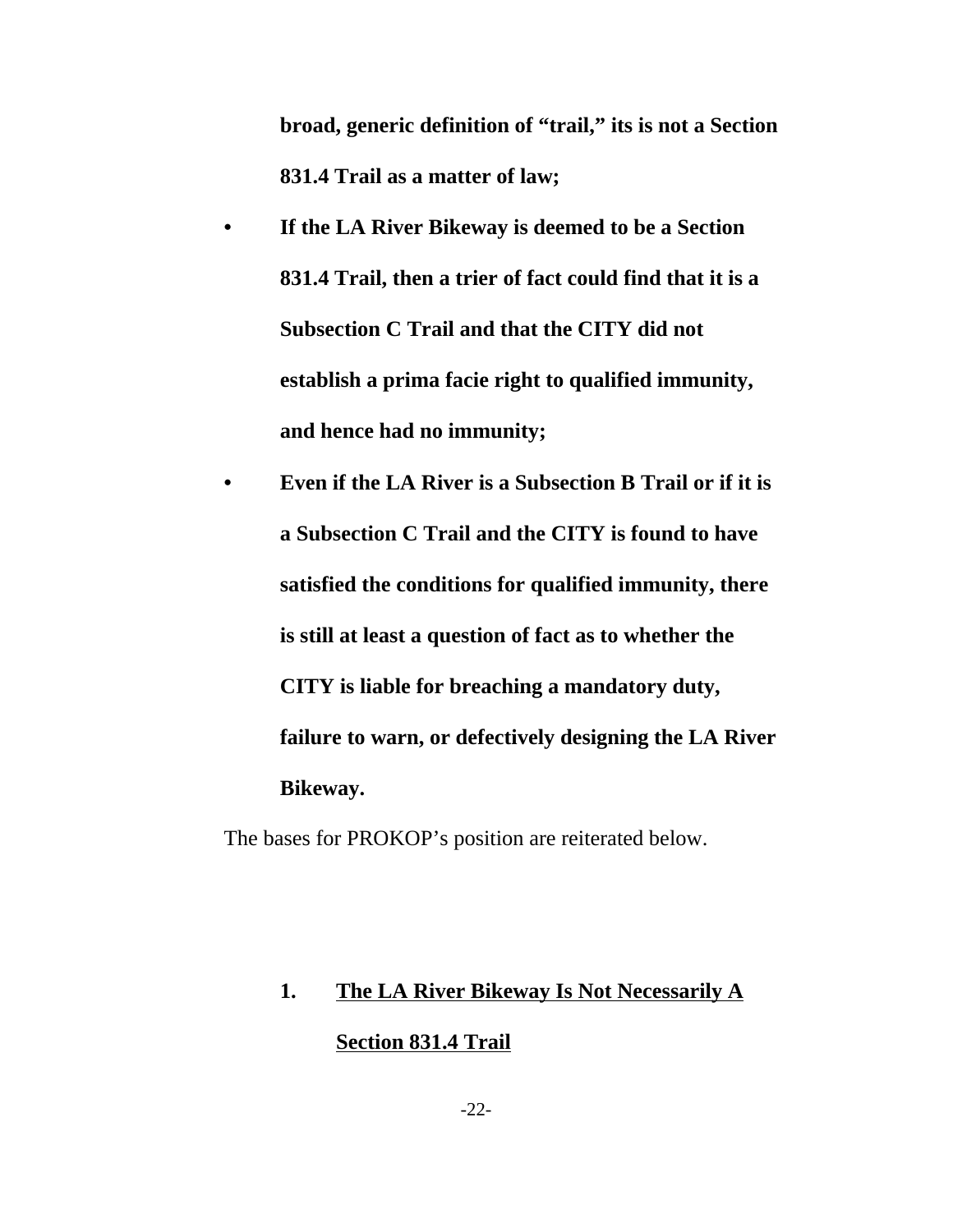**broad, generic definition of "trail," its is not a Section 831.4 Trail as a matter of law;**

- **If the LA River Bikeway is deemed to be a Section 831.4 Trail, then a trier of fact could find that it is a Subsection C Trail and that the CITY did not establish a prima facie right to qualified immunity, and hence had no immunity;**
- **Even if the LA River is a Subsection B Trail or if it is a Subsection C Trail and the CITY is found to have satisfied the conditions for qualified immunity, there is still at least a question of fact as to whether the CITY is liable for breaching a mandatory duty, failure to warn, or defectively designing the LA River Bikeway.**

The bases for PROKOP's position are reiterated below.

### 1. <u>The LA River Bikeway Is Not Necessarily A Section 831.4 Trail</u>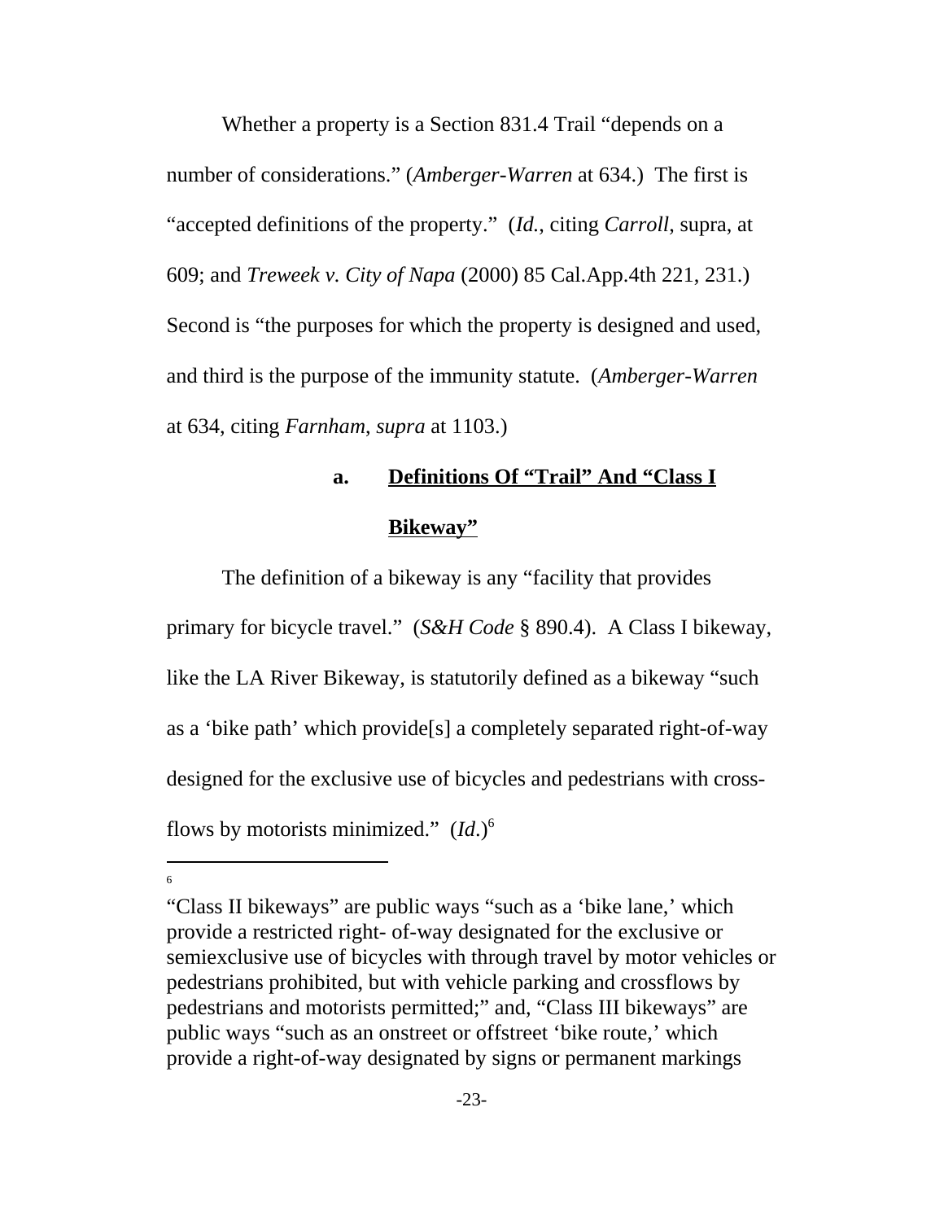Whether a property is a Section 831.4 Trail "depends on a number of considerations." (*Amberger-Warren* at 634.) The first is "accepted definitions of the property." (*Id.*, citing *Carroll*, supra, at 609; and *Treweek v. City of Napa* (2000) 85 Cal.App.4th 221, 231.) Second is "the purposes for which the property is designed and used, and third is the purpose of the immunity statute. (*Amberger-Warren* at 634, citing *Farnham*, *supra* at 1103.)

**a. <u>Definitions Of "Trail" And "Class I Bikeway"</u>**

The definition of a bikeway is any "facility that provides primary for bicycle travel." (*S&H Code* § 890.4). A Class I bikeway, like the LA River Bikeway, is statutorily defined as a bikeway "such as a 'bike path' which provide[s] a completely separated right-of-way designed for the exclusive use of bicycles and pedestrians with cross-flows by motorists minimized." (*Id*.)[6]

---

[6] "Class II bikeways" are public ways "such as a 'bike lane,' which provide a restricted right- of-way designated for the exclusive or semiexclusive use of bicycles with through travel by motor vehicles or pedestrians prohibited, but with vehicle parking and crossflows by pedestrians and motorists permitted;" and, "Class III bikeways" are public ways "such as an onstreet or offstreet 'bike route,' which provide a right-of-way designated by signs or permanent markings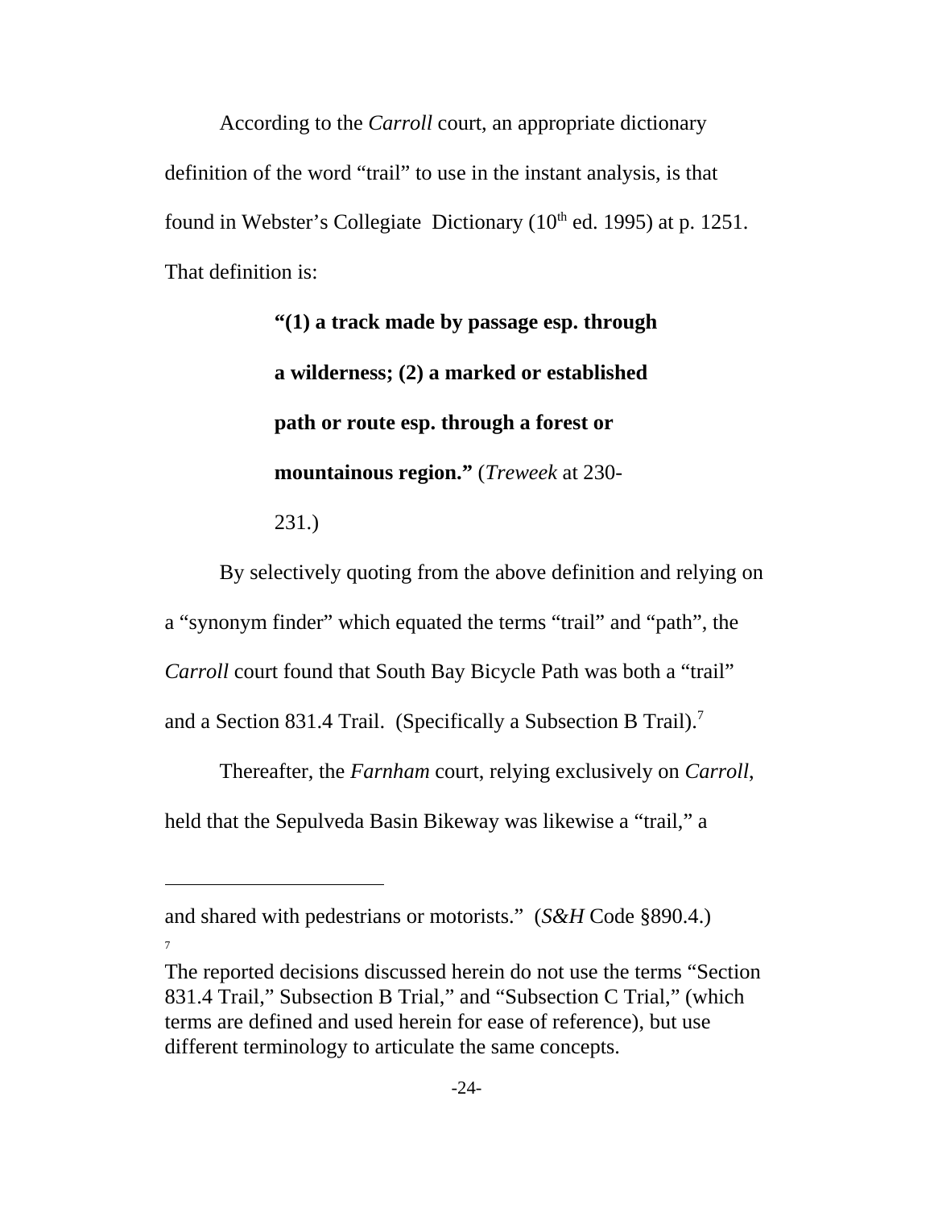According to the *Carroll* court, an appropriate dictionary definition of the word "trail" to use in the instant analysis, is that found in Webster's Collegiate Dictionary (10th ed. 1995) at p. 1251. That definition is:

> **"(1) a track made by passage esp. through a wilderness; (2) a marked or established path or route esp. through a forest or mountainous region."** (*Treweek* at 230-231.)

By selectively quoting from the above definition and relying on a "synonym finder" which equated the terms "trail" and "path", the *Carroll* court found that South Bay Bicycle Path was both a "trail" and a Section 831.4 Trail. (Specifically a Subsection B Trail).[7]

Thereafter, the *Farnham* court, relying exclusively on *Carroll*, held that the Sepulveda Basin Bikeway was likewise a "trail," a

---

and shared with pedestrians or motorists." (*S&H* Code §890.4.)

[7] The reported decisions discussed herein do not use the terms "Section 831.4 Trail," Subsection B Trial," and "Subsection C Trial," (which terms are defined and used herein for ease of reference), but use different terminology to articulate the same concepts.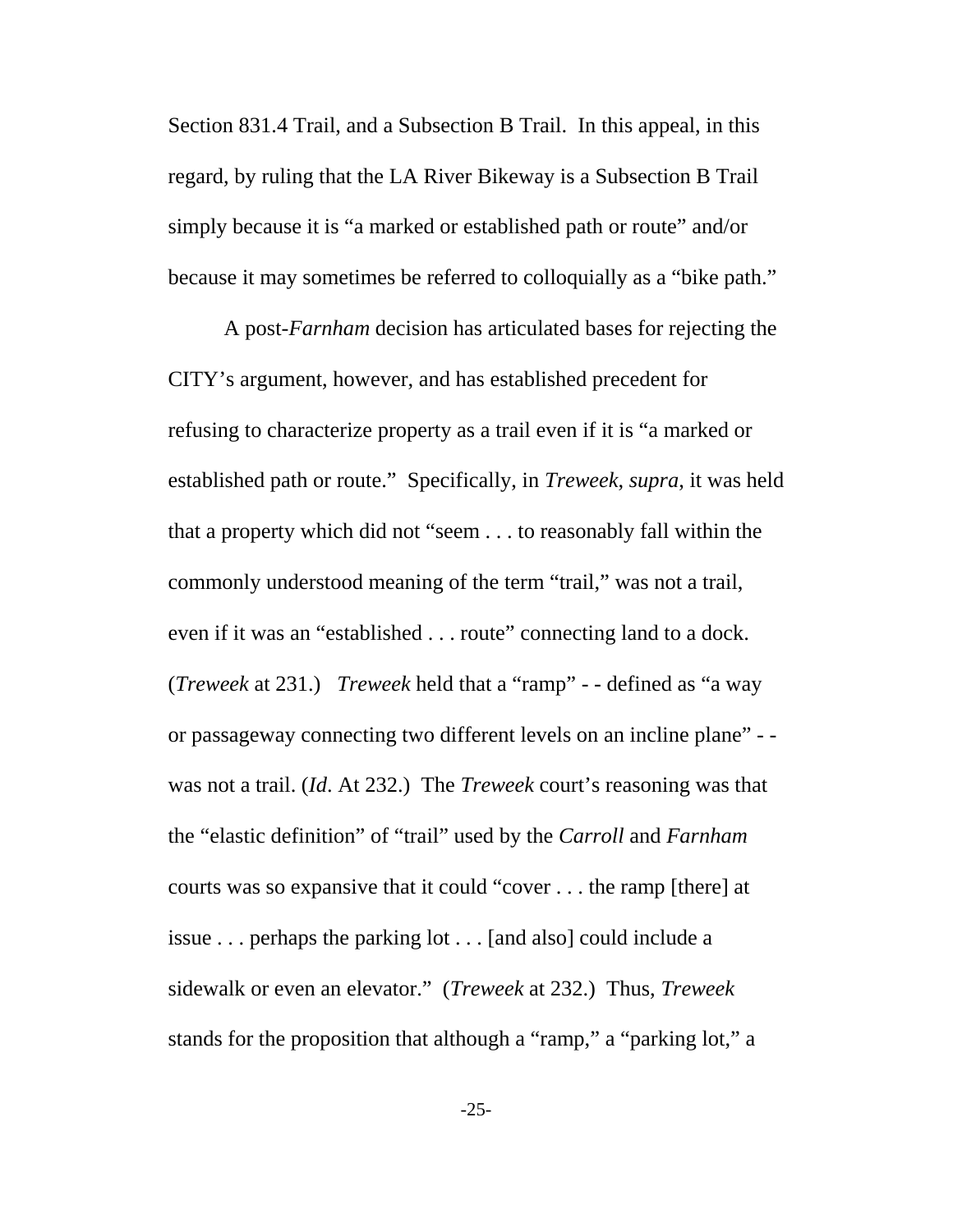Section 831.4 Trail, and a Subsection B Trail. In this appeal, in this regard, by ruling that the LA River Bikeway is a Subsection B Trail simply because it is "a marked or established path or route" and/or because it may sometimes be referred to colloquially as a "bike path."

A post-*Farnham* decision has articulated bases for rejecting the CITY's argument, however, and has established precedent for refusing to characterize property as a trail even if it is "a marked or established path or route." Specifically, in *Treweek, supra*, it was held that a property which did not "seem . . . to reasonably fall within the commonly understood meaning of the term "trail," was not a trail, even if it was an "established . . . route" connecting land to a dock. (*Treweek* at 231.) *Treweek* held that a "ramp" - - defined as "a way or passageway connecting two different levels on an incline plane" - - was not a trail. (*Id*. At 232.) The *Treweek* court's reasoning was that the "elastic definition" of "trail" used by the *Carroll* and *Farnham* courts was so expansive that it could "cover . . . the ramp [there] at issue . . . perhaps the parking lot . . . [and also] could include a sidewalk or even an elevator." (*Treweek* at 232.) Thus, *Treweek* stands for the proposition that although a "ramp," a "parking lot," a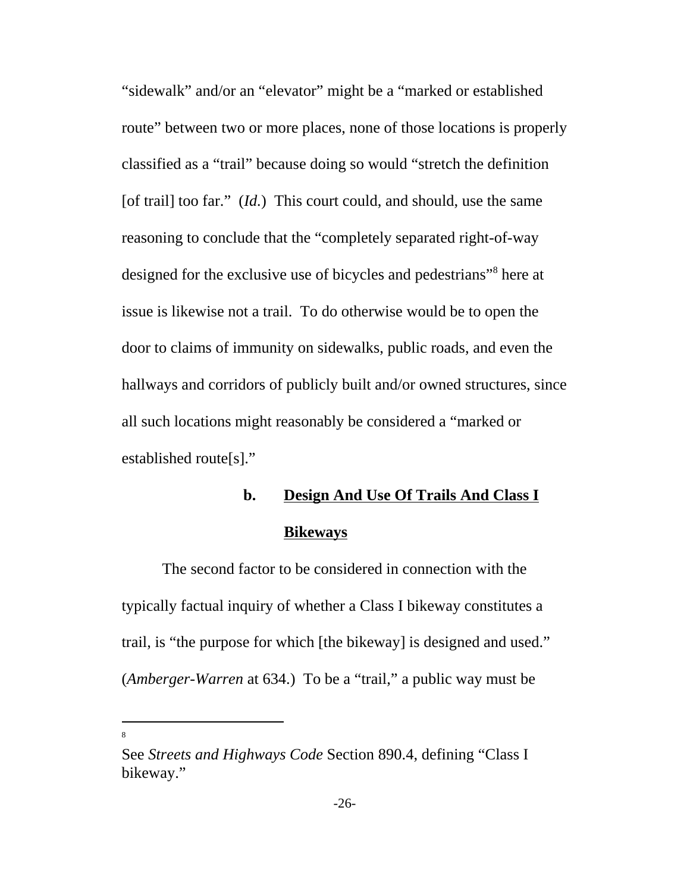"sidewalk" and/or an "elevator" might be a "marked or established route" between two or more places, none of those locations is properly classified as a "trail" because doing so would "stretch the definition [of trail] too far." (*Id.*) This court could, and should, use the same reasoning to conclude that the "completely separated right-of-way designed for the exclusive use of bicycles and pedestrians"[8] here at issue is likewise not a trail. To do otherwise would be to open the door to claims of immunity on sidewalks, public roads, and even the hallways and corridors of publicly built and/or owned structures, since all such locations might reasonably be considered a "marked or established route[s]."

**b. Design And Use Of Trails And Class I Bikeways**

The second factor to be considered in connection with the typically factual inquiry of whether a Class I bikeway constitutes a trail, is "the purpose for which [the bikeway] is designed and used." (*Amberger-Warren* at 634.) To be a "trail," a public way must be

---

[8] See *Streets and Highways Code* Section 890.4, defining "Class I bikeway."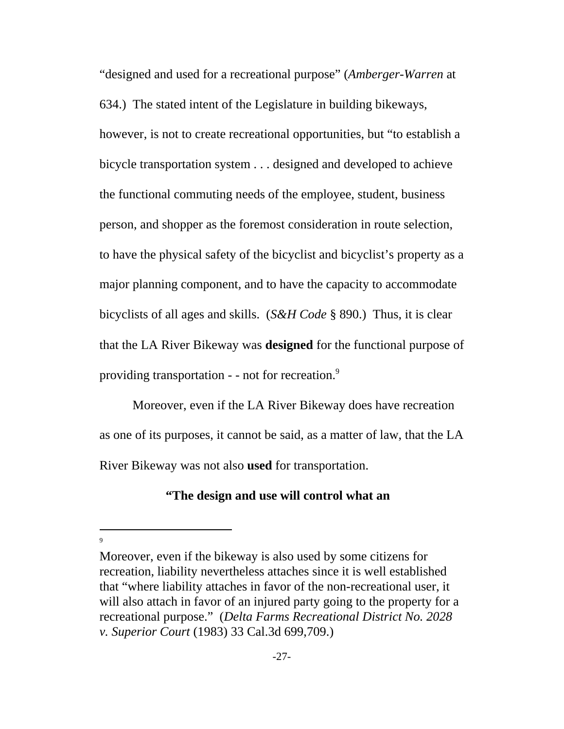"designed and used for a recreational purpose" (*Amberger-Warren* at 634.) The stated intent of the Legislature in building bikeways, however, is not to create recreational opportunities, but "to establish a bicycle transportation system . . . designed and developed to achieve the functional commuting needs of the employee, student, business person, and shopper as the foremost consideration in route selection, to have the physical safety of the bicyclist and bicyclist's property as a major planning component, and to have the capacity to accommodate bicyclists of all ages and skills. (*S&H Code* § 890.) Thus, it is clear that the LA River Bikeway was **designed** for the functional purpose of providing transportation - - not for recreation.[9]

Moreover, even if the LA River Bikeway does have recreation as one of its purposes, it cannot be said, as a matter of law, that the LA River Bikeway was not also **used** for transportation.

**"The design and use will control what an**

---

[9] Moreover, even if the bikeway is also used by some citizens for recreation, liability nevertheless attaches since it is well established that "where liability attaches in favor of the non-recreational user, it will also attach in favor of an injured party going to the property for a recreational purpose." (*Delta Farms Recreational District No. 2028 v. Superior Court* (1983) 33 Cal.3d 699,709.)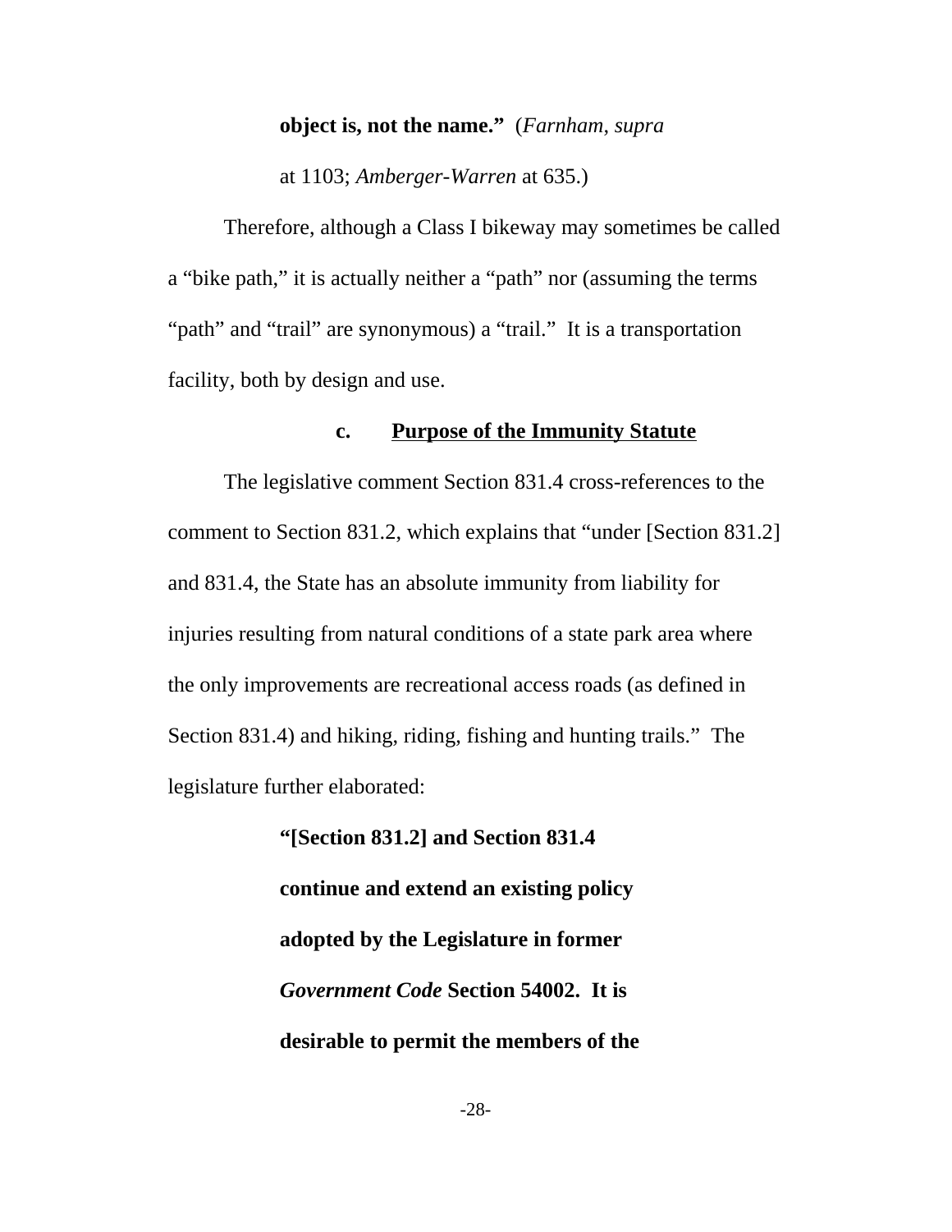> **object is, not the name."** (*Farnham*, *supra* at 1103; *Amberger-Warren* at 635.)

Therefore, although a Class I bikeway may sometimes be called a "bike path," it is actually neither a "path" nor (assuming the terms "path" and "trail" are synonymous) a "trail." It is a transportation facility, both by design and use.

### c. Purpose of the Immunity Statute

The legislative comment Section 831.4 cross-references to the comment to Section 831.2, which explains that "under [Section 831.2] and 831.4, the State has an absolute immunity from liability for injuries resulting from natural conditions of a state park area where the only improvements are recreational access roads (as defined in Section 831.4) and hiking, riding, fishing and hunting trails." The legislature further elaborated:

> **"[Section 831.2] and Section 831.4 continue and extend an existing policy adopted by the Legislature in former *Government Code* Section 54002. It is desirable to permit the members of the**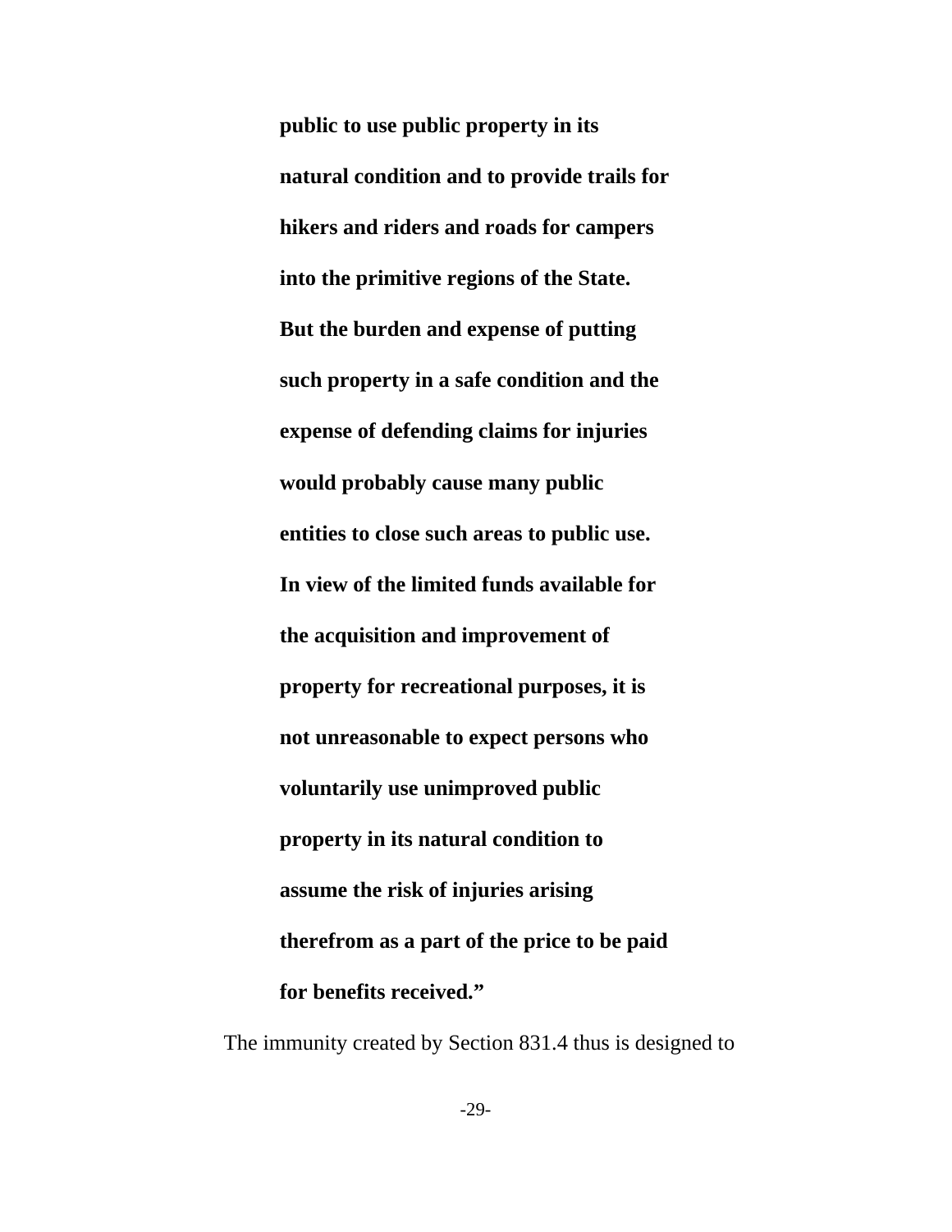> **public to use public property in its natural condition and to provide trails for hikers and riders and roads for campers into the primitive regions of the State. But the burden and expense of putting such property in a safe condition and the expense of defending claims for injuries would probably cause many public entities to close such areas to public use. In view of the limited funds available for the acquisition and improvement of property for recreational purposes, it is not unreasonable to expect persons who voluntarily use unimproved public property in its natural condition to assume the risk of injuries arising therefrom as a part of the price to be paid for benefits received.”**

The immunity created by Section 831.4 thus is designed to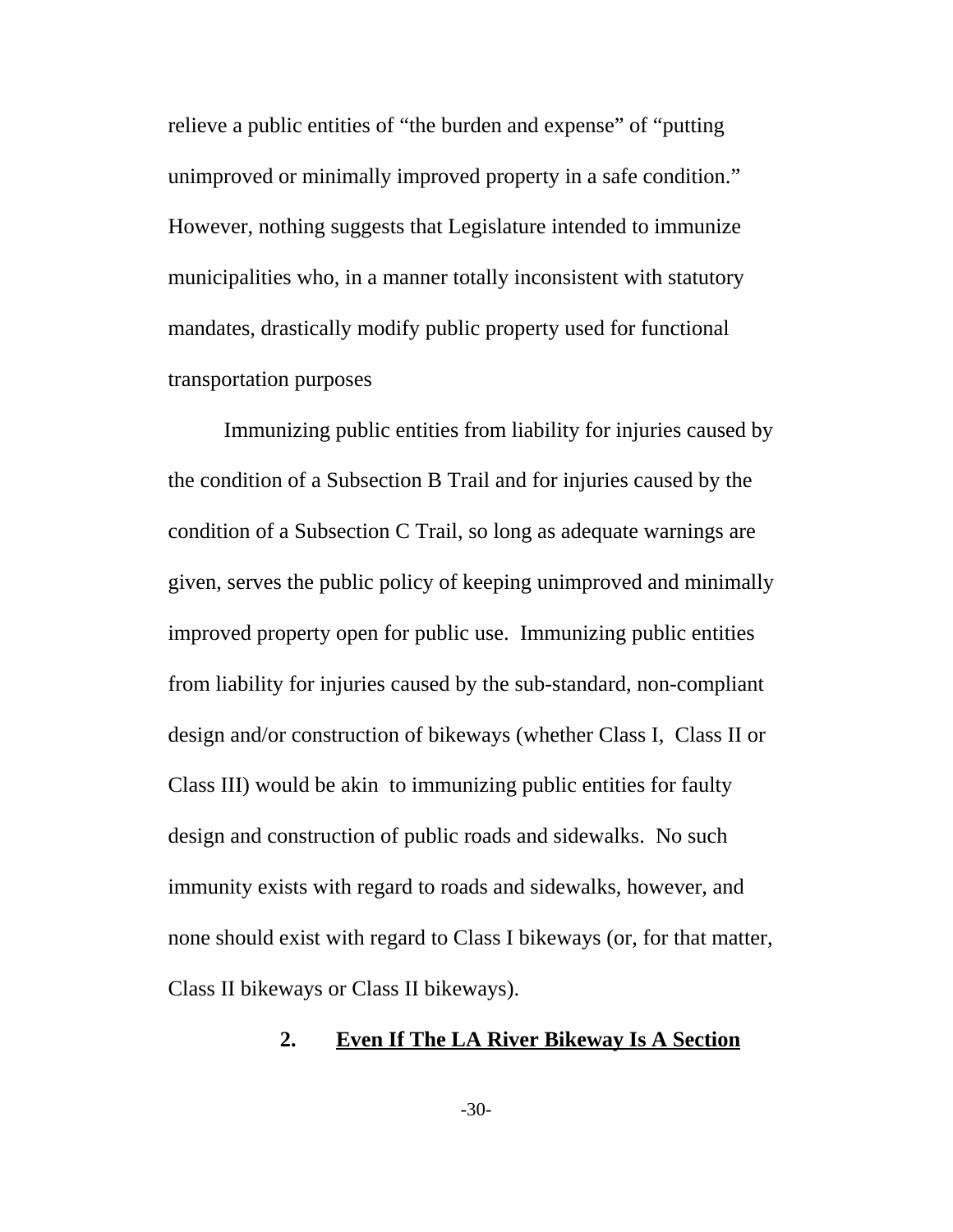relieve a public entities of "the burden and expense" of "putting unimproved or minimally improved property in a safe condition." However, nothing suggests that Legislature intended to immunize municipalities who, in a manner totally inconsistent with statutory mandates, drastically modify public property used for functional transportation purposes

Immunizing public entities from liability for injuries caused by the condition of a Subsection B Trail and for injuries caused by the condition of a Subsection C Trail, so long as adequate warnings are given, serves the public policy of keeping unimproved and minimally improved property open for public use. Immunizing public entities from liability for injuries caused by the sub-standard, non-compliant design and/or construction of bikeways (whether Class I, Class II or Class III) would be akin to immunizing public entities for faulty design and construction of public roads and sidewalks. No such immunity exists with regard to roads and sidewalks, however, and none should exist with regard to Class I bikeways (or, for that matter, Class II bikeways or Class II bikeways).

**2. <u>Even If The LA River Bikeway Is A Section</u>**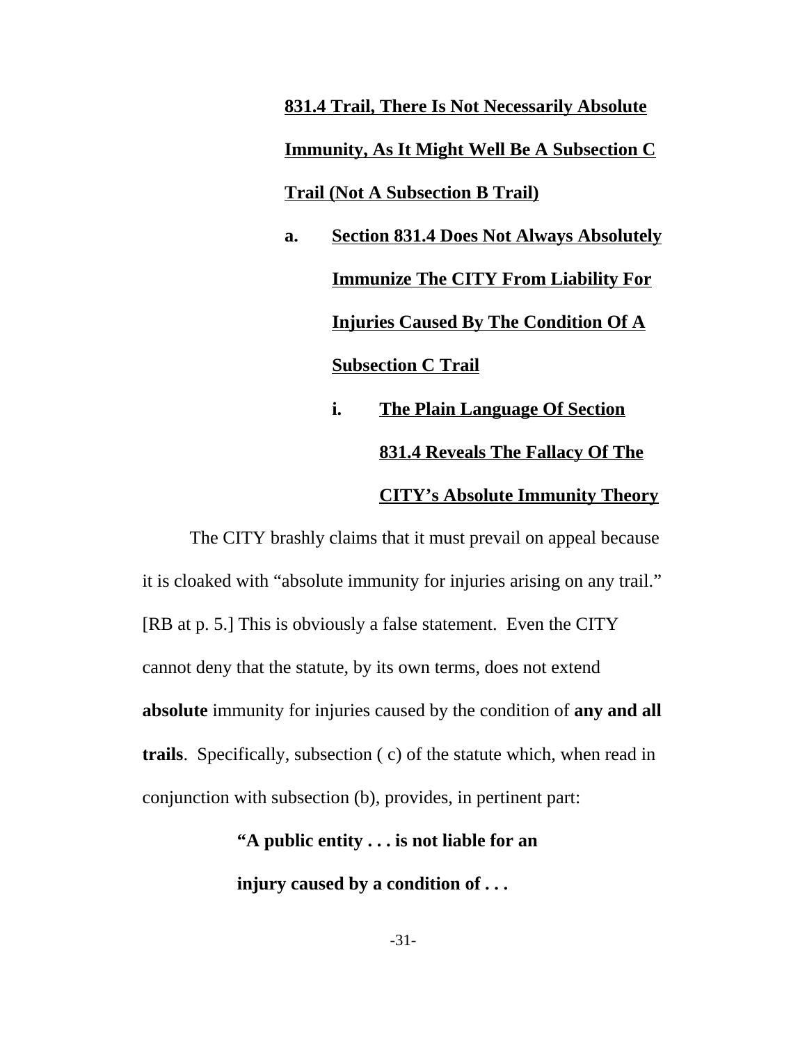**831.4 Trail, There Is Not Necessarily Absolute Immunity, As It Might Well Be A Subsection C Trail (Not A Subsection B Trail)**

**a. Section 831.4 Does Not Always Absolutely Immunize The CITY From Liability For Injuries Caused By The Condition Of A Subsection C Trail**

**i. The Plain Language Of Section 831.4 Reveals The Fallacy Of The CITY's Absolute Immunity Theory**

The CITY brashly claims that it must prevail on appeal because it is cloaked with "absolute immunity for injuries arising on any trail." [RB at p. 5.] This is obviously a false statement. Even the CITY cannot deny that the statute, by its own terms, does not extend **absolute** immunity for injuries caused by the condition of **any and all trails**. Specifically, subsection ( c) of the statute which, when read in conjunction with subsection (b), provides, in pertinent part:

> **"A public entity . . . is not liable for an injury caused by a condition of . . .**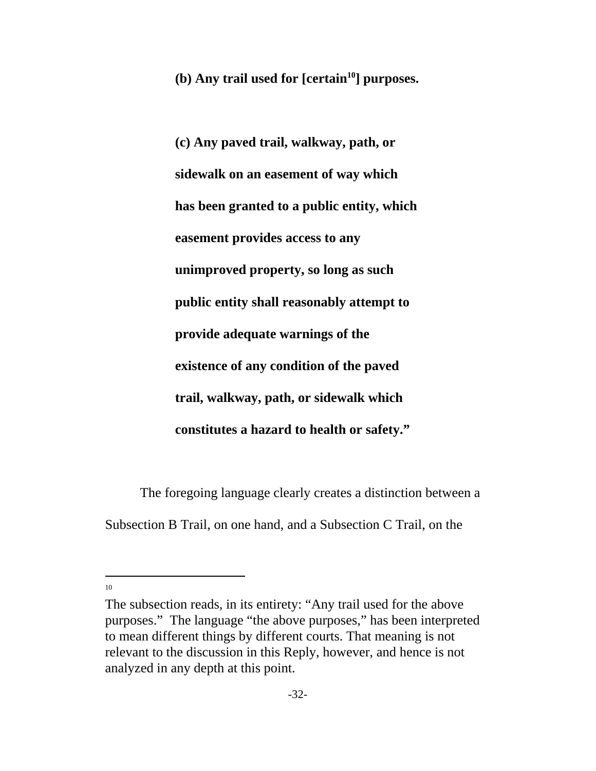**(b) Any trail used for [certain[10]] purposes.**

**(c) Any paved trail, walkway, path, or sidewalk on an easement of way which has been granted to a public entity, which easement provides access to any unimproved property, so long as such public entity shall reasonably attempt to provide adequate warnings of the existence of any condition of the paved trail, walkway, path, or sidewalk which constitutes a hazard to health or safety."**

The foregoing language clearly creates a distinction between a Subsection B Trail, on one hand, and a Subsection C Trail, on the

---

[10] The subsection reads, in its entirety: "Any trail used for the above purposes." The language "the above purposes," has been interpreted to mean different things by different courts. That meaning is not relevant to the discussion in this Reply, however, and hence is not analyzed in any depth at this point.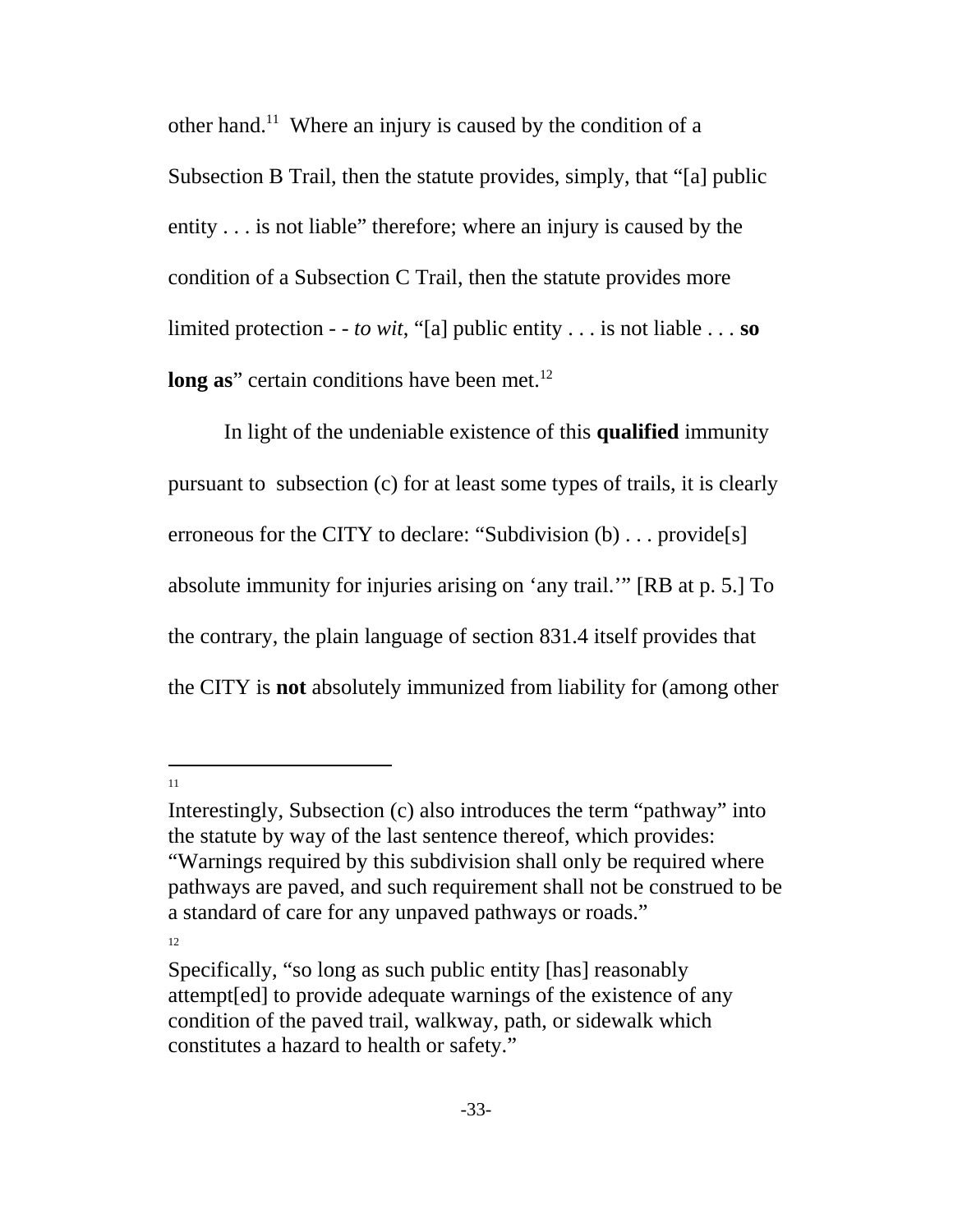other hand.[11] Where an injury is caused by the condition of a Subsection B Trail, then the statute provides, simply, that "[a] public entity . . . is not liable" therefore; where an injury is caused by the condition of a Subsection C Trail, then the statute provides more limited protection - - *to wit*, "[a] public entity . . . is not liable . . . **so long as**" certain conditions have been met.[12]

In light of the undeniable existence of this **qualified** immunity pursuant to subsection (c) for at least some types of trails, it is clearly erroneous for the CITY to declare: "Subdivision (b) . . . provide[s] absolute immunity for injuries arising on 'any trail.'" [RB at p. 5.] To the contrary, the plain language of section 831.4 itself provides that the CITY is **not** absolutely immunized from liability for (among other

---

[11] Interestingly, Subsection (c) also introduces the term "pathway" into the statute by way of the last sentence thereof, which provides: "Warnings required by this subdivision shall only be required where pathways are paved, and such requirement shall not be construed to be a standard of care for any unpaved pathways or roads."

[12] Specifically, "so long as such public entity [has] reasonably attempt[ed] to provide adequate warnings of the existence of any condition of the paved trail, walkway, path, or sidewalk which constitutes a hazard to health or safety."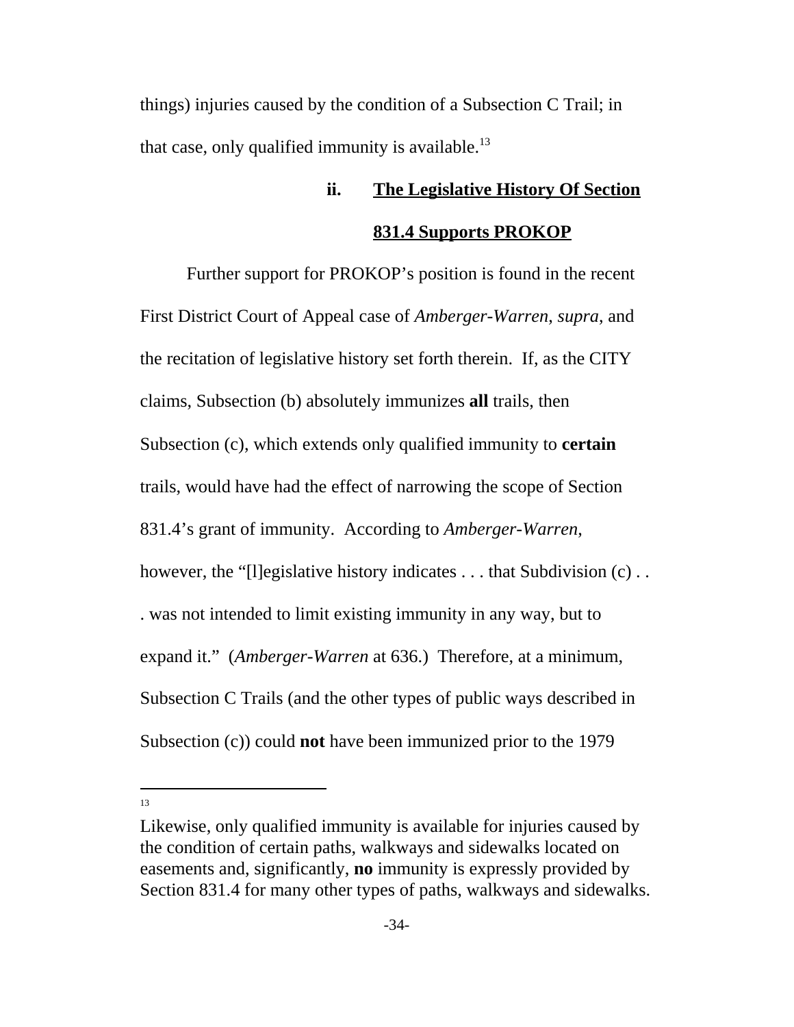things) injuries caused by the condition of a Subsection C Trail; in that case, only qualified immunity is available.[13]

### ii. **The Legislative History Of Section 831.4 Supports PROKOP**

Further support for PROKOP's position is found in the recent First District Court of Appeal case of *Amberger-Warren*, *supra*, and the recitation of legislative history set forth therein. If, as the CITY claims, Subsection (b) absolutely immunizes **all** trails, then Subsection (c), which extends only qualified immunity to **certain** trails, would have had the effect of narrowing the scope of Section 831.4's grant of immunity. According to *Amberger-Warren*, however, the "[l]egislative history indicates . . . that Subdivision (c) . . . was not intended to limit existing immunity in any way, but to expand it." (*Amberger-Warren* at 636.) Therefore, at a minimum, Subsection C Trails (and the other types of public ways described in Subsection (c)) could **not** have been immunized prior to the 1979

---

[13] Likewise, only qualified immunity is available for injuries caused by the condition of certain paths, walkways and sidewalks located on easements and, significantly, **no** immunity is expressly provided by Section 831.4 for many other types of paths, walkways and sidewalks.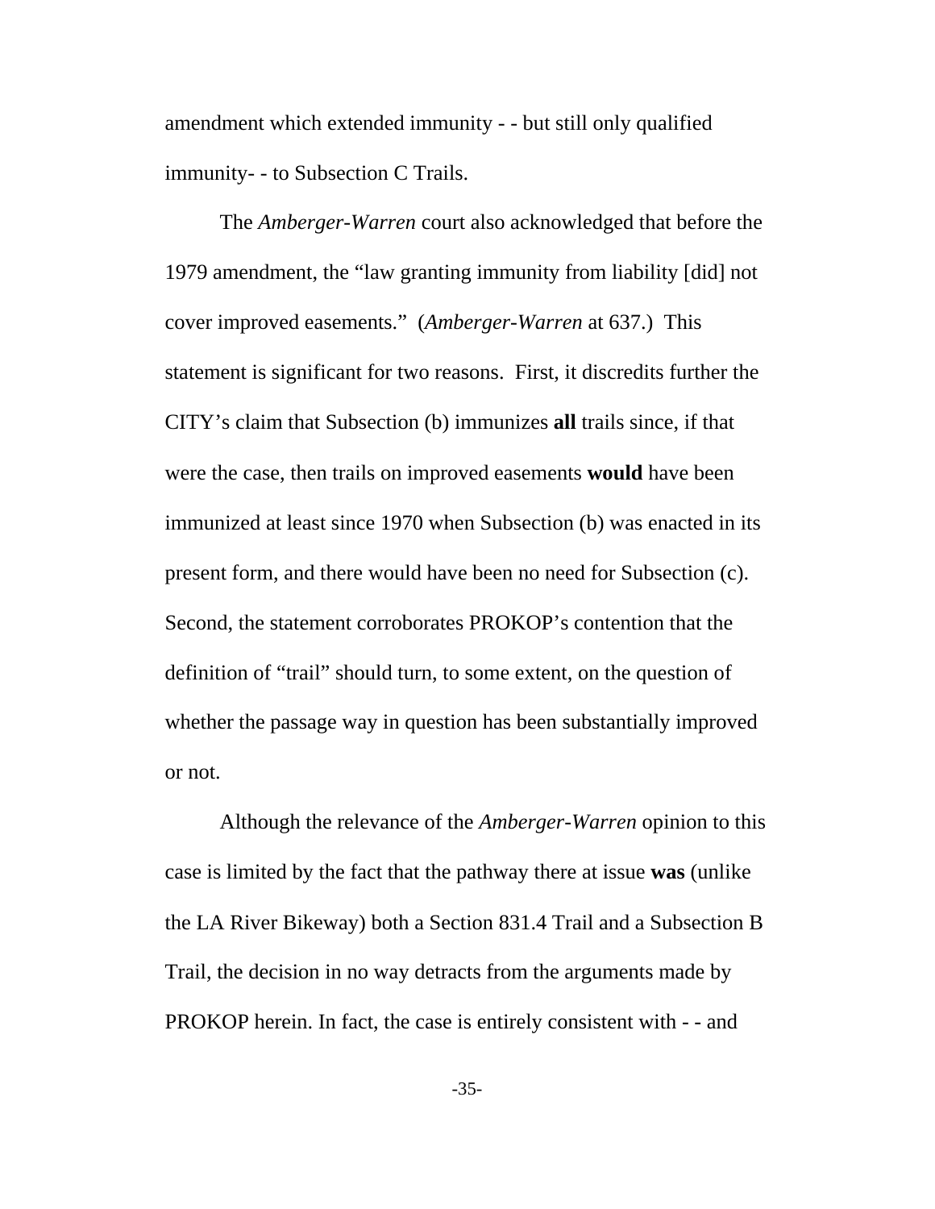amendment which extended immunity - - but still only qualified immunity- - to Subsection C Trails.

The *Amberger-Warren* court also acknowledged that before the 1979 amendment, the "law granting immunity from liability [did] not cover improved easements." (*Amberger-Warren* at 637.) This statement is significant for two reasons. First, it discredits further the CITY's claim that Subsection (b) immunizes **all** trails since, if that were the case, then trails on improved easements **would** have been immunized at least since 1970 when Subsection (b) was enacted in its present form, and there would have been no need for Subsection (c). Second, the statement corroborates PROKOP's contention that the definition of "trail" should turn, to some extent, on the question of whether the passage way in question has been substantially improved or not.

Although the relevance of the *Amberger-Warren* opinion to this case is limited by the fact that the pathway there at issue **was** (unlike the LA River Bikeway) both a Section 831.4 Trail and a Subsection B Trail, the decision in no way detracts from the arguments made by PROKOP herein. In fact, the case is entirely consistent with - - and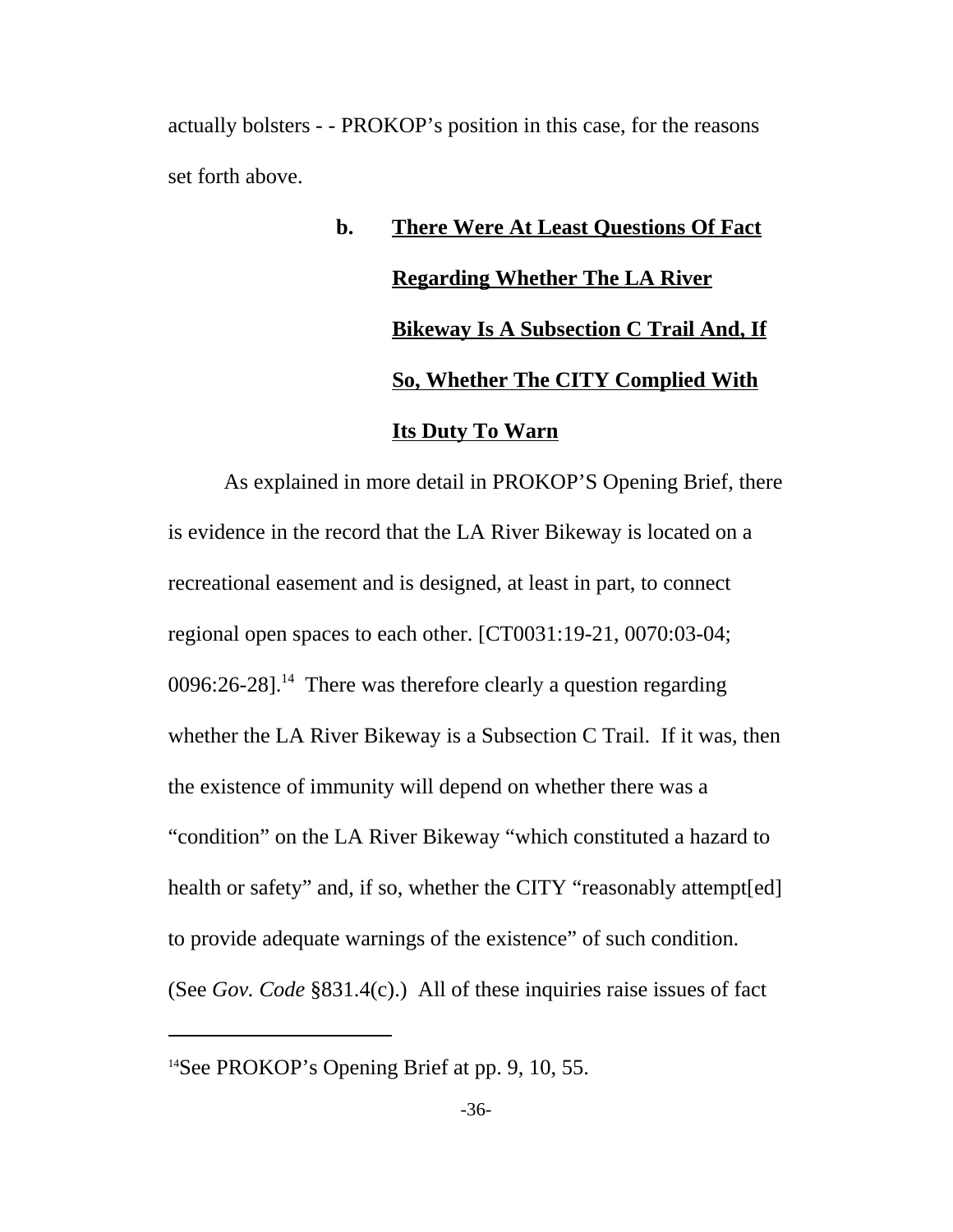actually bolsters - - PROKOP's position in this case, for the reasons set forth above.

#### b. <u>There Were At Least Questions Of Fact Regarding Whether The LA River Bikeway Is A Subsection C Trail And, If So, Whether The CITY Complied With Its Duty To Warn</u>

As explained in more detail in PROKOP'S Opening Brief, there is evidence in the record that the LA River Bikeway is located on a recreational easement and is designed, at least in part, to connect regional open spaces to each other. [CT0031:19-21, 0070:03-04; 0096:26-28].[14] There was therefore clearly a question regarding whether the LA River Bikeway is a Subsection C Trail. If it was, then the existence of immunity will depend on whether there was a "condition" on the LA River Bikeway "which constituted a hazard to health or safety" and, if so, whether the CITY "reasonably attempt[ed] to provide adequate warnings of the existence" of such condition. (See *Gov. Code* §831.4(c).) All of these inquiries raise issues of fact

---

[14]See PROKOP's Opening Brief at pp. 9, 10, 55.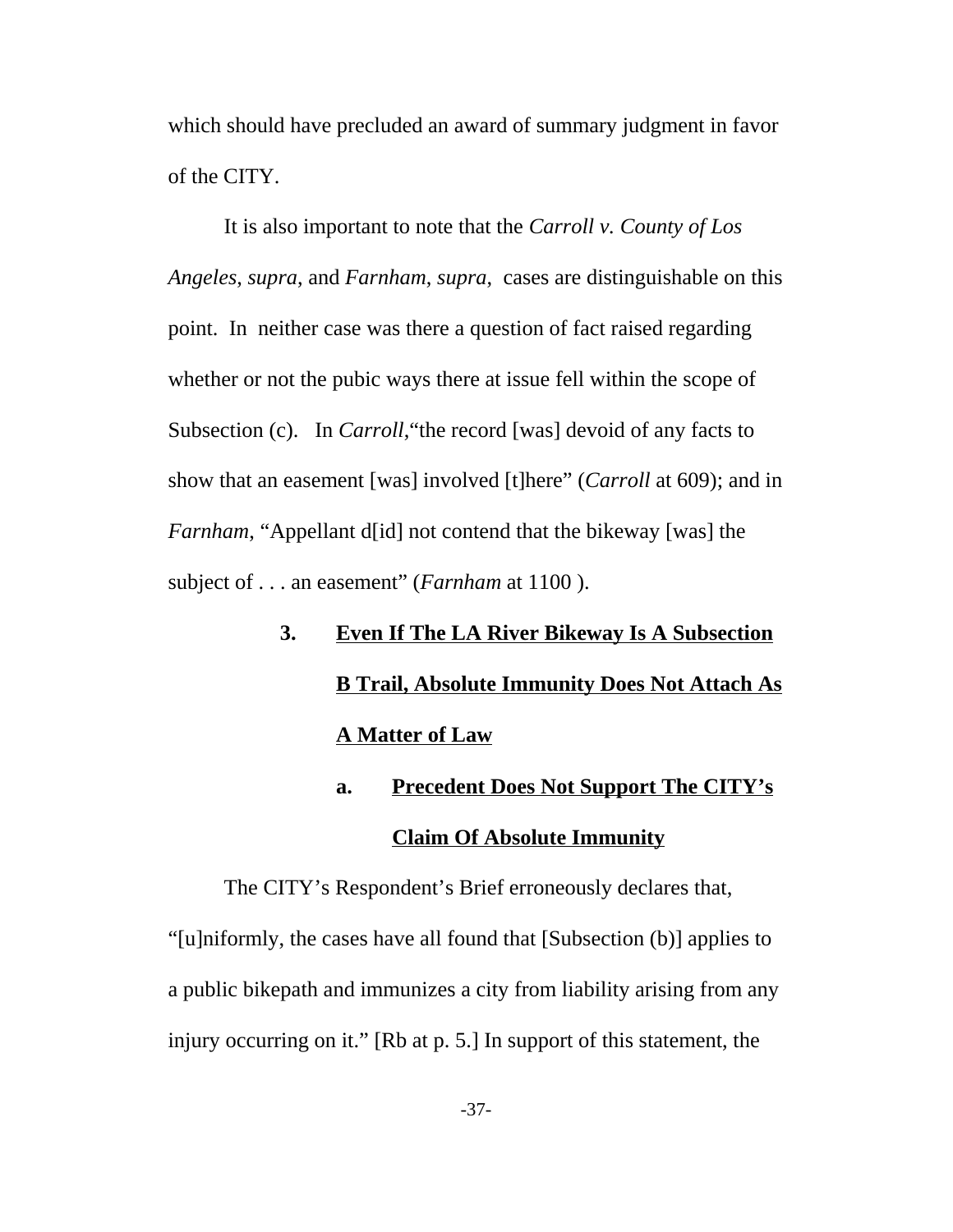which should have precluded an award of summary judgment in favor of the CITY.

It is also important to note that the *Carroll v. County of Los Angeles*, *supra*, and *Farnham*, *supra*, cases are distinguishable on this point. In neither case was there a question of fact raised regarding whether or not the pubic ways there at issue fell within the scope of Subsection (c). In *Carroll*,"the record [was] devoid of any facts to show that an easement [was] involved [t]here" (*Carroll* at 609); and in *Farnham*, "Appellant d[id] not contend that the bikeway [was] the subject of . . . an easement" (*Farnham* at 1100 ).

### 3. <u>Even If The LA River Bikeway Is A Subsection B Trail, Absolute Immunity Does Not Attach As A Matter of Law</u>

#### a. <u>Precedent Does Not Support The CITY's Claim Of Absolute Immunity</u>

The CITY's Respondent's Brief erroneously declares that, "[u]niformly, the cases have all found that [Subsection (b)] applies to a public bikepath and immunizes a city from liability arising from any injury occurring on it." [Rb at p. 5.] In support of this statement, the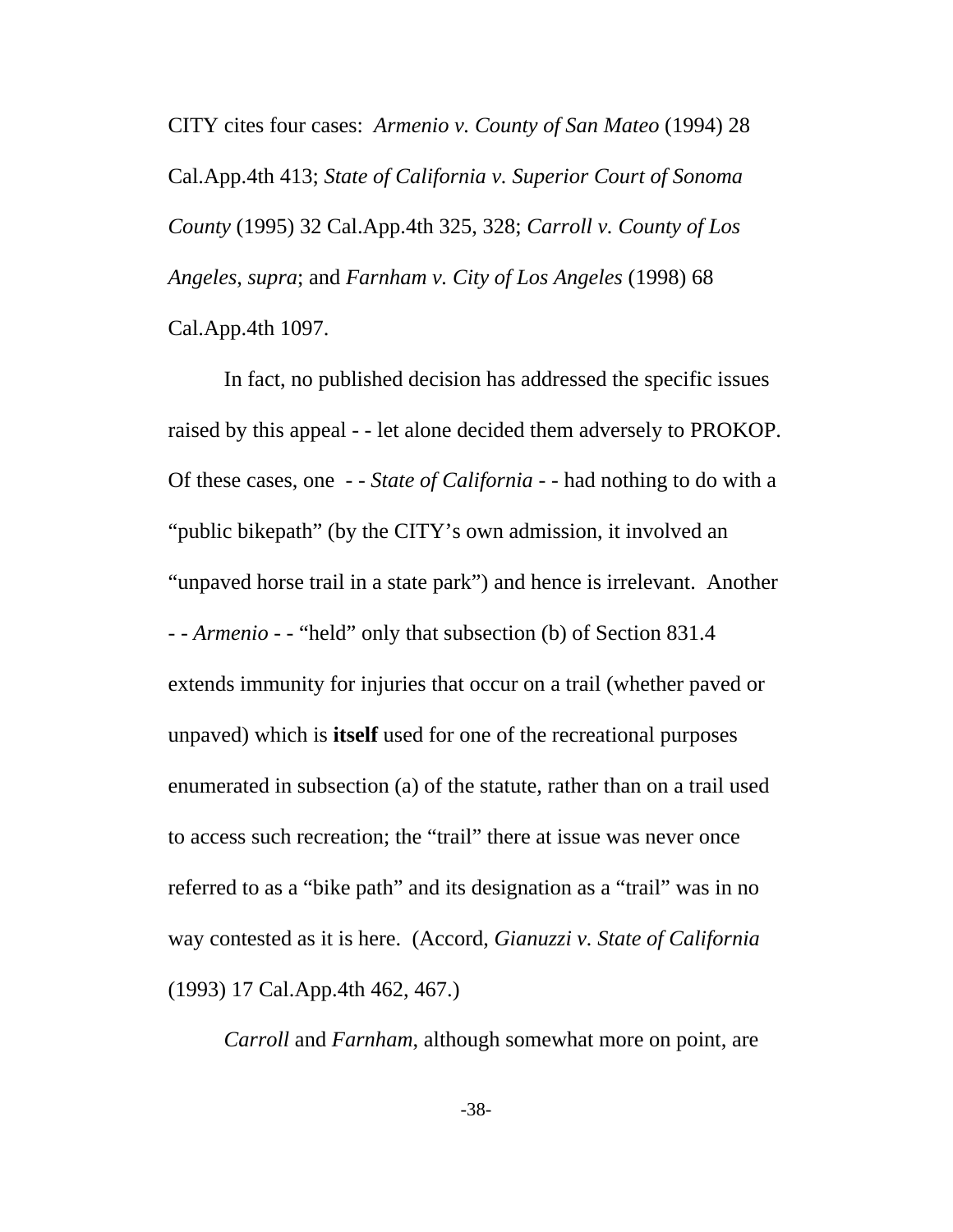CITY cites four cases: *Armenio v. County of San Mateo* (1994) 28 Cal.App.4th 413; *State of California v. Superior Court of Sonoma County* (1995) 32 Cal.App.4th 325, 328; *Carroll v. County of Los Angeles, supra*; and *Farnham v. City of Los Angeles* (1998) 68 Cal.App.4th 1097.

In fact, no published decision has addressed the specific issues raised by this appeal - - let alone decided them adversely to PROKOP. Of these cases, one - - *State of California* - - had nothing to do with a "public bikepath" (by the CITY's own admission, it involved an "unpaved horse trail in a state park") and hence is irrelevant. Another - - *Armenio* - - "held" only that subsection (b) of Section 831.4 extends immunity for injuries that occur on a trail (whether paved or unpaved) which is **itself** used for one of the recreational purposes enumerated in subsection (a) of the statute, rather than on a trail used to access such recreation; the "trail" there at issue was never once referred to as a "bike path" and its designation as a "trail" was in no way contested as it is here. (Accord, *Gianuzzi v. State of California* (1993) 17 Cal.App.4th 462, 467.)

*Carroll* and *Farnham*, although somewhat more on point, are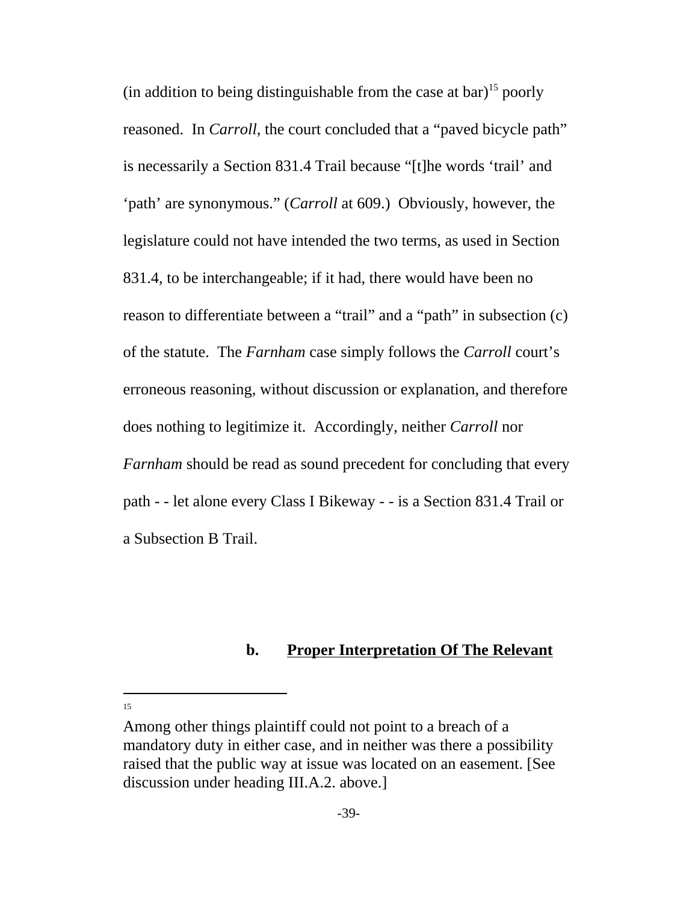(in addition to being distinguishable from the case at bar)[15] poorly reasoned. In *Carroll*, the court concluded that a "paved bicycle path" is necessarily a Section 831.4 Trail because "[t]he words 'trail' and 'path' are synonymous." (*Carroll* at 609.) Obviously, however, the legislature could not have intended the two terms, as used in Section 831.4, to be interchangeable; if it had, there would have been no reason to differentiate between a "trail" and a "path" in subsection (c) of the statute. The *Farnham* case simply follows the *Carroll* court's erroneous reasoning, without discussion or explanation, and therefore does nothing to legitimize it. Accordingly, neither *Carroll* nor *Farnham* should be read as sound precedent for concluding that every path - - let alone every Class I Bikeway - - is a Section 831.4 Trail or a Subsection B Trail.

**b. <u>Proper Interpretation Of The Relevant</u>**

---

[15] Among other things plaintiff could not point to a breach of a mandatory duty in either case, and in neither was there a possibility raised that the public way at issue was located on an easement. [See discussion under heading III.A.2. above.]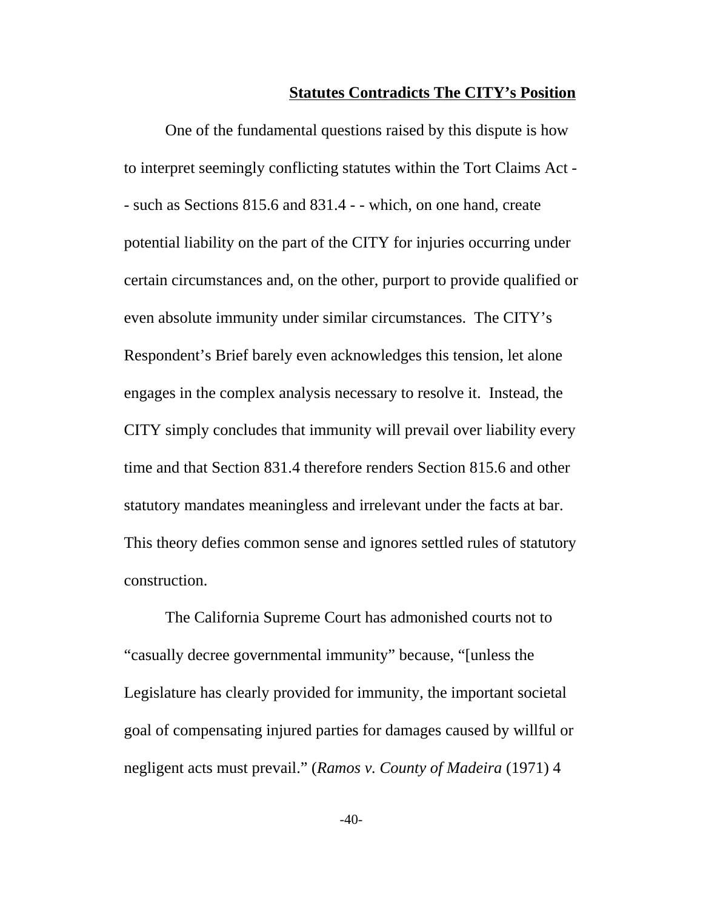**Statutes Contradicts The CITY's Position**

One of the fundamental questions raised by this dispute is how to interpret seemingly conflicting statutes within the Tort Claims Act - - such as Sections 815.6 and 831.4 - - which, on one hand, create potential liability on the part of the CITY for injuries occurring under certain circumstances and, on the other, purport to provide qualified or even absolute immunity under similar circumstances. The CITY's Respondent's Brief barely even acknowledges this tension, let alone engages in the complex analysis necessary to resolve it. Instead, the CITY simply concludes that immunity will prevail over liability every time and that Section 831.4 therefore renders Section 815.6 and other statutory mandates meaningless and irrelevant under the facts at bar. This theory defies common sense and ignores settled rules of statutory construction.

The California Supreme Court has admonished courts not to "casually decree governmental immunity" because, "[unless the Legislature has clearly provided for immunity, the important societal goal of compensating injured parties for damages caused by willful or negligent acts must prevail." (*Ramos v. County of Madeira* (1971) 4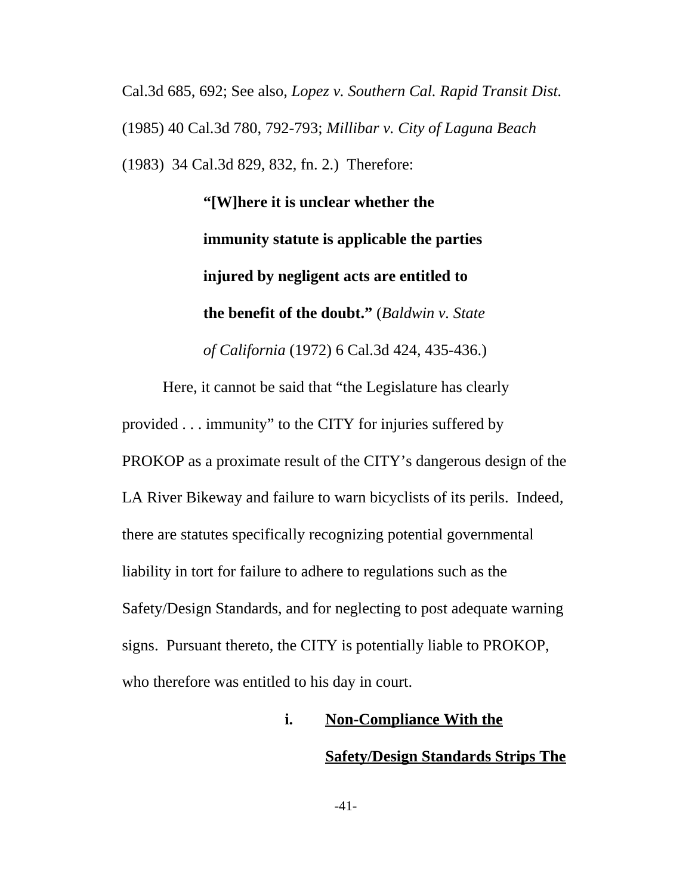Cal.3d 685, 692; See also, *Lopez v. Southern Cal. Rapid Transit Dist.* (1985) 40 Cal.3d 780, 792-793; *Millibar v. City of Laguna Beach* (1983) 34 Cal.3d 829, 832, fn. 2.) Therefore:

> **"[W]here it is unclear whether the immunity statute is applicable the parties injured by negligent acts are entitled to the benefit of the doubt."** (*Baldwin v. State of California* (1972) 6 Cal.3d 424, 435-436.)

Here, it cannot be said that "the Legislature has clearly provided . . . immunity" to the CITY for injuries suffered by PROKOP as a proximate result of the CITY's dangerous design of the LA River Bikeway and failure to warn bicyclists of its perils. Indeed, there are statutes specifically recognizing potential governmental liability in tort for failure to adhere to regulations such as the Safety/Design Standards, and for neglecting to post adequate warning signs. Pursuant thereto, the CITY is potentially liable to PROKOP, who therefore was entitled to his day in court.

**i. <u>Non-Compliance With the Safety/Design Standards Strips The</u>**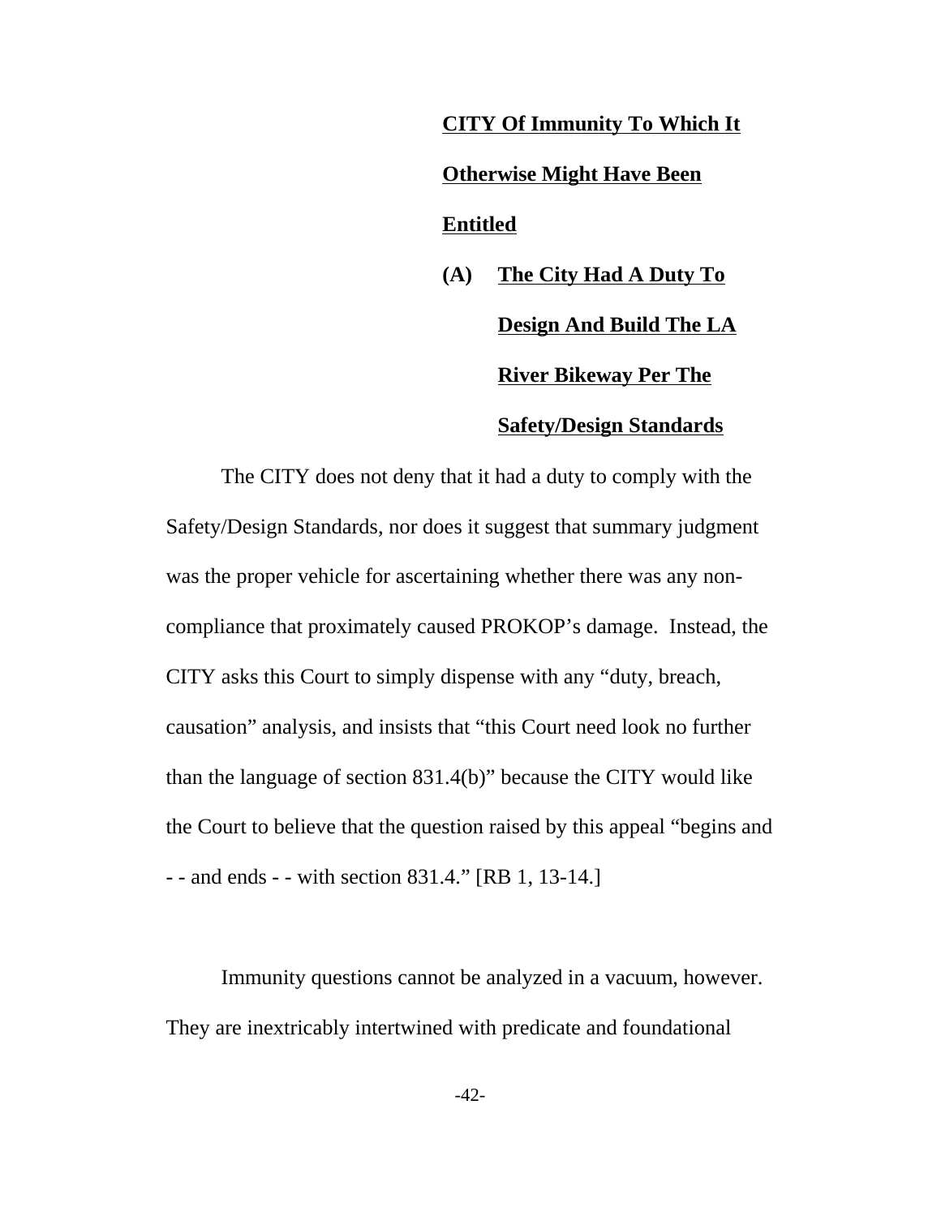**CITY Of Immunity To Which It Otherwise Might Have Been Entitled**

**(A) The City Had A Duty To Design And Build The LA River Bikeway Per The Safety/Design Standards**

The CITY does not deny that it had a duty to comply with the Safety/Design Standards, nor does it suggest that summary judgment was the proper vehicle for ascertaining whether there was any non-compliance that proximately caused PROKOP's damage. Instead, the CITY asks this Court to simply dispense with any "duty, breach, causation" analysis, and insists that "this Court need look no further than the language of section 831.4(b)" because the CITY would like the Court to believe that the question raised by this appeal "begins and - - and ends - - with section 831.4." [RB 1, 13-14.]

Immunity questions cannot be analyzed in a vacuum, however. They are inextricably intertwined with predicate and foundational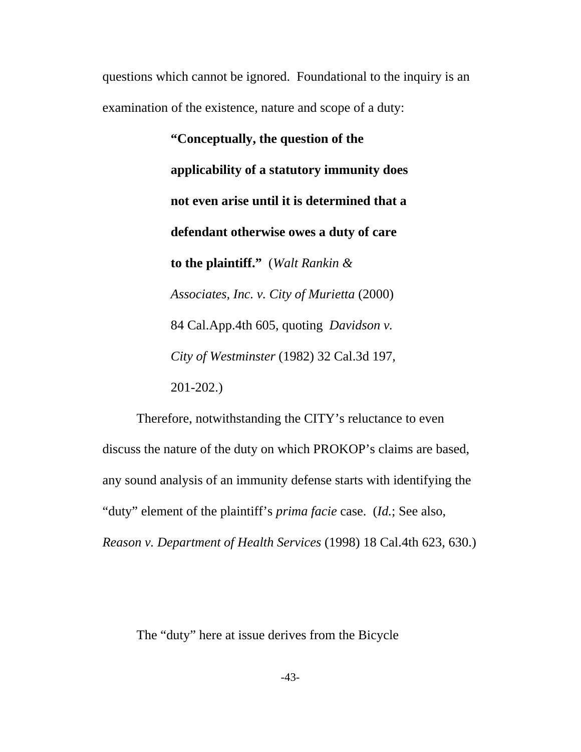questions which cannot be ignored. Foundational to the inquiry is an examination of the existence, nature and scope of a duty:

> **"Conceptually, the question of the applicability of a statutory immunity does not even arise until it is determined that a defendant otherwise owes a duty of care to the plaintiff."** (*Walt Rankin & Associates, Inc. v. City of Murietta* (2000) 84 Cal.App.4th 605, quoting *Davidson v. City of Westminster* (1982) 32 Cal.3d 197, 201-202.)

Therefore, notwithstanding the CITY's reluctance to even discuss the nature of the duty on which PROKOP's claims are based, any sound analysis of an immunity defense starts with identifying the "duty" element of the plaintiff's *prima facie* case. (*Id.*; See also, *Reason v. Department of Health Services* (1998) 18 Cal.4th 623, 630.)

The "duty" here at issue derives from the Bicycle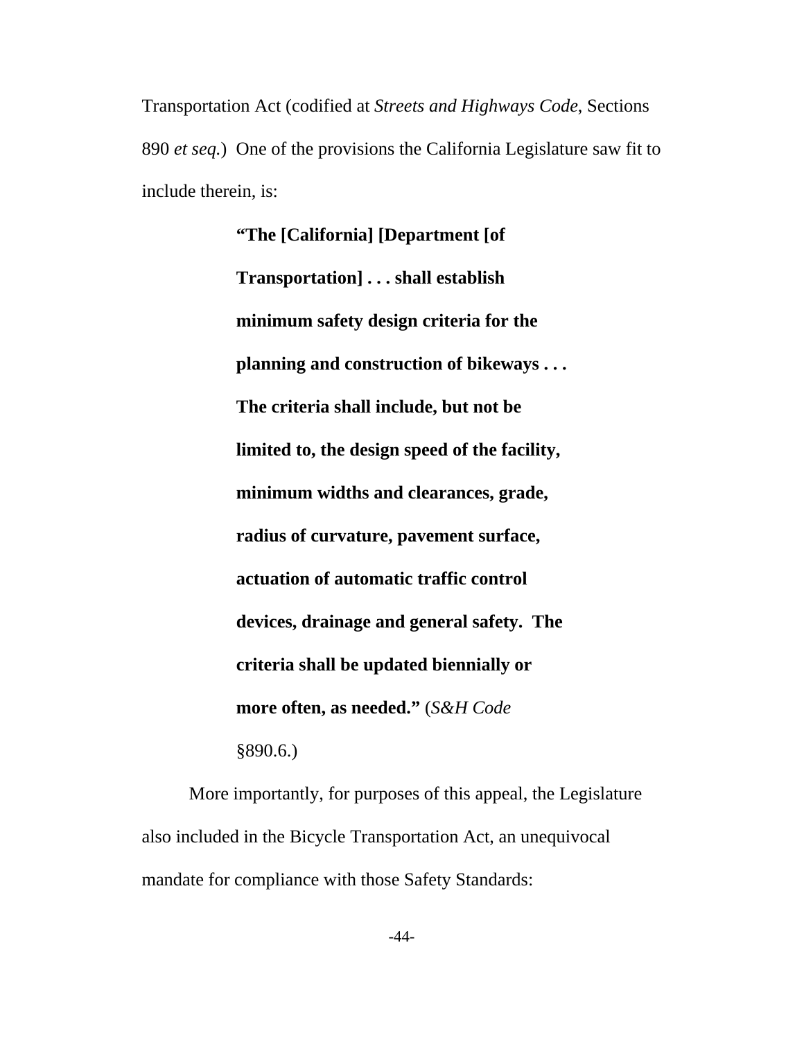Transportation Act (codified at *Streets and Highways Code*, Sections 890 *et seq.*) One of the provisions the California Legislature saw fit to include therein, is:

> **"The [California] [Department [of Transportation] . . . shall establish minimum safety design criteria for the planning and construction of bikeways . . . The criteria shall include, but not be limited to, the design speed of the facility, minimum widths and clearances, grade, radius of curvature, pavement surface, actuation of automatic traffic control devices, drainage and general safety. The criteria shall be updated biennially or more often, as needed."** (*S&H Code* §890.6.)

More importantly, for purposes of this appeal, the Legislature also included in the Bicycle Transportation Act, an unequivocal mandate for compliance with those Safety Standards: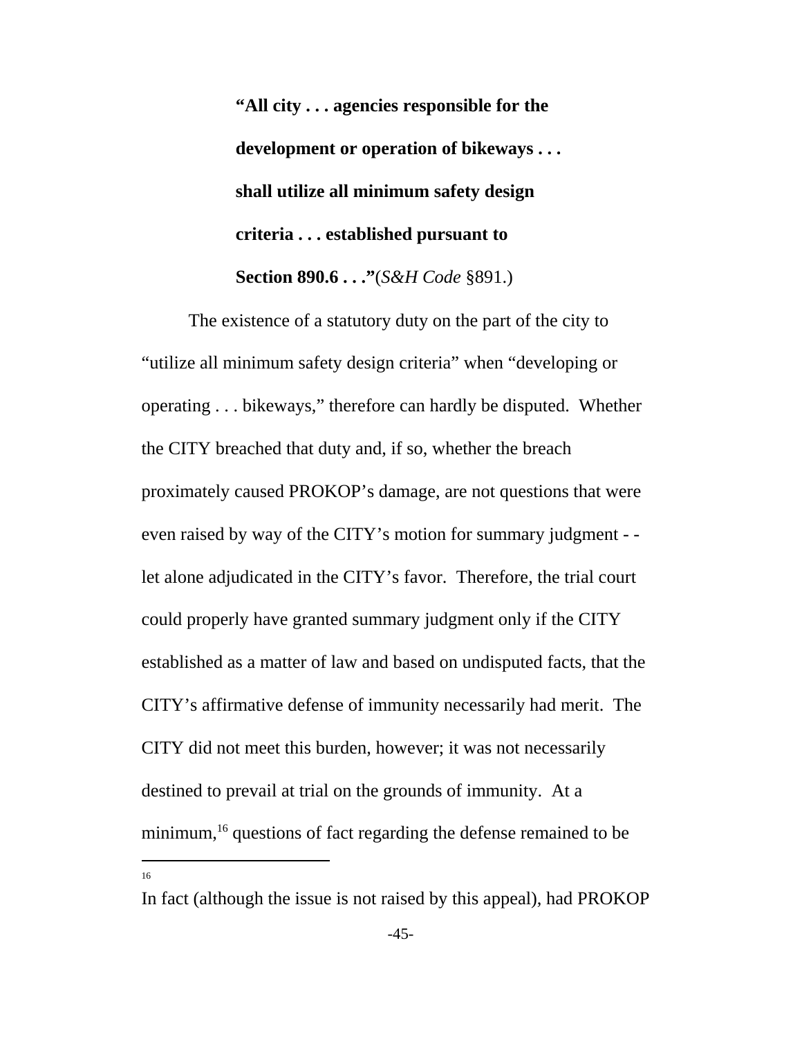> **"All city . . . agencies responsible for the development or operation of bikeways . . . shall utilize all minimum safety design criteria . . . established pursuant to Section 890.6 . . ."**(*S&H Code* §891.)

The existence of a statutory duty on the part of the city to "utilize all minimum safety design criteria" when "developing or operating . . . bikeways," therefore can hardly be disputed. Whether the CITY breached that duty and, if so, whether the breach proximately caused PROKOP's damage, are not questions that were even raised by way of the CITY's motion for summary judgment - - let alone adjudicated in the CITY's favor. Therefore, the trial court could properly have granted summary judgment only if the CITY established as a matter of law and based on undisputed facts, that the CITY's affirmative defense of immunity necessarily had merit. The CITY did not meet this burden, however; it was not necessarily destined to prevail at trial on the grounds of immunity. At a minimum,[16] questions of fact regarding the defense remained to be

---

[16] In fact (although the issue is not raised by this appeal), had PROKOP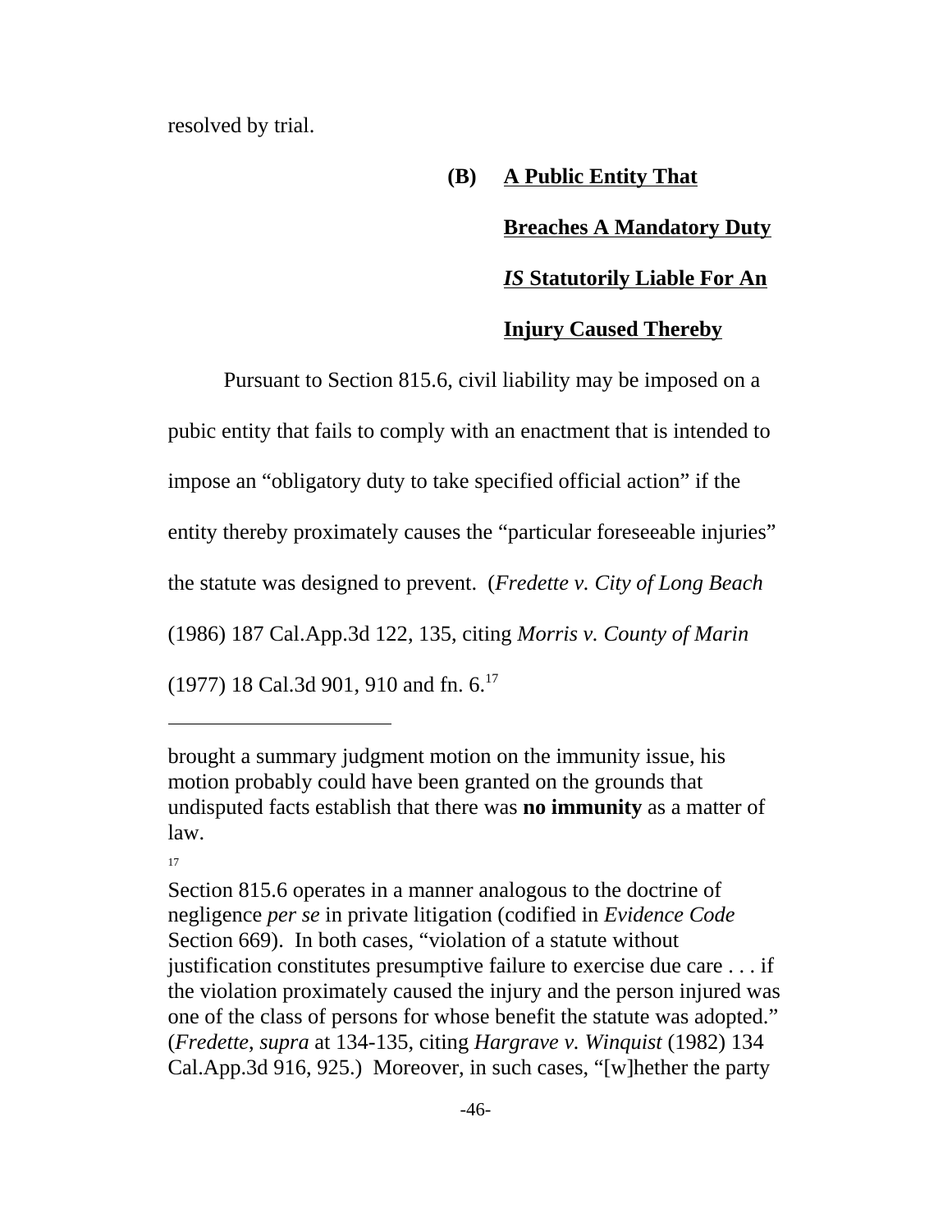resolved by trial.

**(B) <u>A Public Entity That Breaches A Mandatory Duty *IS* Statutorily Liable For An Injury Caused Thereby</u>**

Pursuant to Section 815.6, civil liability may be imposed on a pubic entity that fails to comply with an enactment that is intended to impose an "obligatory duty to take specified official action" if the entity thereby proximately causes the "particular foreseeable injuries" the statute was designed to prevent. (*Fredette v. City of Long Beach* (1986) 187 Cal.App.3d 122, 135, citing *Morris v. County of Marin* (1977) 18 Cal.3d 901, 910 and fn. 6.[17]

---

brought a summary judgment motion on the immunity issue, his motion probably could have been granted on the grounds that undisputed facts establish that there was **no immunity** as a matter of law.

[17] Section 815.6 operates in a manner analogous to the doctrine of negligence *per se* in private litigation (codified in *Evidence Code* Section 669). In both cases, "violation of a statute without justification constitutes presumptive failure to exercise due care . . . if the violation proximately caused the injury and the person injured was one of the class of persons for whose benefit the statute was adopted." (*Fredette, supra* at 134-135, citing *Hargrave v. Winquist* (1982) 134 Cal.App.3d 916, 925.) Moreover, in such cases, "[w]hether the party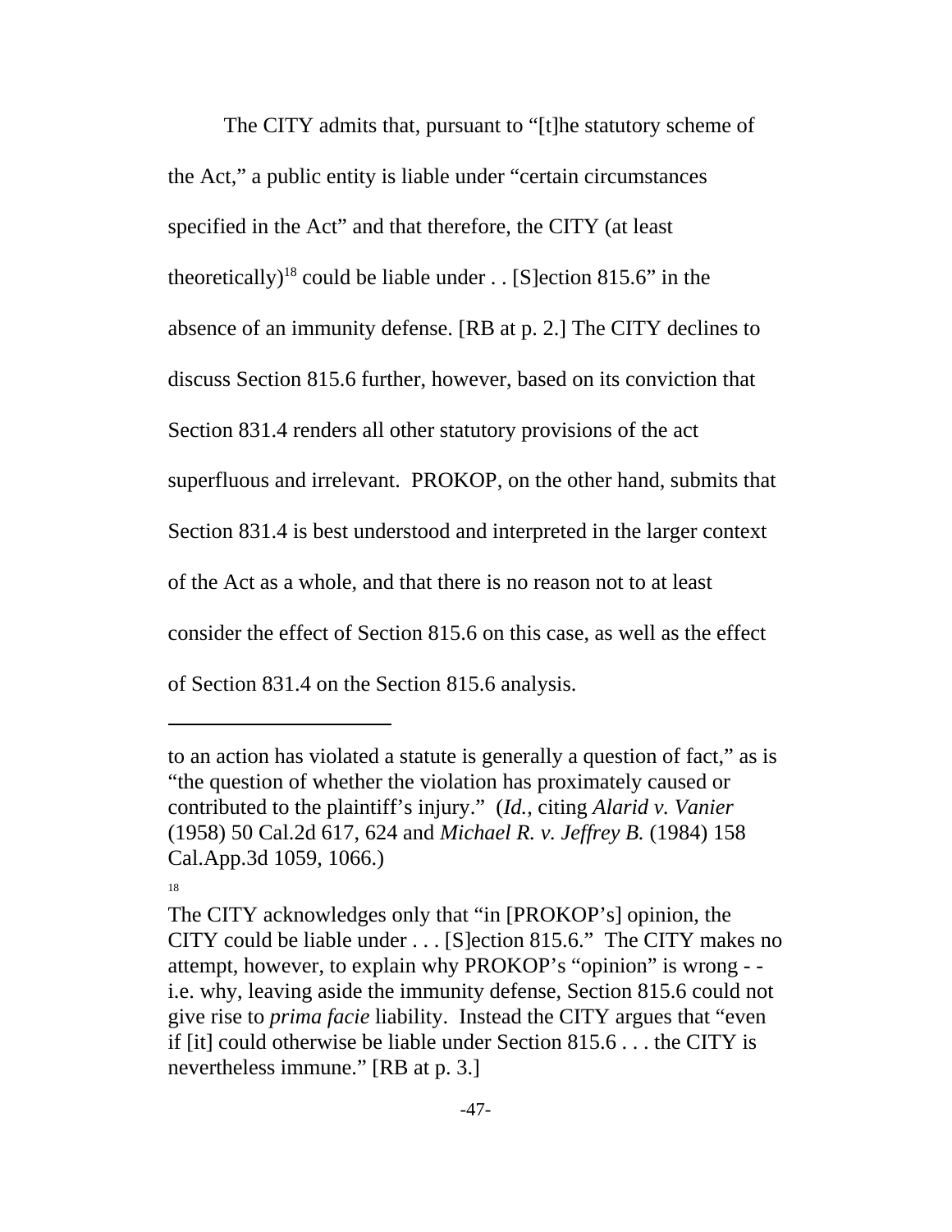The CITY admits that, pursuant to "[t]he statutory scheme of the Act," a public entity is liable under "certain circumstances specified in the Act" and that therefore, the CITY (at least theoretically)[18] could be liable under . . [S]ection 815.6" in the absence of an immunity defense. [RB at p. 2.] The CITY declines to discuss Section 815.6 further, however, based on its conviction that Section 831.4 renders all other statutory provisions of the act superfluous and irrelevant. PROKOP, on the other hand, submits that Section 831.4 is best understood and interpreted in the larger context of the Act as a whole, and that there is no reason not to at least consider the effect of Section 815.6 on this case, as well as the effect of Section 831.4 on the Section 815.6 analysis.

---

to an action has violated a statute is generally a question of fact," as is "the question of whether the violation has proximately caused or contributed to the plaintiff's injury." (*Id.*, citing *Alarid v. Vanier* (1958) 50 Cal.2d 617, 624 and *Michael R. v. Jeffrey B.* (1984) 158 Cal.App.3d 1059, 1066.)

[18] The CITY acknowledges only that "in [PROKOP's] opinion, the CITY could be liable under . . . [S]ection 815.6." The CITY makes no attempt, however, to explain why PROKOP's "opinion" is wrong - - i.e. why, leaving aside the immunity defense, Section 815.6 could not give rise to *prima facie* liability. Instead the CITY argues that "even if [it] could otherwise be liable under Section 815.6 . . . the CITY is nevertheless immune." [RB at p. 3.]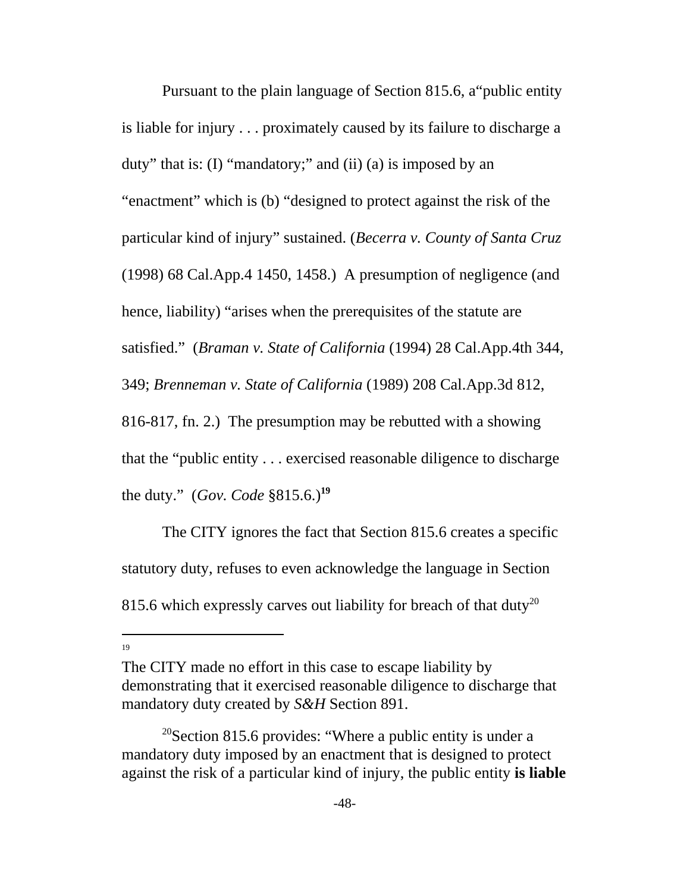Pursuant to the plain language of Section 815.6, a"public entity is liable for injury . . . proximately caused by its failure to discharge a duty" that is: (I) "mandatory;" and (ii) (a) is imposed by an "enactment" which is (b) "designed to protect against the risk of the particular kind of injury" sustained. (*Becerra v. County of Santa Cruz* (1998) 68 Cal.App.4 1450, 1458.) A presumption of negligence (and hence, liability) "arises when the prerequisites of the statute are satisfied." (*Braman v. State of California* (1994) 28 Cal.App.4th 344, 349; *Brenneman v. State of California* (1989) 208 Cal.App.3d 812, 816-817, fn. 2.) The presumption may be rebutted with a showing that the "public entity . . . exercised reasonable diligence to discharge the duty." (*Gov. Code* §815.6.)**[19]**

The CITY ignores the fact that Section 815.6 creates a specific statutory duty, refuses to even acknowledge the language in Section 815.6 which expressly carves out liability for breach of that duty[20]

---

[19] The CITY made no effort in this case to escape liability by demonstrating that it exercised reasonable diligence to discharge that mandatory duty created by *S&H* Section 891.

[20] Section 815.6 provides: "Where a public entity is under a mandatory duty imposed by an enactment that is designed to protect against the risk of a particular kind of injury, the public entity **is liable**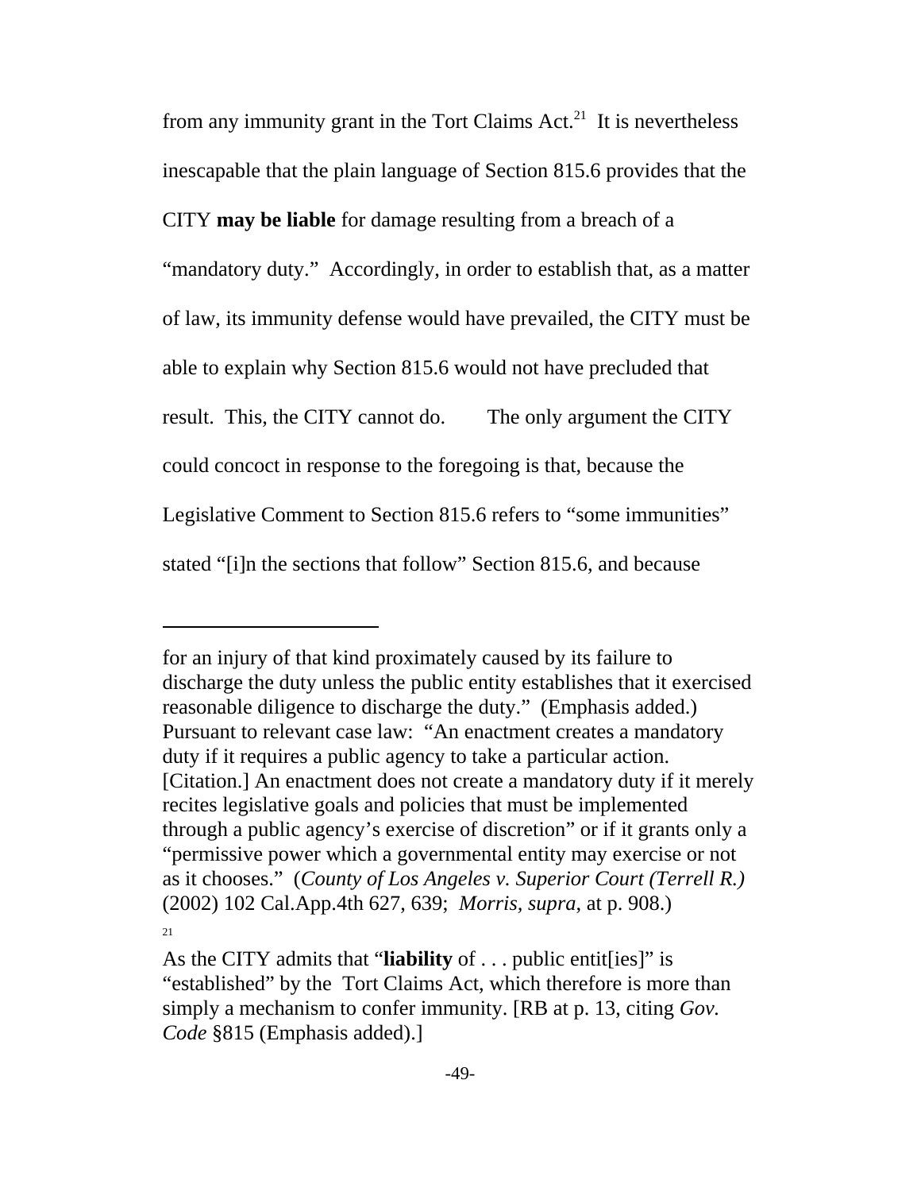from any immunity grant in the Tort Claims Act.[21] It is nevertheless inescapable that the plain language of Section 815.6 provides that the CITY **may be liable** for damage resulting from a breach of a "mandatory duty." Accordingly, in order to establish that, as a matter of law, its immunity defense would have prevailed, the CITY must be able to explain why Section 815.6 would not have precluded that result. This, the CITY cannot do. The only argument the CITY could concoct in response to the foregoing is that, because the Legislative Comment to Section 815.6 refers to "some immunities" stated "[i]n the sections that follow" Section 815.6, and because

---

for an injury of that kind proximately caused by its failure to discharge the duty unless the public entity establishes that it exercised reasonable diligence to discharge the duty." (Emphasis added.) Pursuant to relevant case law: "An enactment creates a mandatory duty if it requires a public agency to take a particular action. [Citation.] An enactment does not create a mandatory duty if it merely recites legislative goals and policies that must be implemented through a public agency's exercise of discretion" or if it grants only a "permissive power which a governmental entity may exercise or not as it chooses." (*County of Los Angeles v. Superior Court (Terrell R.)* (2002) 102 Cal.App.4th 627, 639; *Morris, supra,* at p. 908.)

[21] As the CITY admits that "**liability** of . . . public entit[ies]" is "established" by the Tort Claims Act, which therefore is more than simply a mechanism to confer immunity. [RB at p. 13, citing *Gov. Code* §815 (Emphasis added).]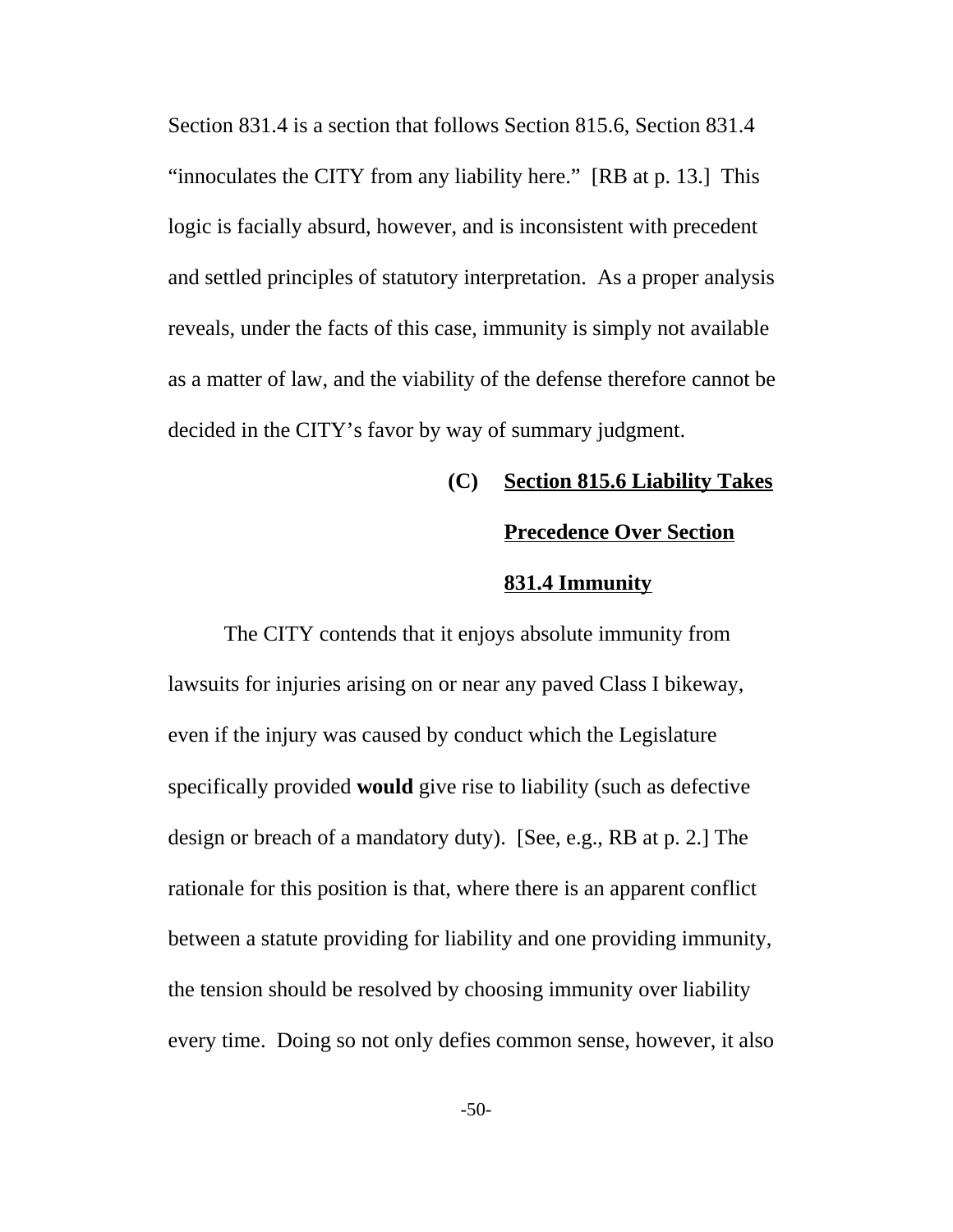Section 831.4 is a section that follows Section 815.6, Section 831.4 "innoculates the CITY from any liability here." [RB at p. 13.] This logic is facially absurd, however, and is inconsistent with precedent and settled principles of statutory interpretation. As a proper analysis reveals, under the facts of this case, immunity is simply not available as a matter of law, and the viability of the defense therefore cannot be decided in the CITY's favor by way of summary judgment.

### (C) <u>Section 815.6 Liability Takes Precedence Over Section 831.4 Immunity</u>

The CITY contends that it enjoys absolute immunity from lawsuits for injuries arising on or near any paved Class I bikeway, even if the injury was caused by conduct which the Legislature specifically provided **would** give rise to liability (such as defective design or breach of a mandatory duty). [See, e.g., RB at p. 2.] The rationale for this position is that, where there is an apparent conflict between a statute providing for liability and one providing immunity, the tension should be resolved by choosing immunity over liability every time. Doing so not only defies common sense, however, it also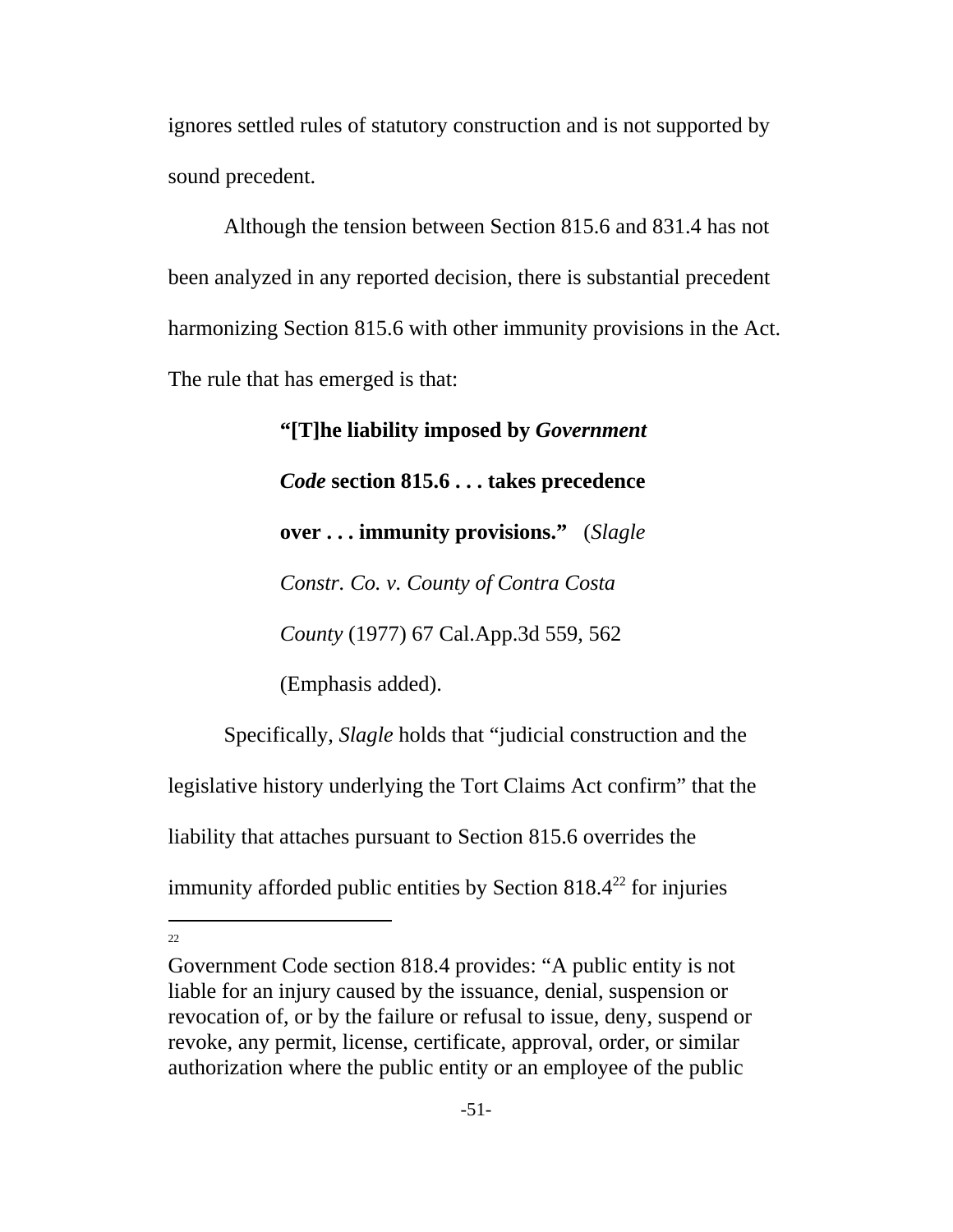ignores settled rules of statutory construction and is not supported by sound precedent.

Although the tension between Section 815.6 and 831.4 has not been analyzed in any reported decision, there is substantial precedent harmonizing Section 815.6 with other immunity provisions in the Act. The rule that has emerged is that:

> **"[T]he liability imposed by *Government Code* section 815.6 . . . takes precedence over . . . immunity provisions."** (*Slagle Constr. Co. v. County of Contra Costa County* (1977) 67 Cal.App.3d 559, 562 (Emphasis added).

Specifically, *Slagle* holds that "judicial construction and the legislative history underlying the Tort Claims Act confirm" that the liability that attaches pursuant to Section 815.6 overrides the immunity afforded public entities by Section 818.4[22] for injuries

---

[22] Government Code section 818.4 provides: "A public entity is not liable for an injury caused by the issuance, denial, suspension or revocation of, or by the failure or refusal to issue, deny, suspend or revoke, any permit, license, certificate, approval, order, or similar authorization where the public entity or an employee of the public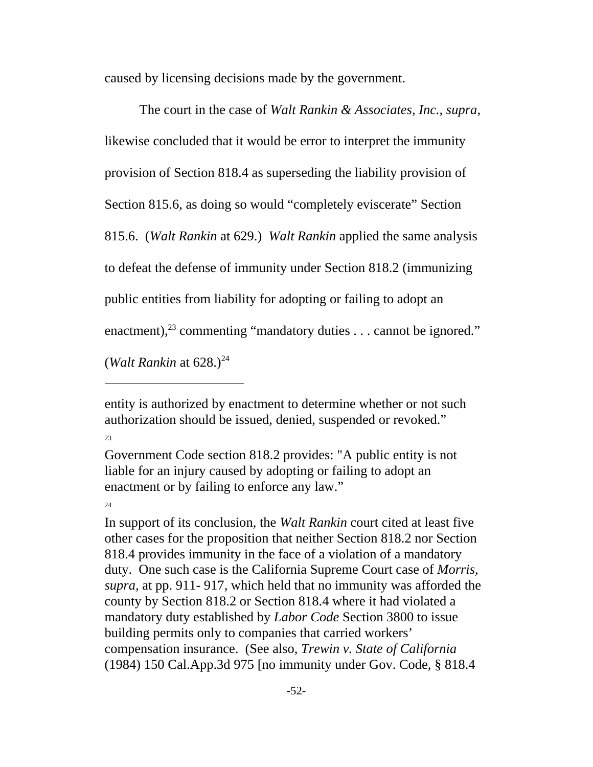caused by licensing decisions made by the government.

The court in the case of *Walt Rankin & Associates, Inc., supra*, likewise concluded that it would be error to interpret the immunity provision of Section 818.4 as superseding the liability provision of Section 815.6, as doing so would "completely eviscerate" Section 815.6. (*Walt Rankin* at 629.) *Walt Rankin* applied the same analysis to defeat the defense of immunity under Section 818.2 (immunizing public entities from liability for adopting or failing to adopt an enactment),[23] commenting "mandatory duties . . . cannot be ignored." (*Walt Rankin* at 628.)[24]

---

entity is authorized by enactment to determine whether or not such authorization should be issued, denied, suspended or revoked."

[23] Government Code section 818.2 provides: "A public entity is not liable for an injury caused by adopting or failing to adopt an enactment or by failing to enforce any law."

[24] In support of its conclusion, the *Walt Rankin* court cited at least five other cases for the proposition that neither Section 818.2 nor Section 818.4 provides immunity in the face of a violation of a mandatory duty. One such case is the California Supreme Court case of *Morris, supra*, at pp. 911- 917, which held that no immunity was afforded the county by Section 818.2 or Section 818.4 where it had violated a mandatory duty established by *Labor Code* Section 3800 to issue building permits only to companies that carried workers' compensation insurance. (See also, *Trewin v. State of California* (1984) 150 Cal.App.3d 975 [no immunity under Gov. Code, § 818.4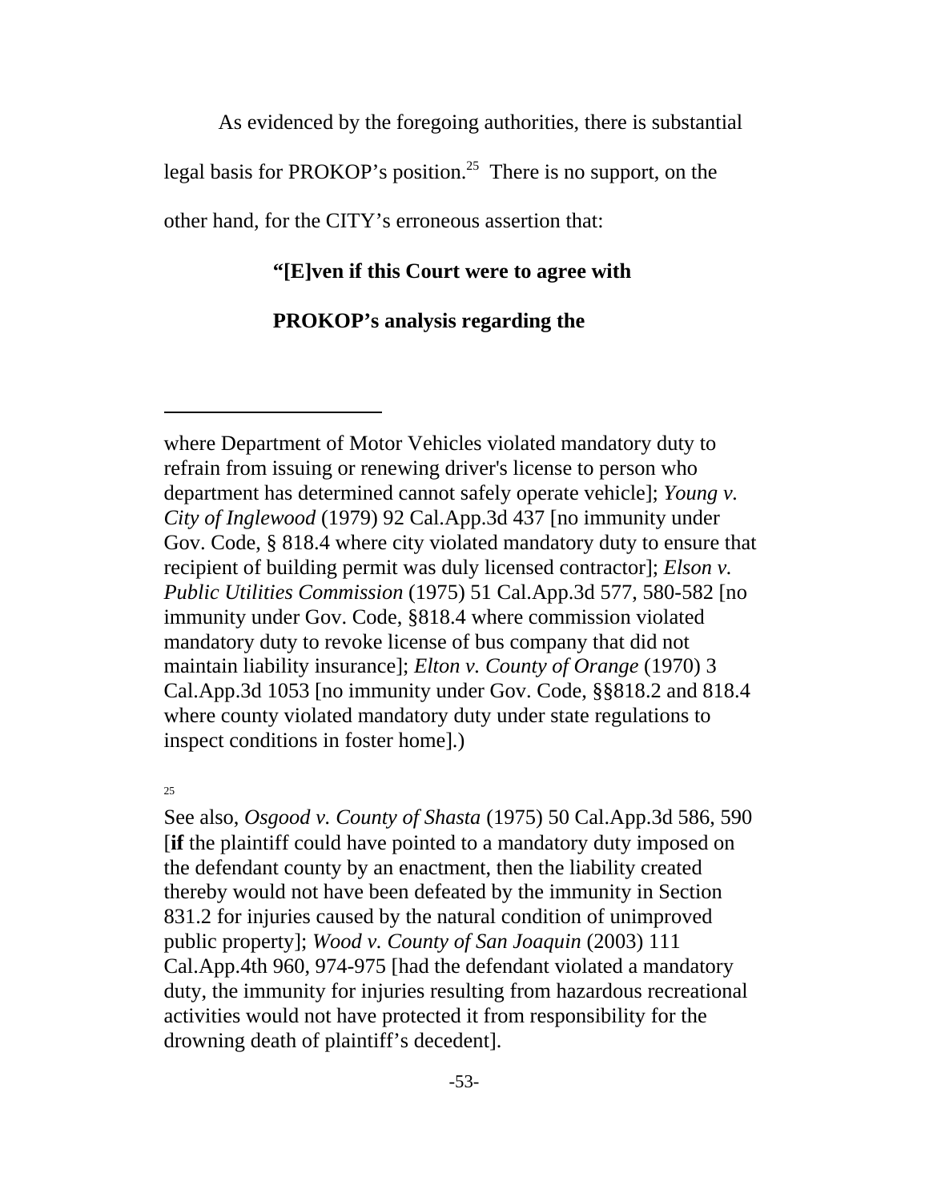As evidenced by the foregoing authorities, there is substantial legal basis for PROKOP's position.[25] There is no support, on the other hand, for the CITY's erroneous assertion that:

> **"[E]ven if this Court were to agree with PROKOP's analysis regarding the**

---

where Department of Motor Vehicles violated mandatory duty to refrain from issuing or renewing driver's license to person who department has determined cannot safely operate vehicle]; *Young v. City of Inglewood* (1979) 92 Cal.App.3d 437 [no immunity under Gov. Code, § 818.4 where city violated mandatory duty to ensure that recipient of building permit was duly licensed contractor]; *Elson v. Public Utilities Commission* (1975) 51 Cal.App.3d 577, 580-582 [no immunity under Gov. Code, §818.4 where commission violated mandatory duty to revoke license of bus company that did not maintain liability insurance]; *Elton v. County of Orange* (1970) 3 Cal.App.3d 1053 [no immunity under Gov. Code, §§818.2 and 818.4 where county violated mandatory duty under state regulations to inspect conditions in foster home].)

[25] See also, *Osgood v. County of Shasta* (1975) 50 Cal.App.3d 586, 590 [**if** the plaintiff could have pointed to a mandatory duty imposed on the defendant county by an enactment, then the liability created thereby would not have been defeated by the immunity in Section 831.2 for injuries caused by the natural condition of unimproved public property]; *Wood v. County of San Joaquin* (2003) 111 Cal.App.4th 960, 974-975 [had the defendant violated a mandatory duty, the immunity for injuries resulting from hazardous recreational activities would not have protected it from responsibility for the drowning death of plaintiff's decedent].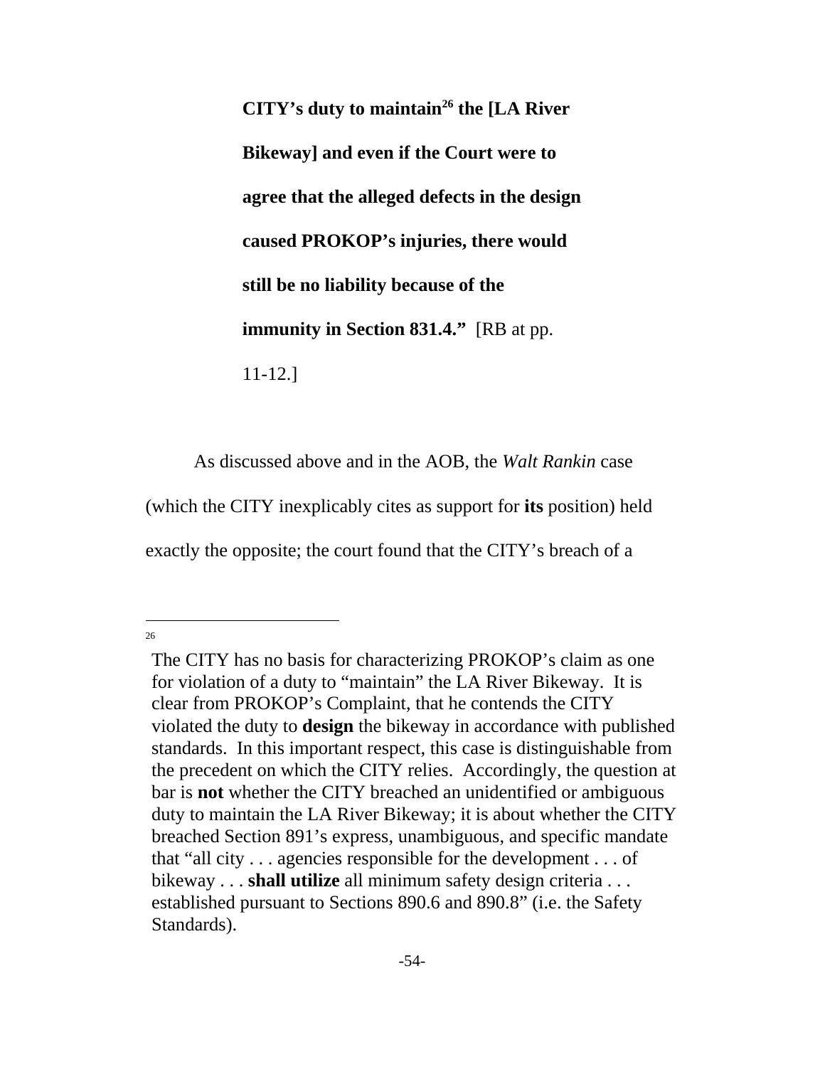**CITY's duty to maintain[26] the [LA River Bikeway] and even if the Court were to agree that the alleged defects in the design caused PROKOP's injuries, there would still be no liability because of the immunity in Section 831.4."** [RB at pp. 11-12.]

As discussed above and in the AOB, the *Walt Rankin* case (which the CITY inexplicably cites as support for **its** position) held exactly the opposite; the court found that the CITY's breach of a

---

[26] The CITY has no basis for characterizing PROKOP's claim as one for violation of a duty to "maintain" the LA River Bikeway. It is clear from PROKOP's Complaint, that he contends the CITY violated the duty to **design** the bikeway in accordance with published standards. In this important respect, this case is distinguishable from the precedent on which the CITY relies. Accordingly, the question at bar is **not** whether the CITY breached an unidentified or ambiguous duty to maintain the LA River Bikeway; it is about whether the CITY breached Section 891's express, unambiguous, and specific mandate that "all city . . . agencies responsible for the development . . . of bikeway . . . **shall utilize** all minimum safety design criteria . . . established pursuant to Sections 890.6 and 890.8" (i.e. the Safety Standards).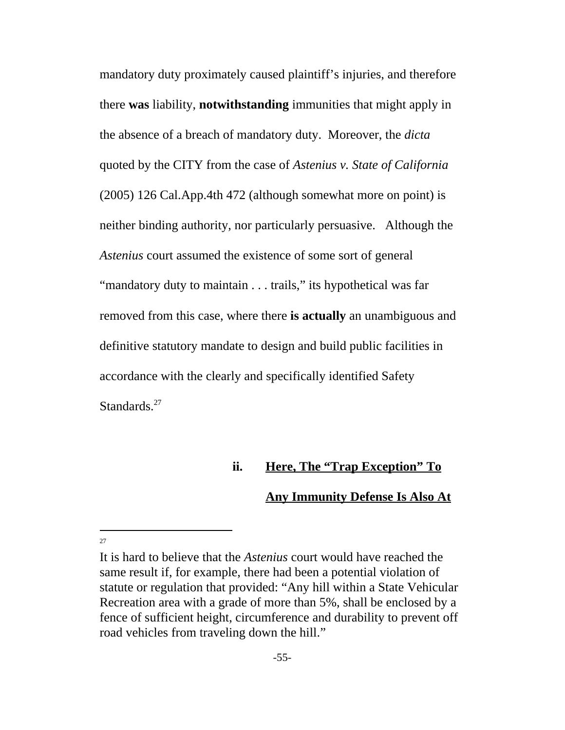mandatory duty proximately caused plaintiff's injuries, and therefore there **was** liability, **notwithstanding** immunities that might apply in the absence of a breach of mandatory duty. Moreover, the *dicta* quoted by the CITY from the case of *Astenius v. State of California* (2005) 126 Cal.App.4th 472 (although somewhat more on point) is neither binding authority, nor particularly persuasive. Although the *Astenius* court assumed the existence of some sort of general "mandatory duty to maintain . . . trails," its hypothetical was far removed from this case, where there **is actually** an unambiguous and definitive statutory mandate to design and build public facilities in accordance with the clearly and specifically identified Safety Standards.[27]

**ii. <u>Here, The "Trap Exception" To Any Immunity Defense Is Also At</u>**

---

[27] It is hard to believe that the *Astenius* court would have reached the same result if, for example, there had been a potential violation of statute or regulation that provided: "Any hill within a State Vehicular Recreation area with a grade of more than 5%, shall be enclosed by a fence of sufficient height, circumference and durability to prevent off road vehicles from traveling down the hill."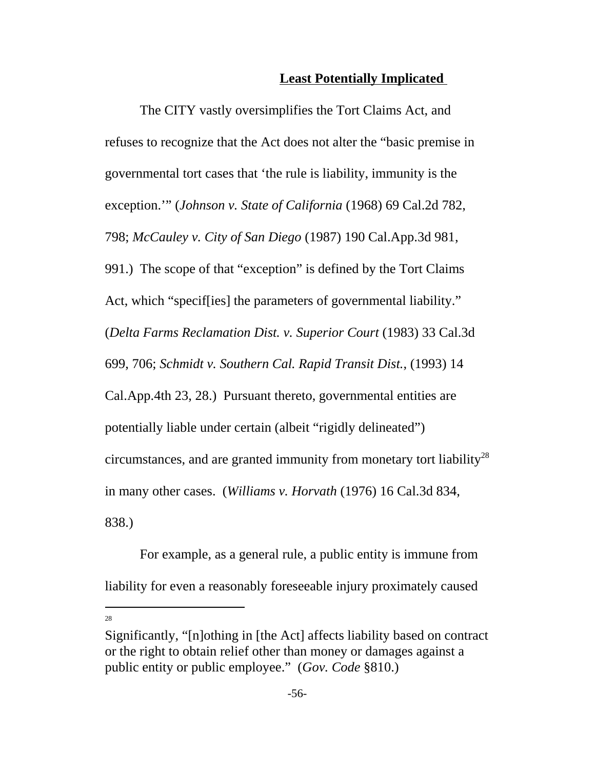**Least Potentially Implicated**

The CITY vastly oversimplifies the Tort Claims Act, and refuses to recognize that the Act does not alter the "basic premise in governmental tort cases that 'the rule is liability, immunity is the exception.'" (*Johnson v. State of California* (1968) 69 Cal.2d 782, 798; *McCauley v. City of San Diego* (1987) 190 Cal.App.3d 981, 991.) The scope of that "exception" is defined by the Tort Claims Act, which "specif[ies] the parameters of governmental liability." (*Delta Farms Reclamation Dist. v. Superior Court* (1983) 33 Cal.3d 699, 706; *Schmidt v. Southern Cal. Rapid Transit Dist.*, (1993) 14 Cal.App.4th 23, 28.) Pursuant thereto, governmental entities are potentially liable under certain (albeit "rigidly delineated") circumstances, and are granted immunity from monetary tort liability[28] in many other cases. (*Williams v. Horvath* (1976) 16 Cal.3d 834, 838.)

For example, as a general rule, a public entity is immune from liability for even a reasonably foreseeable injury proximately caused

---

[28] Significantly, "[n]othing in [the Act] affects liability based on contract or the right to obtain relief other than money or damages against a public entity or public employee." (*Gov. Code* §810.)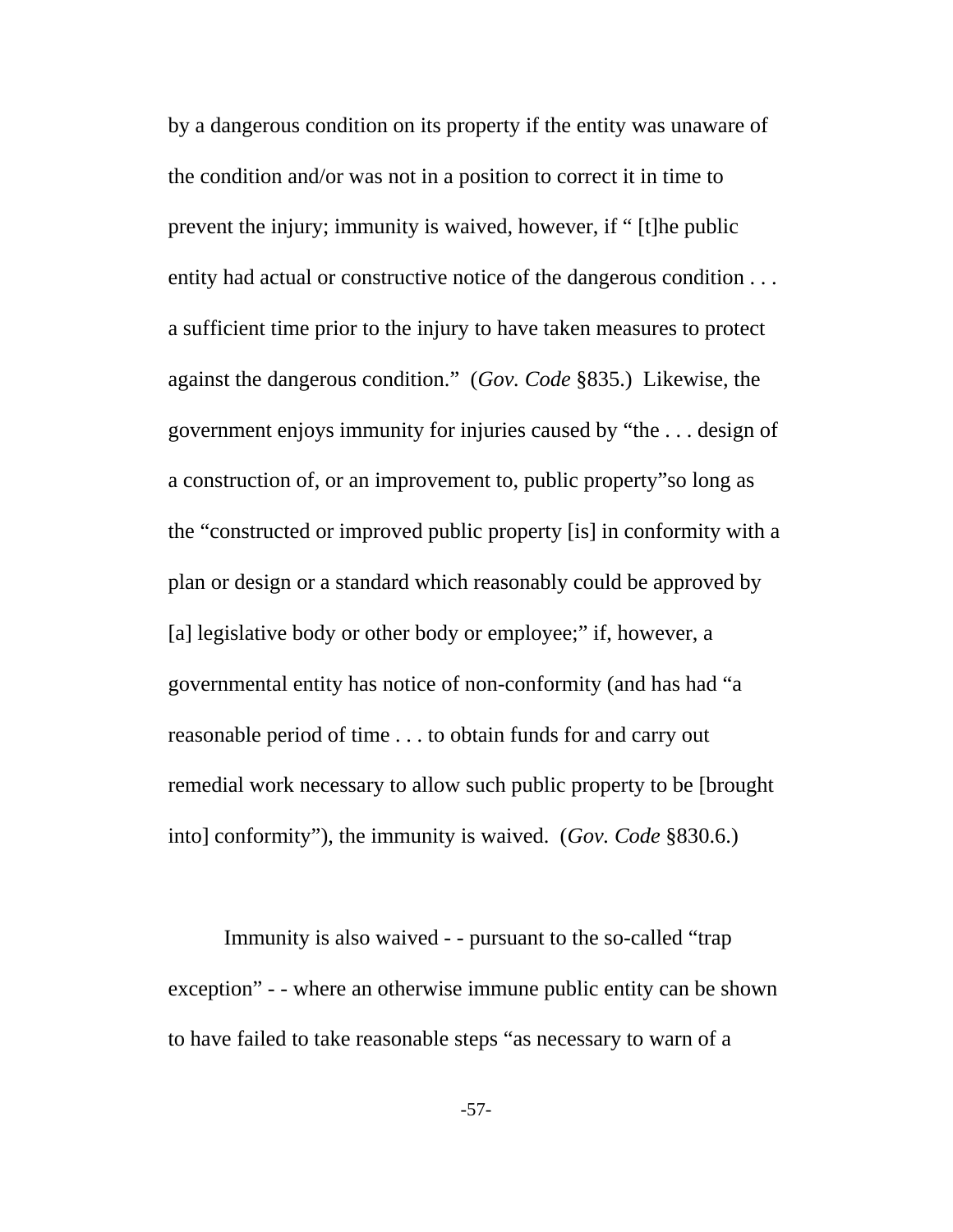by a dangerous condition on its property if the entity was unaware of the condition and/or was not in a position to correct it in time to prevent the injury; immunity is waived, however, if " [t]he public entity had actual or constructive notice of the dangerous condition . . . a sufficient time prior to the injury to have taken measures to protect against the dangerous condition." (*Gov. Code* §835.) Likewise, the government enjoys immunity for injuries caused by "the . . . design of a construction of, or an improvement to, public property"so long as the "constructed or improved public property [is] in conformity with a plan or design or a standard which reasonably could be approved by [a] legislative body or other body or employee;" if, however, a governmental entity has notice of non-conformity (and has had "a reasonable period of time . . . to obtain funds for and carry out remedial work necessary to allow such public property to be [brought into] conformity"), the immunity is waived. (*Gov. Code* §830.6.)

Immunity is also waived - - pursuant to the so-called "trap exception" - - where an otherwise immune public entity can be shown to have failed to take reasonable steps "as necessary to warn of a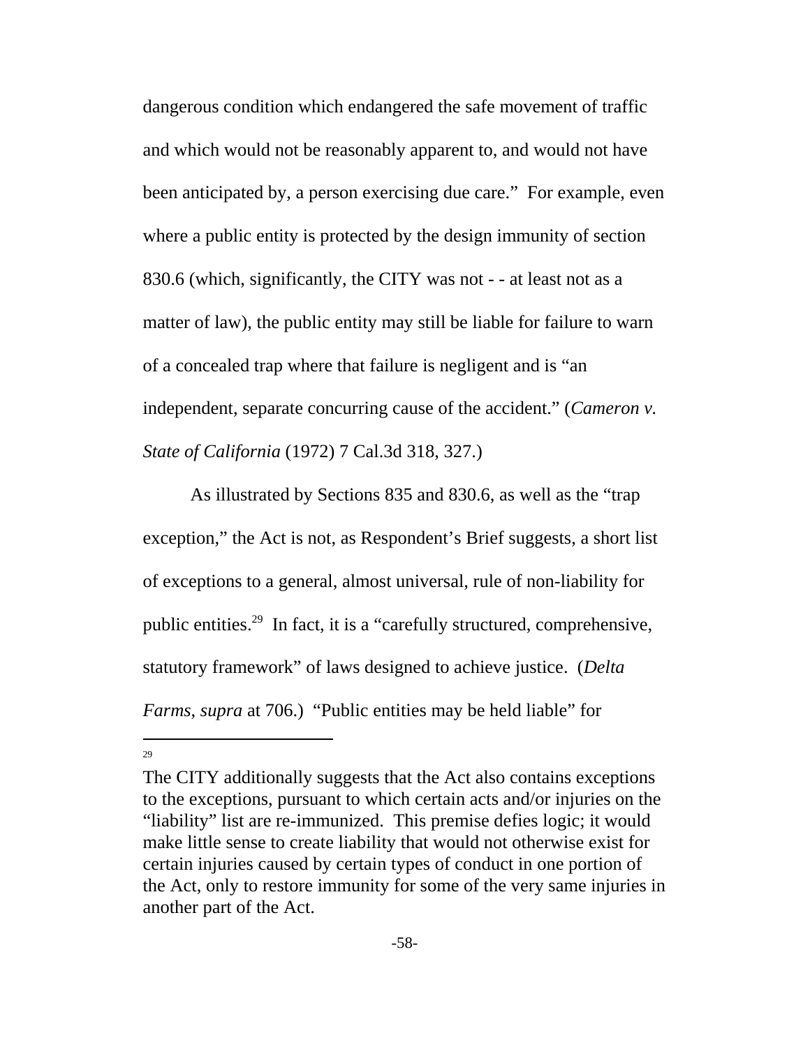dangerous condition which endangered the safe movement of traffic and which would not be reasonably apparent to, and would not have been anticipated by, a person exercising due care." For example, even where a public entity is protected by the design immunity of section 830.6 (which, significantly, the CITY was not - - at least not as a matter of law), the public entity may still be liable for failure to warn of a concealed trap where that failure is negligent and is "an independent, separate concurring cause of the accident." (*Cameron v. State of California* (1972) 7 Cal.3d 318, 327.)

As illustrated by Sections 835 and 830.6, as well as the "trap exception," the Act is not, as Respondent's Brief suggests, a short list of exceptions to a general, almost universal, rule of non-liability for public entities.[29] In fact, it is a "carefully structured, comprehensive, statutory framework" of laws designed to achieve justice. (*Delta Farms*, *supra* at 706.) "Public entities may be held liable" for

---

[29] The CITY additionally suggests that the Act also contains exceptions to the exceptions, pursuant to which certain acts and/or injuries on the "liability" list are re-immunized. This premise defies logic; it would make little sense to create liability that would not otherwise exist for certain injuries caused by certain types of conduct in one portion of the Act, only to restore immunity for some of the very same injuries in another part of the Act.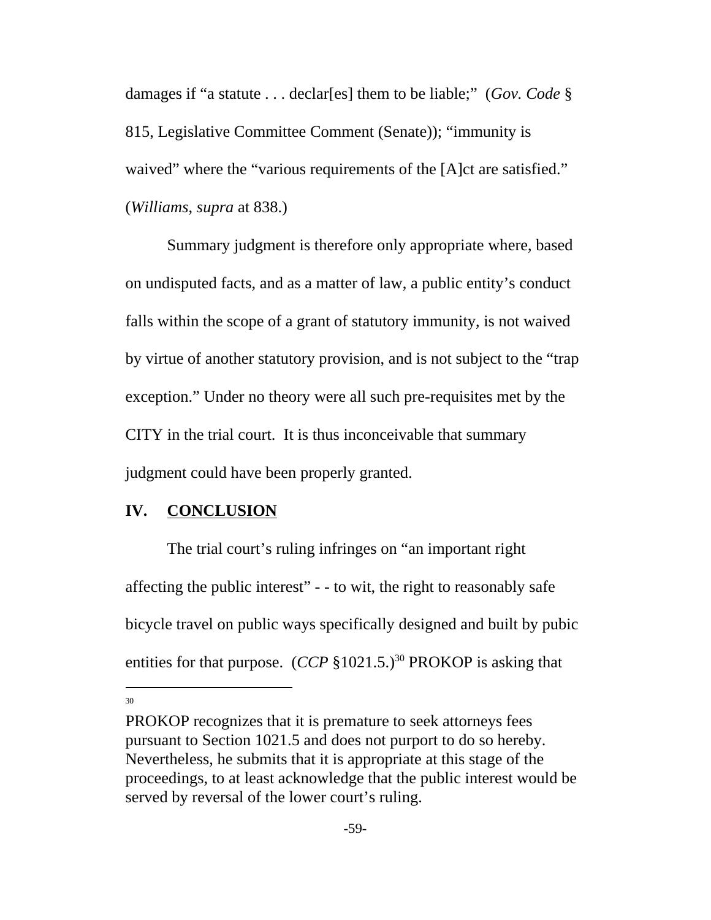damages if "a statute . . . declar[es] them to be liable;" (*Gov. Code* § 815, Legislative Committee Comment (Senate)); "immunity is waived" where the "various requirements of the [A]ct are satisfied." (*Williams*, *supra* at 838.)

Summary judgment is therefore only appropriate where, based on undisputed facts, and as a matter of law, a public entity's conduct falls within the scope of a grant of statutory immunity, is not waived by virtue of another statutory provision, and is not subject to the "trap exception." Under no theory were all such pre-requisites met by the CITY in the trial court. It is thus inconceivable that summary judgment could have been properly granted.

## IV. CONCLUSION

The trial court's ruling infringes on "an important right affecting the public interest" - - to wit, the right to reasonably safe bicycle travel on public ways specifically designed and built by pubic entities for that purpose. (*CCP* §1021.5.)[30] PROKOP is asking that

---

[30] PROKOP recognizes that it is premature to seek attorneys fees pursuant to Section 1021.5 and does not purport to do so hereby. Nevertheless, he submits that it is appropriate at this stage of the proceedings, to at least acknowledge that the public interest would be served by reversal of the lower court's ruling.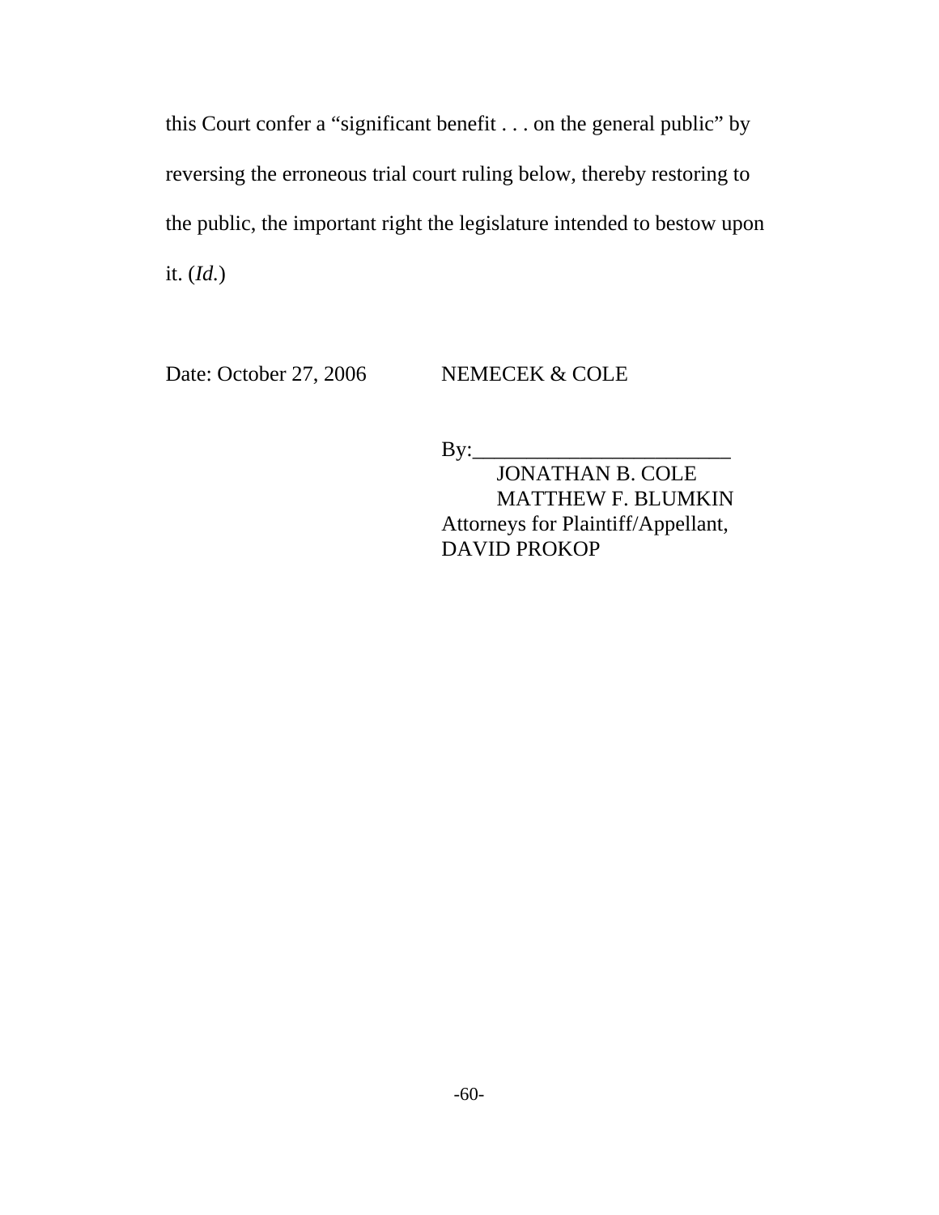this Court confer a "significant benefit . . . on the general public" by reversing the erroneous trial court ruling below, thereby restoring to the public, the important right the legislature intended to bestow upon it. (*Id.*)

Date: October 27, 2006 NEMECEK & COLE

By:________________________

JONATHAN B. COLE
MATTHEW F. BLUMKIN
Attorneys for Plaintiff/Appellant,
DAVID PROKOP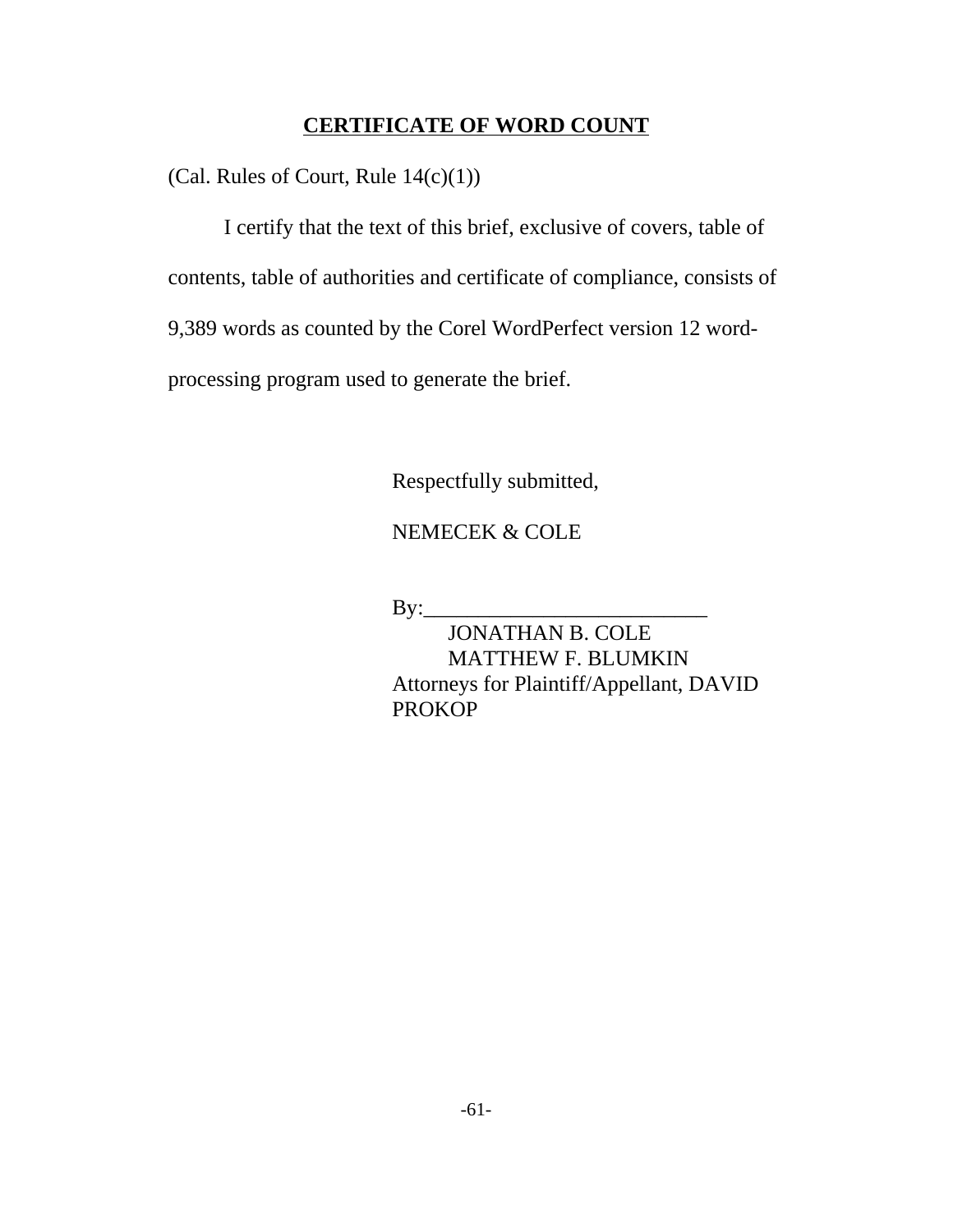## **CERTIFICATE OF WORD COUNT**

(Cal. Rules of Court, Rule 14(c)(1))

I certify that the text of this brief, exclusive of covers, table of contents, table of authorities and certificate of compliance, consists of 9,389 words as counted by the Corel WordPerfect version 12 word-processing program used to generate the brief.

Respectfully submitted,

NEMECEK & COLE

By:__________________________

JONATHAN B. COLE
MATTHEW F. BLUMKIN
Attorneys for Plaintiff/Appellant, DAVID PROKOP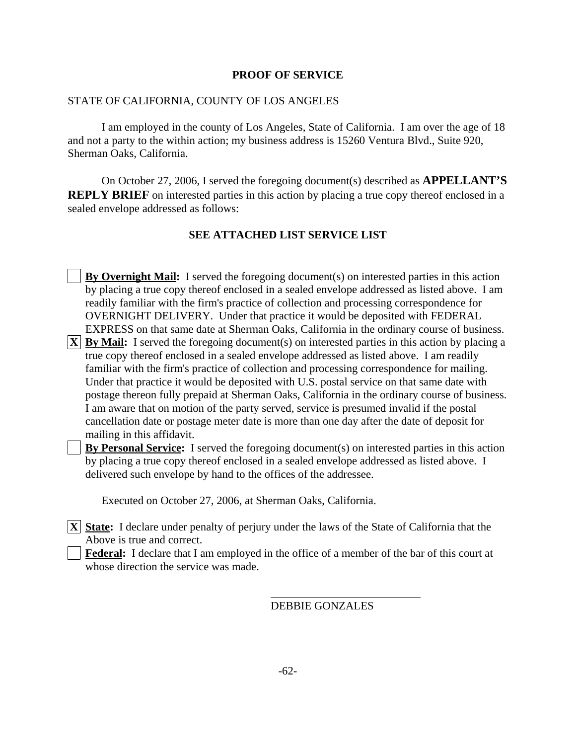# PROOF OF SERVICE

STATE OF CALIFORNIA, COUNTY OF LOS ANGELES

I am employed in the county of Los Angeles, State of California. I am over the age of 18 and not a party to the within action; my business address is 15260 Ventura Blvd., Suite 920, Sherman Oaks, California.

On October 27, 2006, I served the foregoing document(s) described as **APPELLANT'S REPLY BRIEF** on interested parties in this action by placing a true copy thereof enclosed in a sealed envelope addressed as follows:

**SEE ATTACHED LIST SERVICE LIST**

[ ] **By Overnight Mail:** I served the foregoing document(s) on interested parties in this action by placing a true copy thereof enclosed in a sealed envelope addressed as listed above. I am readily familiar with the firm's practice of collection and processing correspondence for OVERNIGHT DELIVERY. Under that practice it would be deposited with FEDERAL EXPRESS on that same date at Sherman Oaks, California in the ordinary course of business.

[X] **By Mail:** I served the foregoing document(s) on interested parties in this action by placing a true copy thereof enclosed in a sealed envelope addressed as listed above. I am readily familiar with the firm's practice of collection and processing correspondence for mailing. Under that practice it would be deposited with U.S. postal service on that same date with postage thereon fully prepaid at Sherman Oaks, California in the ordinary course of business. I am aware that on motion of the party served, service is presumed invalid if the postal cancellation date or postage meter date is more than one day after the date of deposit for mailing in this affidavit.

[ ] **By Personal Service:** I served the foregoing document(s) on interested parties in this action by placing a true copy thereof enclosed in a sealed envelope addressed as listed above. I delivered such envelope by hand to the offices of the addressee.

Executed on October 27, 2006, at Sherman Oaks, California.

[X] **State:** I declare under penalty of perjury under the laws of the State of California that the Above is true and correct.

[ ] **Federal:** I declare that I am employed in the office of a member of the bar of this court at whose direction the service was made.

\_\_\_\_\_\_\_\_\_\_\_\_\_\_\_\_\_\_\_\_\_\_\_\_\_\_\_\_
DEBBIE GONZALES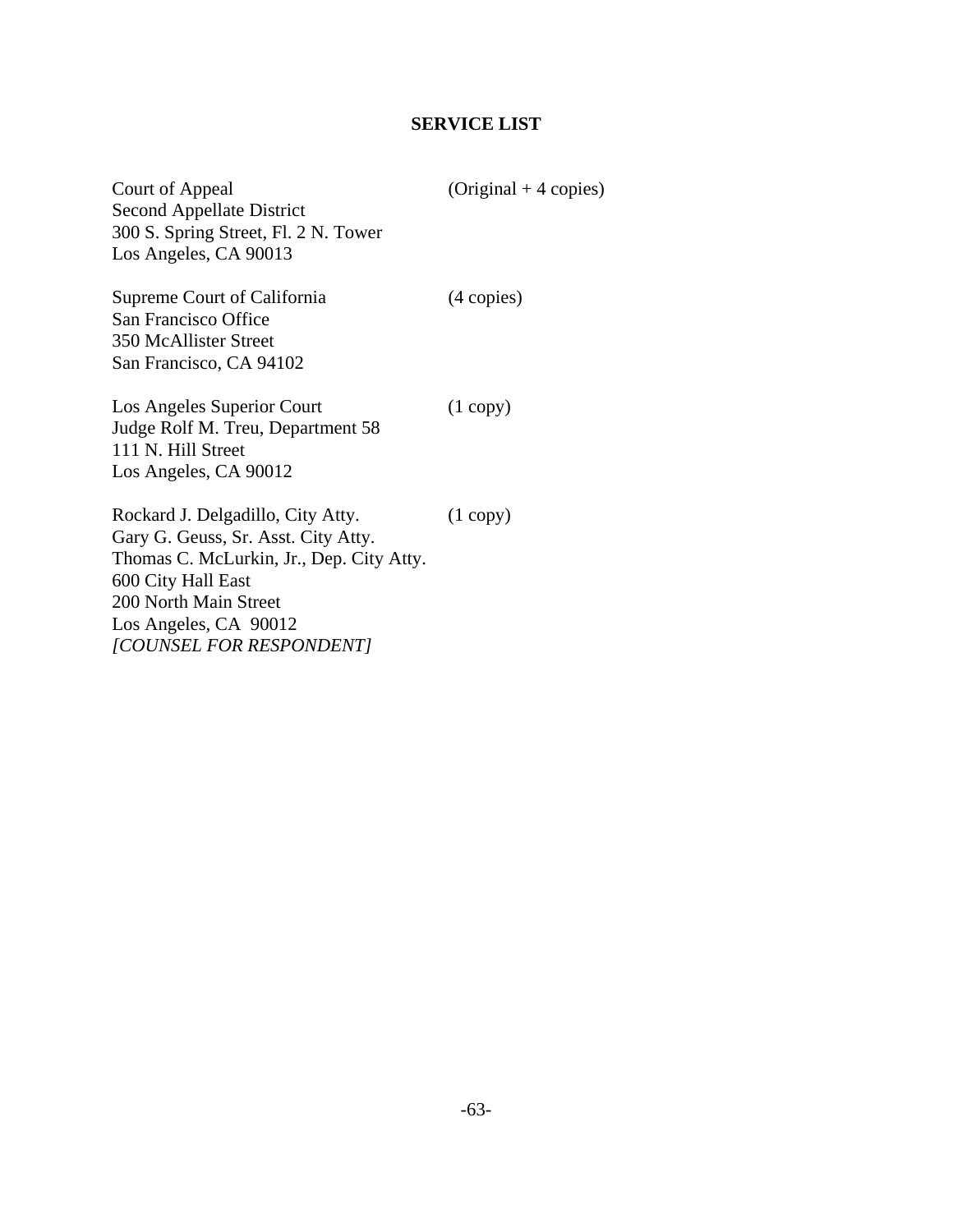**SERVICE LIST**

Court of Appeal (Original + 4 copies)
Second Appellate District
300 S. Spring Street, Fl. 2 N. Tower
Los Angeles, CA 90013

Supreme Court of California (4 copies)
San Francisco Office
350 McAllister Street
San Francisco, CA 94102

Los Angeles Superior Court (1 copy)
Judge Rolf M. Treu, Department 58
111 N. Hill Street
Los Angeles, CA 90012

Rockard J. Delgadillo, City Atty. (1 copy)
Gary G. Geuss, Sr. Asst. City Atty.
Thomas C. McLurkin, Jr., Dep. City Atty.
600 City Hall East
200 North Main Street
Los Angeles, CA 90012
*[COUNSEL FOR RESPONDENT]*